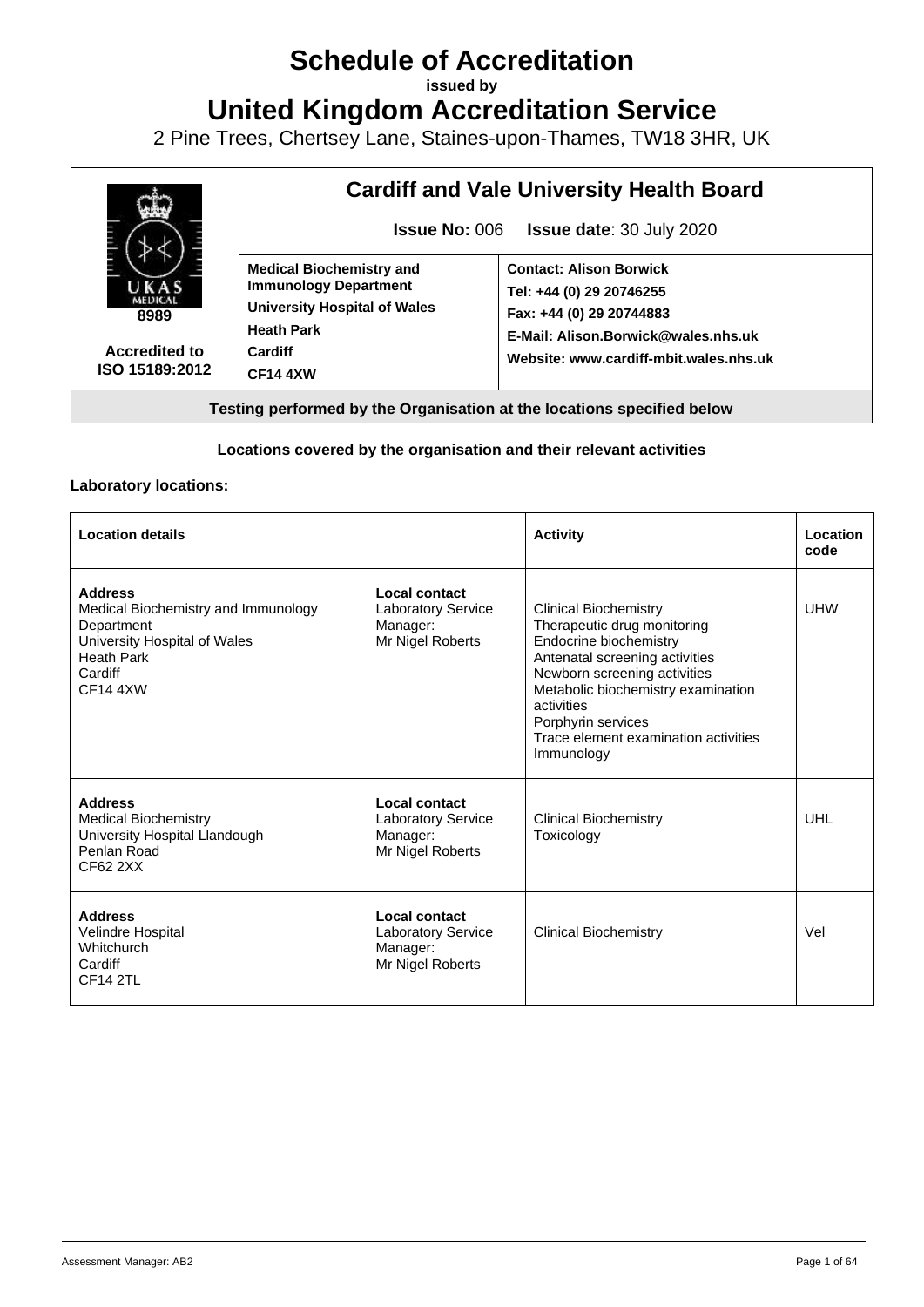# Schedule of Accreditation

**issued by**

# United Kingdom Accreditation Service

2 Pine Trees, Chertsey Lane, Staines-upon-Thames, TW18 3HR, UK

| | **Cardiff and Vale University Health Board** | |
|---|---|---|
| | **Issue No:** 006 **Issue date**: 30 July 2020 | |
| 8989 **Accredited to ISO 15189:2012** | **Medical Biochemistry and Immunology Department** **University Hospital of Wales** **Heath Park** **Cardiff** **CF14 4XW** | **Contact: Alison Borwick** **Tel: +44 (0) 29 20746255** **Fax: +44 (0) 29 20744883** **E-Mail: Alison.Borwick@wales.nhs.uk** **Website: www.cardiff-mbit.wales.nhs.uk** |

**Testing performed by the Organisation at the locations specified below**

**Locations covered by the organisation and their relevant activities**

**Laboratory locations:**

| Location details | | Activity | Location code |
|---|---|---|---|
| **Address** Medical Biochemistry and Immunology Department University Hospital of Wales Heath Park Cardiff CF14 4XW | **Local contact** Laboratory Service Manager: Mr Nigel Roberts | Clinical Biochemistry Therapeutic drug monitoring Endocrine biochemistry Antenatal screening activities Newborn screening activities Metabolic biochemistry examination activities Porphyrin services Trace element examination activities Immunology | UHW |
| **Address** Medical Biochemistry University Hospital Llandough Penlan Road CF62 2XX | **Local contact** Laboratory Service Manager: Mr Nigel Roberts | Clinical Biochemistry Toxicology | UHL |
| **Address** Velindre Hospital Whitchurch Cardiff CF14 2TL | **Local contact** Laboratory Service Manager: Mr Nigel Roberts | Clinical Biochemistry | Vel |

Assessment Manager: AB2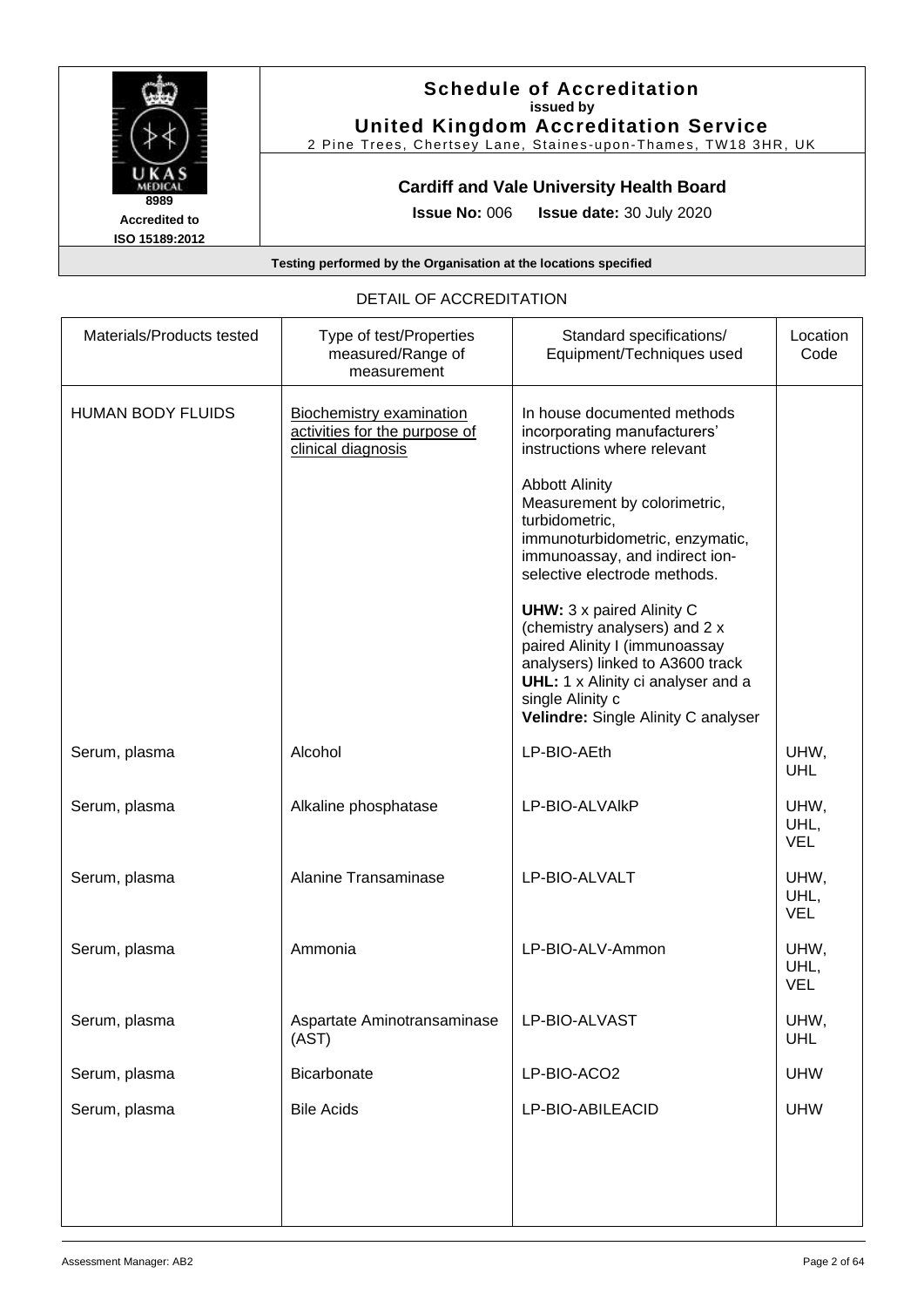**Schedule of Accreditation**
**issued by**
**United Kingdom Accreditation Service**
2 Pine Trees, Chertsey Lane, Staines-upon-Thames, TW18 3HR, UK

8989
**Accredited to ISO 15189:2012**

**Cardiff and Vale University Health Board**

**Issue No:** 006 **Issue date:** 30 July 2020

**Testing performed by the Organisation at the locations specified**

DETAIL OF ACCREDITATION

| Materials/Products tested | Type of test/Properties measured/Range of measurement | Standard specifications/ Equipment/Techniques used | Location Code |
|---|---|---|---|
| HUMAN BODY FLUIDS | Biochemistry examination activities for the purpose of clinical diagnosis | In house documented methods incorporating manufacturers' instructions where relevant<br><br>Abbott Alinity<br>Measurement by colorimetric, turbidometric, immunoturbidometric, enzymatic, immunoassay, and indirect ion-selective electrode methods.<br><br>**UHW:** 3 x paired Alinity C (chemistry analysers) and 2 x paired Alinity I (immunoassay analysers) linked to A3600 track<br>**UHL:** 1 x Alinity ci analyser and a single Alinity c<br>**Velindre:** Single Alinity C analyser | |
| Serum, plasma | Alcohol | LP-BIO-AEth | UHW, UHL |
| Serum, plasma | Alkaline phosphatase | LP-BIO-ALVAlkP | UHW, UHL, VEL |
| Serum, plasma | Alanine Transaminase | LP-BIO-ALVALT | UHW, UHL, VEL |
| Serum, plasma | Ammonia | LP-BIO-ALV-Ammon | UHW, UHL, VEL |
| Serum, plasma | Aspartate Aminotransaminase (AST) | LP-BIO-ALVAST | UHW, UHL |
| Serum, plasma | Bicarbonate | LP-BIO-ACO2 | UHW |
| Serum, plasma | Bile Acids | LP-BIO-ABILEACID | UHW |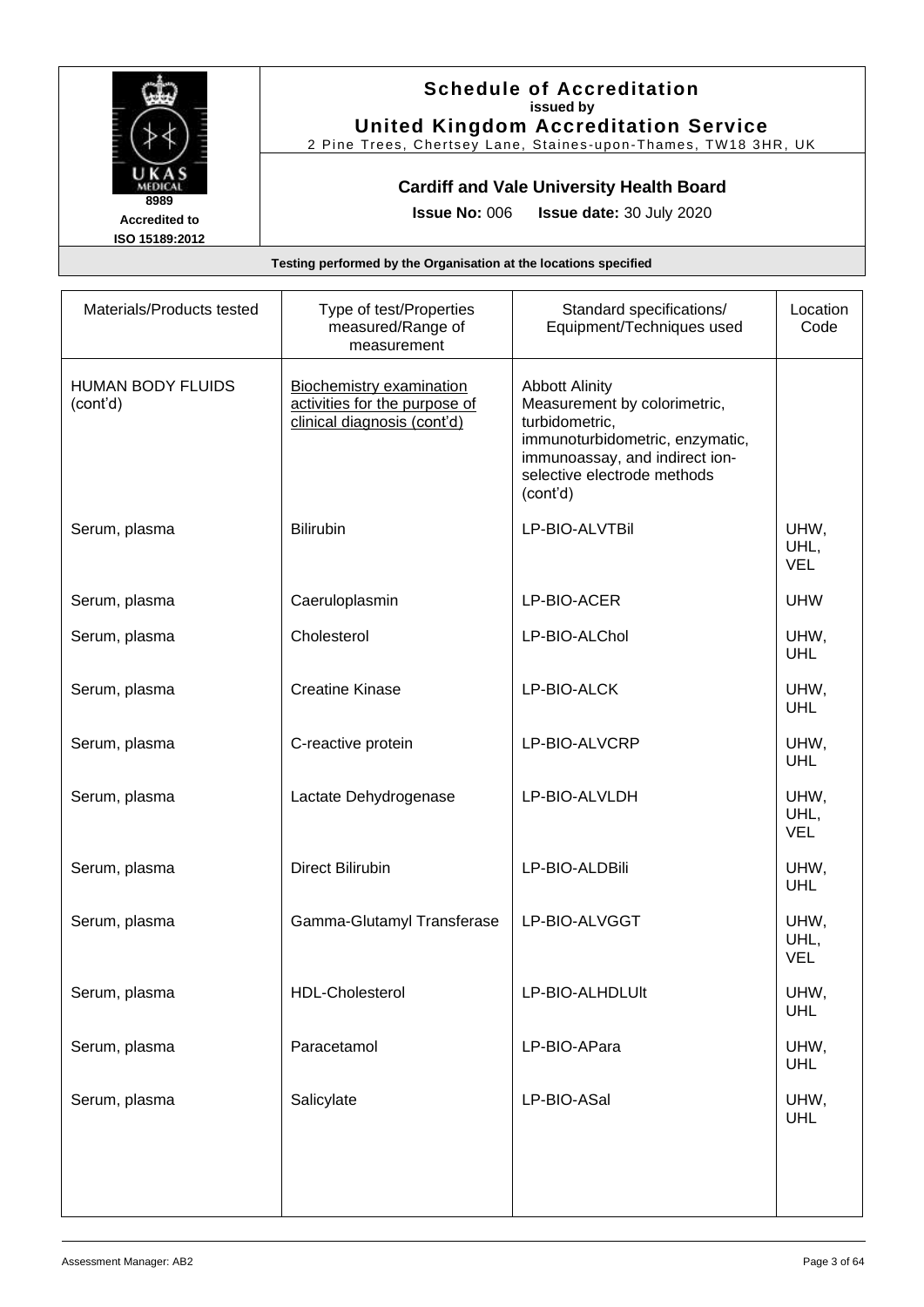# Schedule of Accreditation
**issued by**
**United Kingdom Accreditation Service**
2 Pine Trees, Chertsey Lane, Staines-upon-Thames, TW18 3HR, UK

**8989**
**Accredited to ISO 15189:2012**

## Cardiff and Vale University Health Board

**Issue No:** 006 **Issue date:** 30 July 2020

**Testing performed by the Organisation at the locations specified**

| Materials/Products tested | Type of test/Properties measured/Range of measurement | Standard specifications/ Equipment/Techniques used | Location Code |
|---|---|---|---|
| HUMAN BODY FLUIDS (cont'd) | Biochemistry examination activities for the purpose of clinical diagnosis (cont'd) | Abbott Alinity Measurement by colorimetric, turbidometric, immunoturbidometric, enzymatic, immunoassay, and indirect ion-selective electrode methods (cont'd) | |
| Serum, plasma | Bilirubin | LP-BIO-ALVTBil | UHW, UHL, VEL |
| Serum, plasma | Caeruloplasmin | LP-BIO-ACER | UHW |
| Serum, plasma | Cholesterol | LP-BIO-ALChol | UHW, UHL |
| Serum, plasma | Creatine Kinase | LP-BIO-ALCK | UHW, UHL |
| Serum, plasma | C-reactive protein | LP-BIO-ALVCRP | UHW, UHL |
| Serum, plasma | Lactate Dehydrogenase | LP-BIO-ALVLDH | UHW, UHL, VEL |
| Serum, plasma | Direct Bilirubin | LP-BIO-ALDBili | UHW, UHL |
| Serum, plasma | Gamma-Glutamyl Transferase | LP-BIO-ALVGGT | UHW, UHL, VEL |
| Serum, plasma | HDL-Cholesterol | LP-BIO-ALHDLUlt | UHW, UHL |
| Serum, plasma | Paracetamol | LP-BIO-APara | UHW, UHL |
| Serum, plasma | Salicylate | LP-BIO-ASal | UHW, UHL |

Assessment Manager: AB2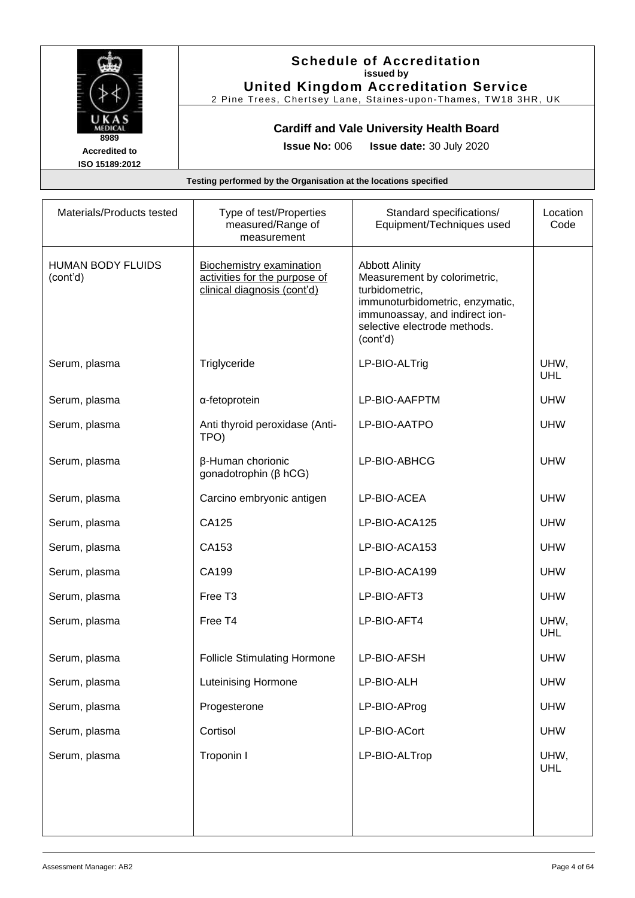**Schedule of Accreditation**
**issued by**
**United Kingdom Accreditation Service**
2 Pine Trees, Chertsey Lane, Staines-upon-Thames, TW18 3HR, UK

8989
**Accredited to ISO 15189:2012**

**Cardiff and Vale University Health Board**

**Issue No:** 006 **Issue date:** 30 July 2020

**Testing performed by the Organisation at the locations specified**

| Materials/Products tested | Type of test/Properties measured/Range of measurement | Standard specifications/ Equipment/Techniques used | Location Code |
|---|---|---|---|
| HUMAN BODY FLUIDS (cont'd) | Biochemistry examination activities for the purpose of clinical diagnosis (cont'd) | Abbott Alinity Measurement by colorimetric, turbidometric, immunoturbidometric, enzymatic, immunoassay, and indirect ion-selective electrode methods. (cont'd) | |
| Serum, plasma | Triglyceride | LP-BIO-ALTrig | UHW, UHL |
| Serum, plasma | α-fetoprotein | LP-BIO-AAFPTM | UHW |
| Serum, plasma | Anti thyroid peroxidase (Anti-TPO) | LP-BIO-AATPO | UHW |
| Serum, plasma | β-Human chorionic gonadotrophin (β hCG) | LP-BIO-ABHCG | UHW |
| Serum, plasma | Carcino embryonic antigen | LP-BIO-ACEA | UHW |
| Serum, plasma | CA125 | LP-BIO-ACA125 | UHW |
| Serum, plasma | CA153 | LP-BIO-ACA153 | UHW |
| Serum, plasma | CA199 | LP-BIO-ACA199 | UHW |
| Serum, plasma | Free T3 | LP-BIO-AFT3 | UHW |
| Serum, plasma | Free T4 | LP-BIO-AFT4 | UHW, UHL |
| Serum, plasma | Follicle Stimulating Hormone | LP-BIO-AFSH | UHW |
| Serum, plasma | Luteinising Hormone | LP-BIO-ALH | UHW |
| Serum, plasma | Progesterone | LP-BIO-AProg | UHW |
| Serum, plasma | Cortisol | LP-BIO-ACort | UHW |
| Serum, plasma | Troponin I | LP-BIO-ALTrop | UHW, UHL |

Assessment Manager: AB2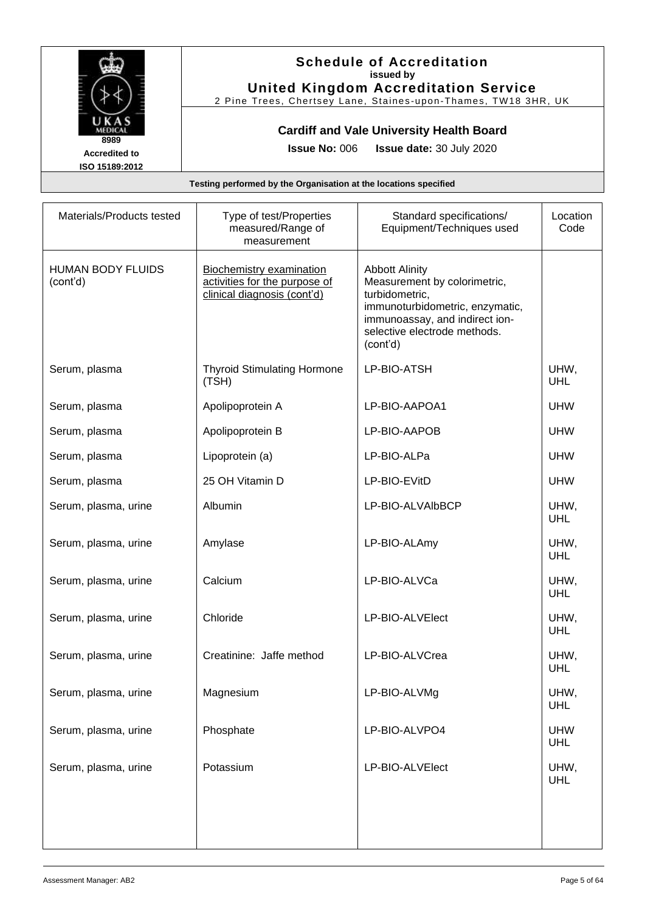# Schedule of Accreditation

issued by

**United Kingdom Accreditation Service**

2 Pine Trees, Chertsey Lane, Staines-upon-Thames, TW18 3HR, UK

8989
Accredited to
ISO 15189:2012

**Cardiff and Vale University Health Board**

**Issue No:** 006 **Issue date:** 30 July 2020

**Testing performed by the Organisation at the locations specified**

| Materials/Products tested | Type of test/Properties measured/Range of measurement | Standard specifications/ Equipment/Techniques used | Location Code |
|---|---|---|---|
| HUMAN BODY FLUIDS (cont'd) | Biochemistry examination activities for the purpose of clinical diagnosis (cont'd) | Abbott Alinity Measurement by colorimetric, turbidometric, immunoturbidometric, enzymatic, immunoassay, and indirect ion-selective electrode methods. (cont'd) | |
| Serum, plasma | Thyroid Stimulating Hormone (TSH) | LP-BIO-ATSH | UHW, UHL |
| Serum, plasma | Apolipoprotein A | LP-BIO-AAPOA1 | UHW |
| Serum, plasma | Apolipoprotein B | LP-BIO-AAPOB | UHW |
| Serum, plasma | Lipoprotein (a) | LP-BIO-ALPa | UHW |
| Serum, plasma | 25 OH Vitamin D | LP-BIO-EVitD | UHW |
| Serum, plasma, urine | Albumin | LP-BIO-ALVAlbBCP | UHW, UHL |
| Serum, plasma, urine | Amylase | LP-BIO-ALAmy | UHW, UHL |
| Serum, plasma, urine | Calcium | LP-BIO-ALVCa | UHW, UHL |
| Serum, plasma, urine | Chloride | LP-BIO-ALVElect | UHW, UHL |
| Serum, plasma, urine | Creatinine: Jaffe method | LP-BIO-ALVCrea | UHW, UHL |
| Serum, plasma, urine | Magnesium | LP-BIO-ALVMg | UHW, UHL |
| Serum, plasma, urine | Phosphate | LP-BIO-ALVPO4 | UHW UHL |
| Serum, plasma, urine | Potassium | LP-BIO-ALVElect | UHW, UHL |

Assessment Manager: AB2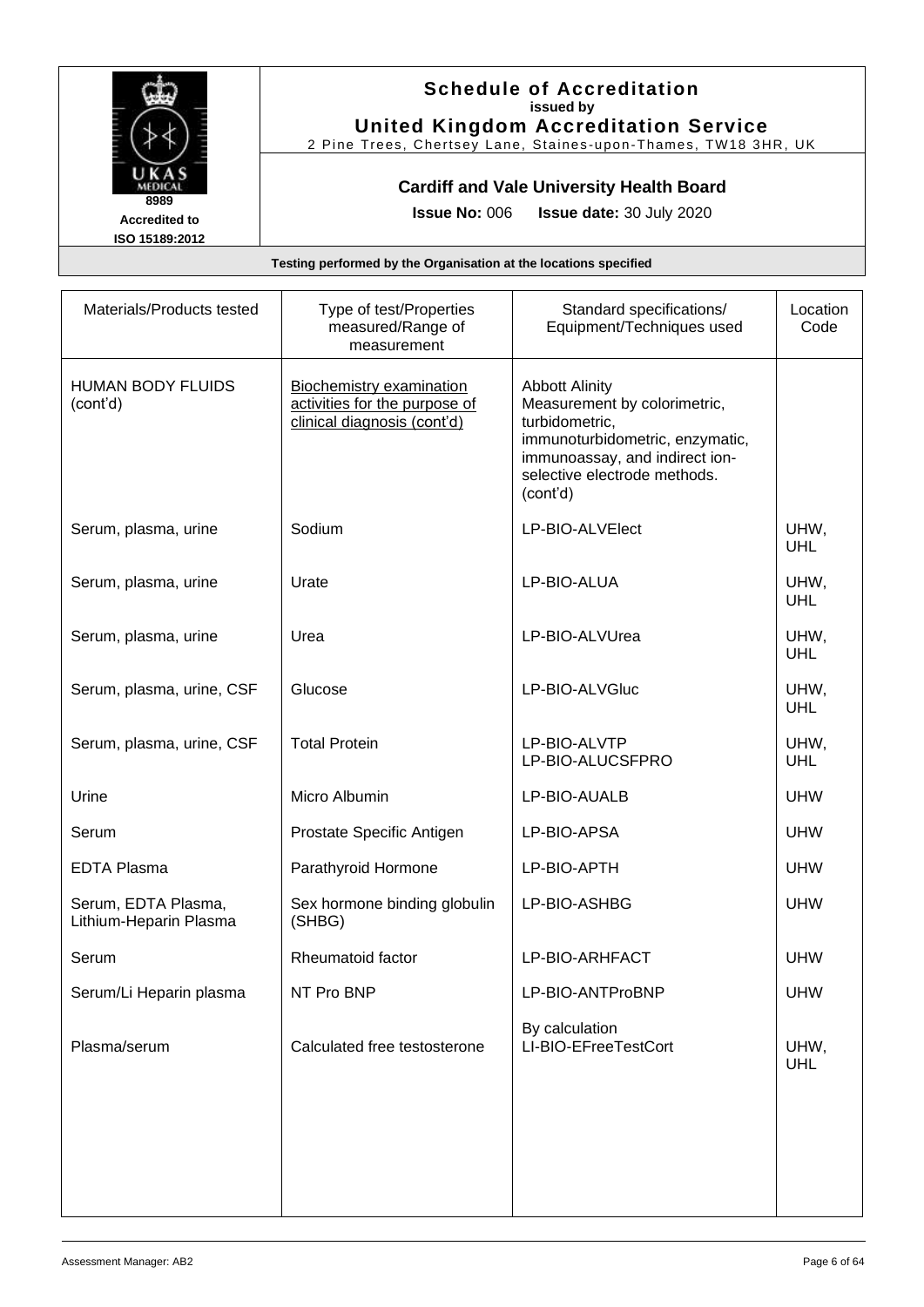# Schedule of Accreditation
**issued by**
**United Kingdom Accreditation Service**
2 Pine Trees, Chertsey Lane, Staines-upon-Thames, TW18 3HR, UK

8989
Accredited to
ISO 15189:2012

**Cardiff and Vale University Health Board**

**Issue No:** 006 **Issue date:** 30 July 2020

**Testing performed by the Organisation at the locations specified**

| Materials/Products tested | Type of test/Properties measured/Range of measurement | Standard specifications/ Equipment/Techniques used | Location Code |
|---|---|---|---|
| HUMAN BODY FLUIDS (cont'd) | Biochemistry examination activities for the purpose of clinical diagnosis (cont'd) | Abbott Alinity Measurement by colorimetric, turbidometric, immunoturbidometric, enzymatic, immunoassay, and indirect ion-selective electrode methods. (cont'd) | |
| Serum, plasma, urine | Sodium | LP-BIO-ALVElect | UHW, UHL |
| Serum, plasma, urine | Urate | LP-BIO-ALUA | UHW, UHL |
| Serum, plasma, urine | Urea | LP-BIO-ALVUrea | UHW, UHL |
| Serum, plasma, urine, CSF | Glucose | LP-BIO-ALVGluc | UHW, UHL |
| Serum, plasma, urine, CSF | Total Protein | LP-BIO-ALVTP<br>LP-BIO-ALUCSFPRO | UHW, UHL |
| Urine | Micro Albumin | LP-BIO-AUALB | UHW |
| Serum | Prostate Specific Antigen | LP-BIO-APSA | UHW |
| EDTA Plasma | Parathyroid Hormone | LP-BIO-APTH | UHW |
| Serum, EDTA Plasma, Lithium-Heparin Plasma | Sex hormone binding globulin (SHBG) | LP-BIO-ASHBG | UHW |
| Serum | Rheumatoid factor | LP-BIO-ARHFACT | UHW |
| Serum/Li Heparin plasma | NT Pro BNP | LP-BIO-ANTProBNP | UHW |
| Plasma/serum | Calculated free testosterone | By calculation<br>LI-BIO-EFreeTestCort | UHW, UHL |

Assessment Manager: AB2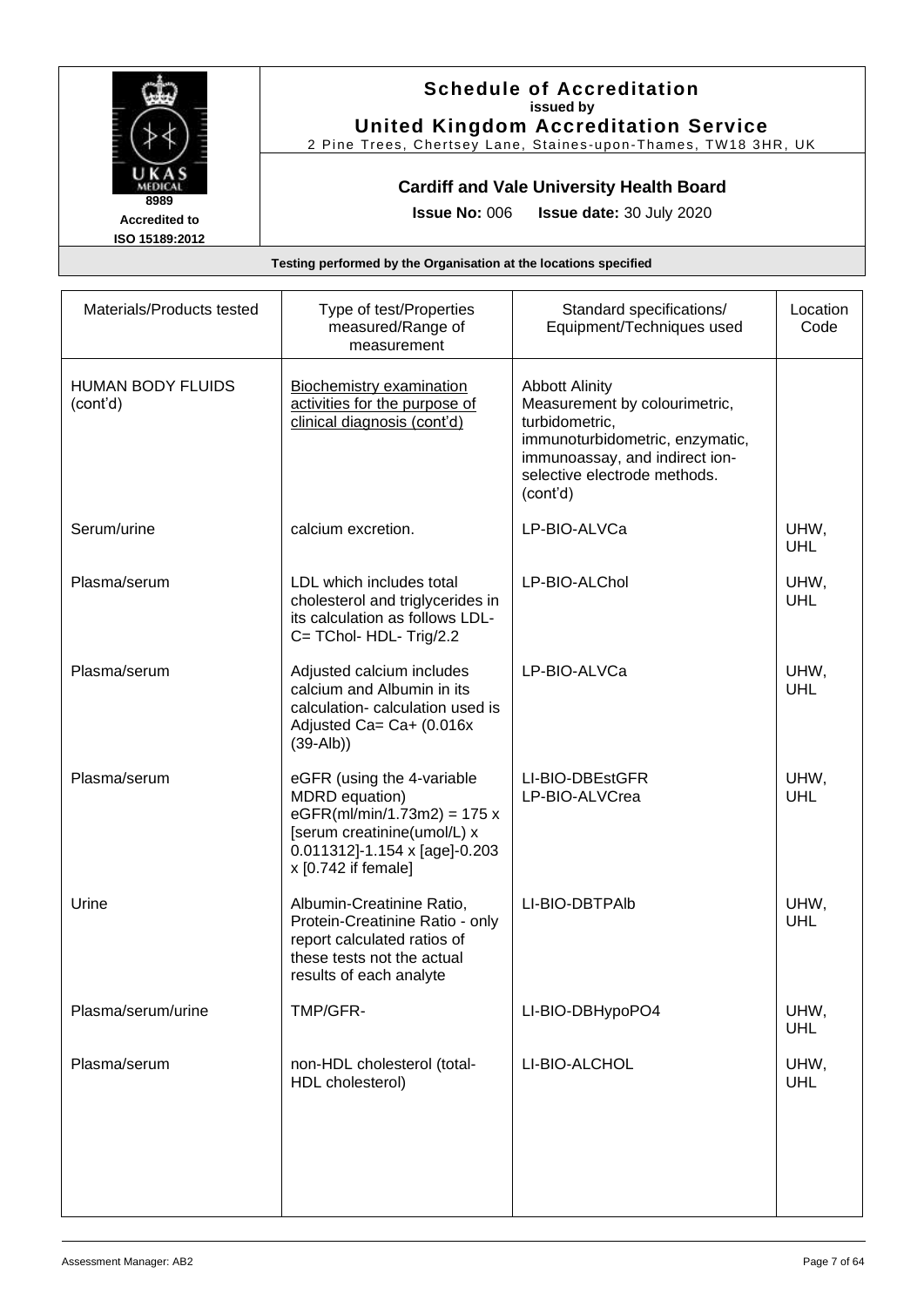# Schedule of Accreditation

**issued by**

**United Kingdom Accreditation Service**

2 Pine Trees, Chertsey Lane, Staines-upon-Thames, TW18 3HR, UK

8989

Accredited to ISO 15189:2012

**Cardiff and Vale University Health Board**

**Issue No:** 006 **Issue date:** 30 July 2020

**Testing performed by the Organisation at the locations specified**

| Materials/Products tested | Type of test/Properties measured/Range of measurement | Standard specifications/ Equipment/Techniques used | Location Code |
|---|---|---|---|
| HUMAN BODY FLUIDS (cont'd) | Biochemistry examination activities for the purpose of clinical diagnosis (cont'd) | Abbott Alinity Measurement by colourimetric, turbidometric, immunoturbidometric, enzymatic, immunoassay, and indirect ion-selective electrode methods. (cont'd) | |
| Serum/urine | calcium excretion. | LP-BIO-ALVCa | UHW, UHL |
| Plasma/serum | LDL which includes total cholesterol and triglycerides in its calculation as follows LDL-C= TChol- HDL- Trig/2.2 | LP-BIO-ALChol | UHW, UHL |
| Plasma/serum | Adjusted calcium includes calcium and Albumin in its calculation- calculation used is Adjusted Ca= Ca+ (0.016x (39-Alb)) | LP-BIO-ALVCa | UHW, UHL |
| Plasma/serum | eGFR (using the 4-variable MDRD equation) eGFR(ml/min/1.73m2) = 175 x [serum creatinine(umol/L) x 0.011312]-1.154 x [age]-0.203 x [0.742 if female] | LI-BIO-DBEstGFR LP-BIO-ALVCrea | UHW, UHL |
| Urine | Albumin-Creatinine Ratio, Protein-Creatinine Ratio - only report calculated ratios of these tests not the actual results of each analyte | LI-BIO-DBTPAlb | UHW, UHL |
| Plasma/serum/urine | TMP/GFR- | LI-BIO-DBHypoPO4 | UHW, UHL |
| Plasma/serum | non-HDL cholesterol (total-HDL cholesterol) | LI-BIO-ALCHOL | UHW, UHL |

Assessment Manager: AB2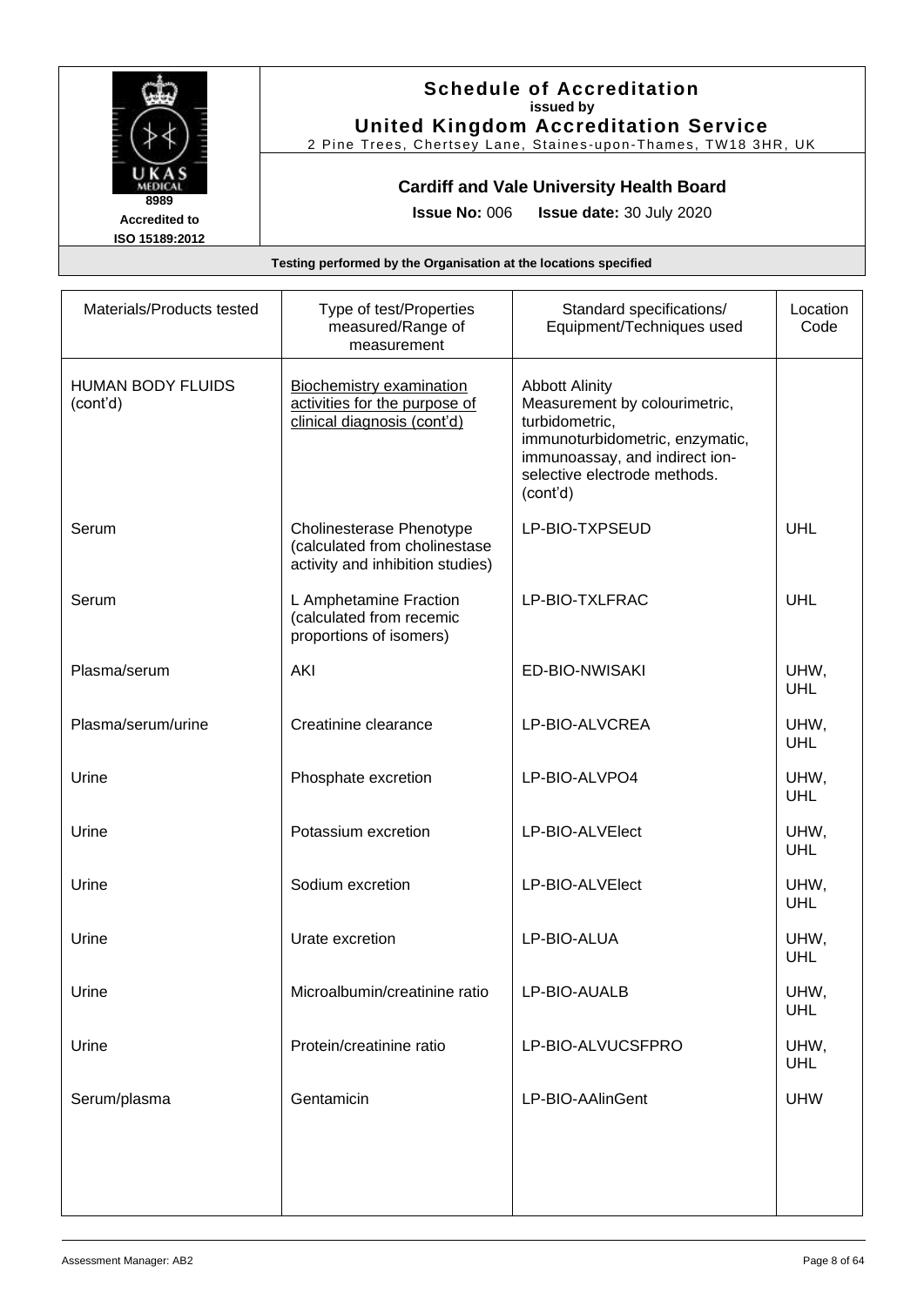# Schedule of Accreditation

issued by

**United Kingdom Accreditation Service**

2 Pine Trees, Chertsey Lane, Staines-upon-Thames, TW18 3HR, UK

8989

Accredited to ISO 15189:2012

**Cardiff and Vale University Health Board**

**Issue No:** 006 **Issue date:** 30 July 2020

**Testing performed by the Organisation at the locations specified**

| Materials/Products tested | Type of test/Properties measured/Range of measurement | Standard specifications/ Equipment/Techniques used | Location Code |
|---|---|---|---|
| HUMAN BODY FLUIDS (cont'd) | Biochemistry examination activities for the purpose of clinical diagnosis (cont'd) | Abbott Alinity Measurement by colourimetric, turbidometric, immunoturbidometric, enzymatic, immunoassay, and indirect ion-selective electrode methods. (cont'd) | |
| Serum | Cholinesterase Phenotype (calculated from cholinestase activity and inhibition studies) | LP-BIO-TXPSEUD | UHL |
| Serum | L Amphetamine Fraction (calculated from recemic proportions of isomers) | LP-BIO-TXLFRAC | UHL |
| Plasma/serum | AKI | ED-BIO-NWISAKI | UHW, UHL |
| Plasma/serum/urine | Creatinine clearance | LP-BIO-ALVCREA | UHW, UHL |
| Urine | Phosphate excretion | LP-BIO-ALVPO4 | UHW, UHL |
| Urine | Potassium excretion | LP-BIO-ALVElect | UHW, UHL |
| Urine | Sodium excretion | LP-BIO-ALVElect | UHW, UHL |
| Urine | Urate excretion | LP-BIO-ALUA | UHW, UHL |
| Urine | Microalbumin/creatinine ratio | LP-BIO-AUALB | UHW, UHL |
| Urine | Protein/creatinine ratio | LP-BIO-ALVUCSFPRO | UHW, UHL |
| Serum/plasma | Gentamicin | LP-BIO-AAlinGent | UHW |

Assessment Manager: AB2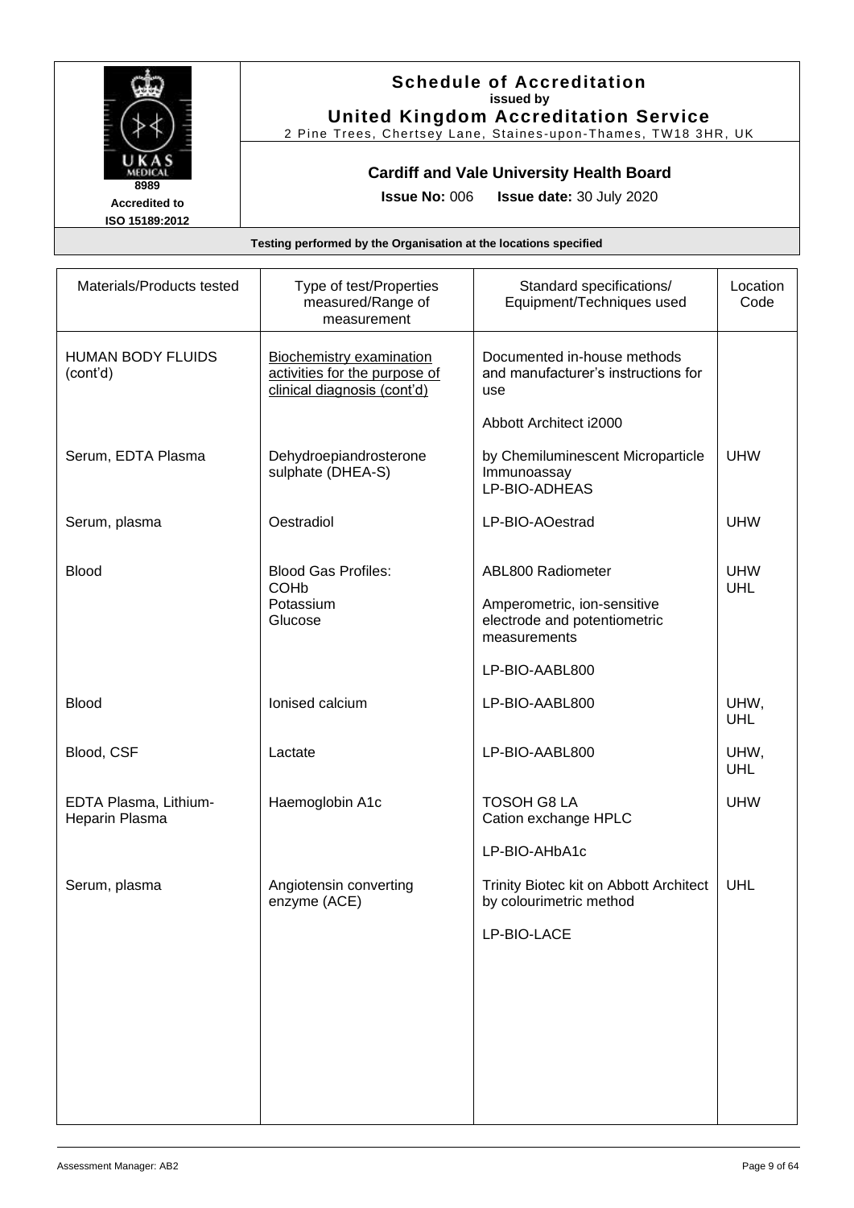# Schedule of Accreditation

**issued by**

**United Kingdom Accreditation Service**

2 Pine Trees, Chertsey Lane, Staines-upon-Thames, TW18 3HR, UK

UKAS MEDICAL 8989

Accredited to ISO 15189:2012

## Cardiff and Vale University Health Board

**Issue No:** 006 **Issue date:** 30 July 2020

**Testing performed by the Organisation at the locations specified**

| Materials/Products tested | Type of test/Properties measured/Range of measurement | Standard specifications/ Equipment/Techniques used | Location Code |
|---|---|---|---|
| HUMAN BODY FLUIDS (cont'd) | Biochemistry examination activities for the purpose of clinical diagnosis (cont'd) | Documented in-house methods and manufacturer's instructions for use<br><br>Abbott Architect i2000 | |
| Serum, EDTA Plasma | Dehydroepiandrosterone sulphate (DHEA-S) | by Chemiluminescent Microparticle Immunoassay<br>LP-BIO-ADHEAS | UHW |
| Serum, plasma | Oestradiol | LP-BIO-AOestrad | UHW |
| Blood | Blood Gas Profiles:<br>COHb<br>Potassium<br>Glucose | ABL800 Radiometer<br><br>Amperometric, ion-sensitive electrode and potentiometric measurements<br><br>LP-BIO-AABL800 | UHW<br>UHL |
| Blood | Ionised calcium | LP-BIO-AABL800 | UHW, UHL |
| Blood, CSF | Lactate | LP-BIO-AABL800 | UHW, UHL |
| EDTA Plasma, Lithium-Heparin Plasma | Haemoglobin A1c | TOSOH G8 LA<br>Cation exchange HPLC<br><br>LP-BIO-AHbA1c | UHW |
| Serum, plasma | Angiotensin converting enzyme (ACE) | Trinity Biotec kit on Abbott Architect by colourimetric method<br><br>LP-BIO-LACE | UHL |

Assessment Manager: AB2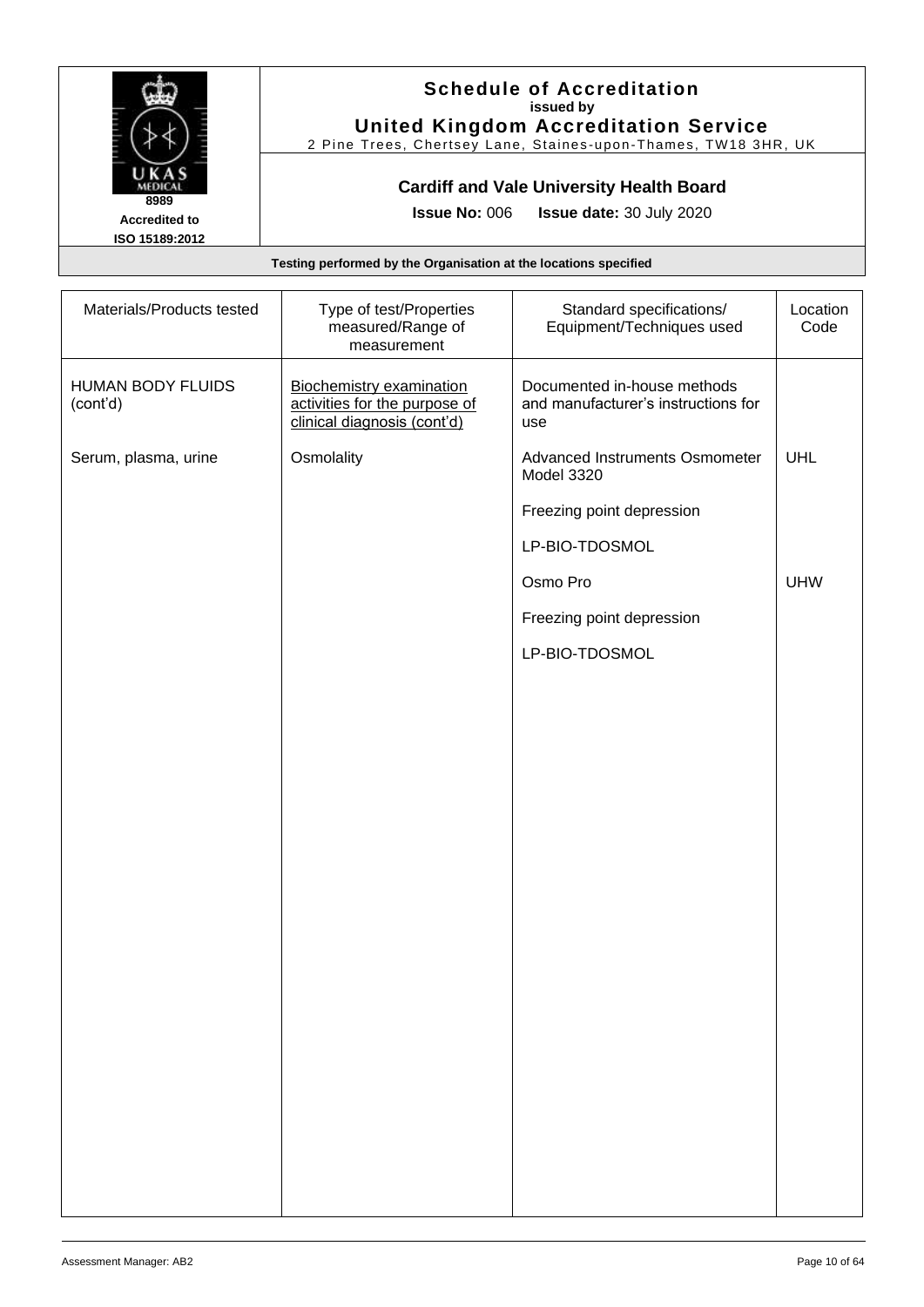# Schedule of Accreditation
**issued by**
**United Kingdom Accreditation Service**
2 Pine Trees, Chertsey Lane, Staines-upon-Thames, TW18 3HR, UK

8989
**Accredited to ISO 15189:2012**

**Cardiff and Vale University Health Board**

**Issue No:** 006 **Issue date:** 30 July 2020

**Testing performed by the Organisation at the locations specified**

| Materials/Products tested | Type of test/Properties measured/Range of measurement | Standard specifications/ Equipment/Techniques used | Location Code |
|---|---|---|---|
| HUMAN BODY FLUIDS (cont'd) | Biochemistry examination activities for the purpose of clinical diagnosis (cont'd) | Documented in-house methods and manufacturer's instructions for use | |
| Serum, plasma, urine | Osmolality | Advanced Instruments Osmometer Model 3320 | UHL |
| | | Freezing point depression | |
| | | LP-BIO-TDOSMOL | |
| | | Osmo Pro | UHW |
| | | Freezing point depression | |
| | | LP-BIO-TDOSMOL | |

Assessment Manager: AB2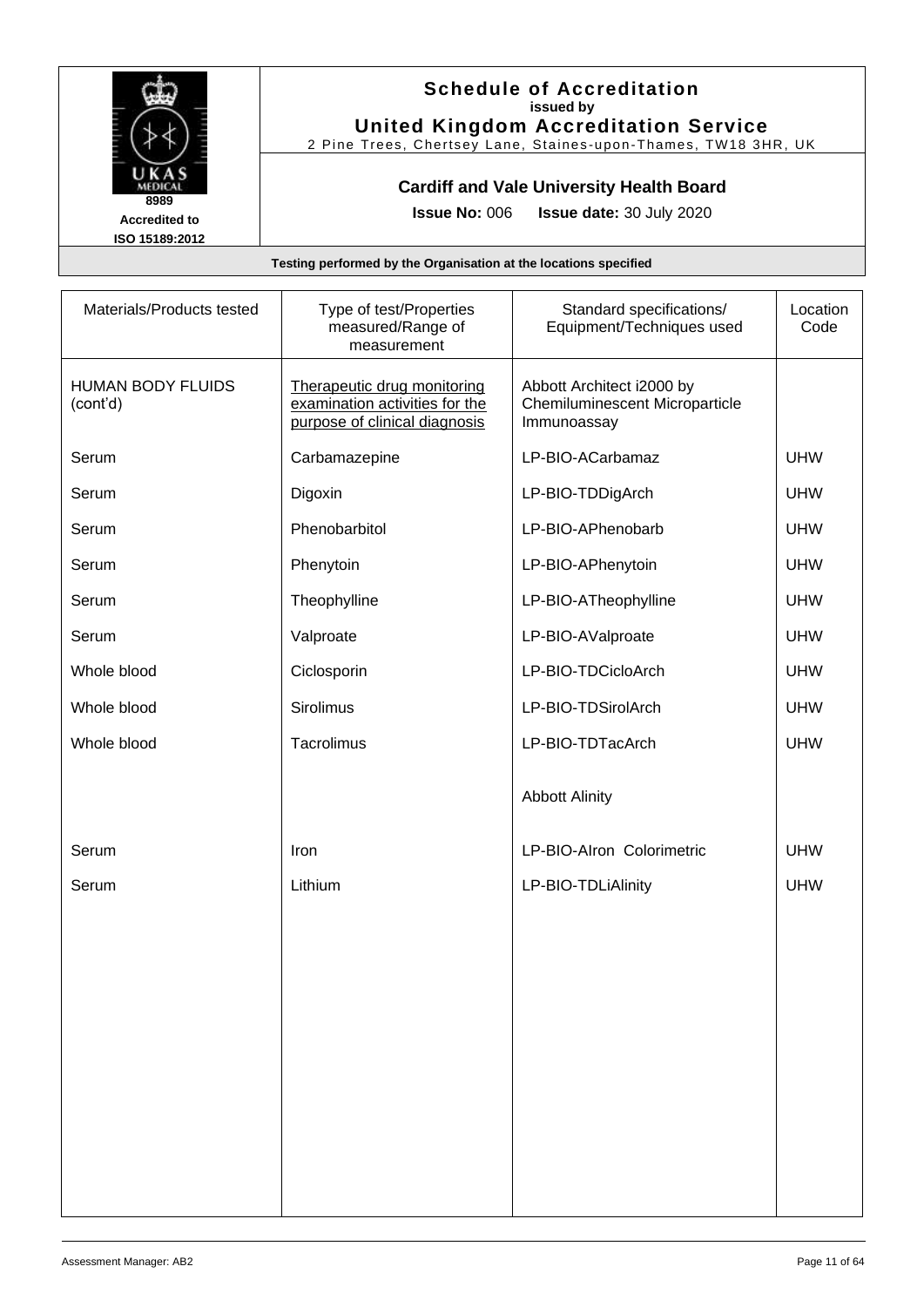# Schedule of Accreditation

**issued by**

**United Kingdom Accreditation Service**

2 Pine Trees, Chertsey Lane, Staines-upon-Thames, TW18 3HR, UK

8989

Accredited to ISO 15189:2012

**Cardiff and Vale University Health Board**

**Issue No:** 006 **Issue date:** 30 July 2020

**Testing performed by the Organisation at the locations specified**

| Materials/Products tested | Type of test/Properties measured/Range of measurement | Standard specifications/ Equipment/Techniques used | Location Code |
|---|---|---|---|
| HUMAN BODY FLUIDS (cont'd) | Therapeutic drug monitoring examination activities for the purpose of clinical diagnosis | Abbott Architect i2000 by Chemiluminescent Microparticle Immunoassay | |
| Serum | Carbamazepine | LP-BIO-ACarbamaz | UHW |
| Serum | Digoxin | LP-BIO-TDDigArch | UHW |
| Serum | Phenobarbitol | LP-BIO-APhenobarb | UHW |
| Serum | Phenytoin | LP-BIO-APhenytoin | UHW |
| Serum | Theophylline | LP-BIO-ATheophylline | UHW |
| Serum | Valproate | LP-BIO-AValproate | UHW |
| Whole blood | Ciclosporin | LP-BIO-TDCicloArch | UHW |
| Whole blood | Sirolimus | LP-BIO-TDSirolArch | UHW |
| Whole blood | Tacrolimus | LP-BIO-TDTacArch | UHW |
| | | Abbott Alinity | |
| Serum | Iron | LP-BIO-AIron Colorimetric | UHW |
| Serum | Lithium | LP-BIO-TDLiAlinity | UHW |

Assessment Manager: AB2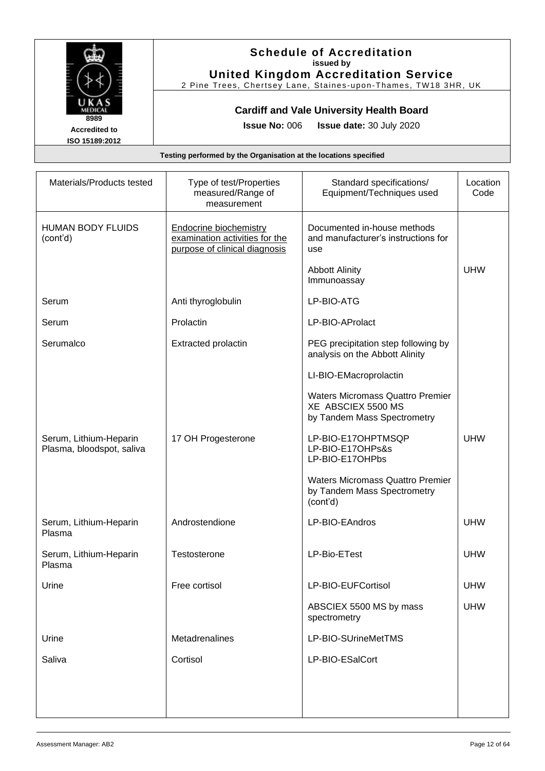**Schedule of Accreditation**
**issued by**
**United Kingdom Accreditation Service**
2 Pine Trees, Chertsey Lane, Staines-upon-Thames, TW18 3HR, UK

8989
**Accredited to ISO 15189:2012**

**Cardiff and Vale University Health Board**

**Issue No:** 006 **Issue date:** 30 July 2020

**Testing performed by the Organisation at the locations specified**

| Materials/Products tested | Type of test/Properties measured/Range of measurement | Standard specifications/ Equipment/Techniques used | Location Code |
|---|---|---|---|
| HUMAN BODY FLUIDS (cont'd) | Endocrine biochemistry examination activities for the purpose of clinical diagnosis | Documented in-house methods and manufacturer's instructions for use | |
| | | Abbott Alinity Immunoassay | UHW |
| Serum | Anti thyroglobulin | LP-BIO-ATG | |
| Serum | Prolactin | LP-BIO-AProlact | |
| Serumalco | Extracted prolactin | PEG precipitation step following by analysis on the Abbott Alinity | |
| | | LI-BIO-EMacroprolactin | |
| | | Waters Micromass Quattro Premier XE ABSCIEX 5500 MS by Tandem Mass Spectrometry | |
| Serum, Lithium-Heparin Plasma, bloodspot, saliva | 17 OH Progesterone | LP-BIO-E17OHPTMSQP LP-BIO-E17OHPs&s LP-BIO-E17OHPbs | UHW |
| | | Waters Micromass Quattro Premier by Tandem Mass Spectrometry (cont'd) | |
| Serum, Lithium-Heparin Plasma | Androstendione | LP-BIO-EAndros | UHW |
| Serum, Lithium-Heparin Plasma | Testosterone | LP-Bio-ETest | UHW |
| Urine | Free cortisol | LP-BIO-EUFCortisol | UHW |
| | | ABSCIEX 5500 MS by mass spectrometry | UHW |
| Urine | Metadrenalines | LP-BIO-SUrineMetTMS | |
| Saliva | Cortisol | LP-BIO-ESalCort | |

Assessment Manager: AB2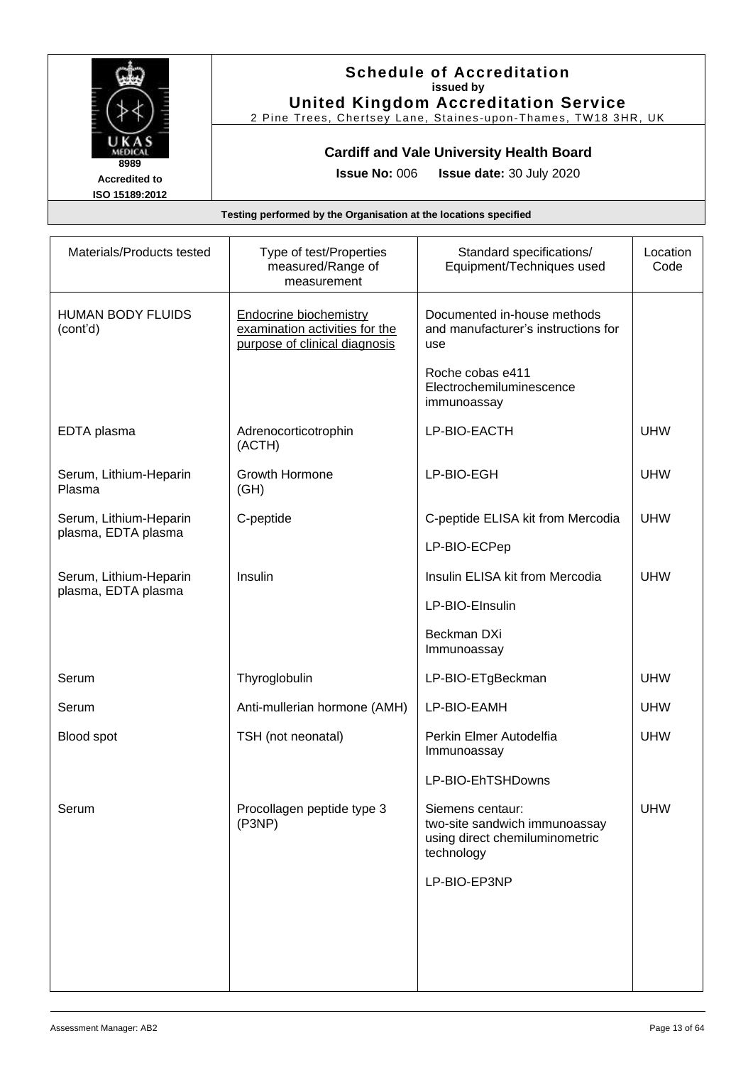# Schedule of Accreditation
**issued by**
**United Kingdom Accreditation Service**
2 Pine Trees, Chertsey Lane, Staines-upon-Thames, TW18 3HR, UK

8989
Accredited to
ISO 15189:2012

**Cardiff and Vale University Health Board**

**Issue No:** 006 **Issue date:** 30 July 2020

**Testing performed by the Organisation at the locations specified**

| Materials/Products tested | Type of test/Properties measured/Range of measurement | Standard specifications/ Equipment/Techniques used | Location Code |
|---|---|---|---|
| HUMAN BODY FLUIDS (cont'd) | Endocrine biochemistry examination activities for the purpose of clinical diagnosis | Documented in-house methods and manufacturer's instructions for use<br><br>Roche cobas e411 Electrochemiluminescence immunoassay | |
| EDTA plasma | Adrenocorticotrophin (ACTH) | LP-BIO-EACTH | UHW |
| Serum, Lithium-Heparin Plasma | Growth Hormone (GH) | LP-BIO-EGH | UHW |
| Serum, Lithium-Heparin plasma, EDTA plasma | C-peptide | C-peptide ELISA kit from Mercodia<br><br>LP-BIO-ECPep | UHW |
| Serum, Lithium-Heparin plasma, EDTA plasma | Insulin | Insulin ELISA kit from Mercodia<br><br>LP-BIO-EInsulin<br><br>Beckman DXi Immunoassay | UHW |
| Serum | Thyroglobulin | LP-BIO-ETgBeckman | UHW |
| Serum | Anti-mullerian hormone (AMH) | LP-BIO-EAMH | UHW |
| Blood spot | TSH (not neonatal) | Perkin Elmer Autodelfia Immunoassay<br><br>LP-BIO-EhTSHDowns | UHW |
| Serum | Procollagen peptide type 3 (P3NP) | Siemens centaur: two-site sandwich immunoassay using direct chemiluminometric technology<br><br>LP-BIO-EP3NP | UHW |

Assessment Manager: AB2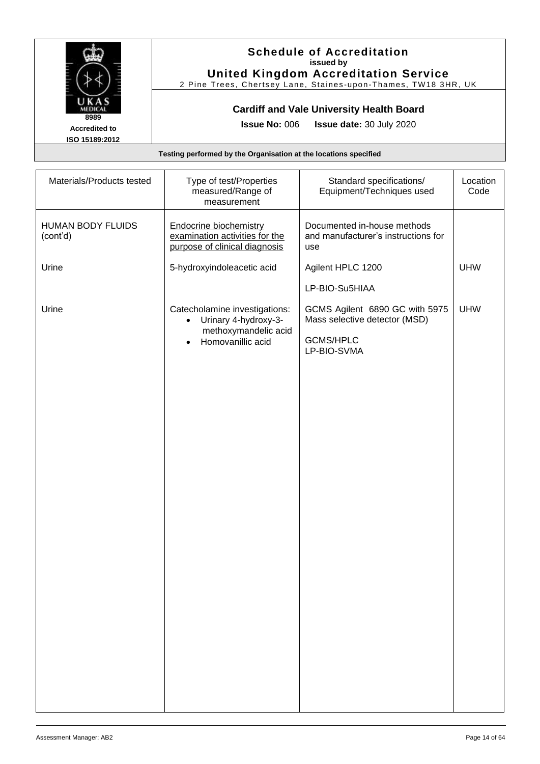# Schedule of Accreditation
**issued by**
**United Kingdom Accreditation Service**
2 Pine Trees, Chertsey Lane, Staines-upon-Thames, TW18 3HR, UK

8989
**Accredited to ISO 15189:2012**

## Cardiff and Vale University Health Board

**Issue No:** 006 **Issue date:** 30 July 2020

**Testing performed by the Organisation at the locations specified**

| Materials/Products tested | Type of test/Properties measured/Range of measurement | Standard specifications/ Equipment/Techniques used | Location Code |
|---|---|---|---|
| HUMAN BODY FLUIDS (cont'd) | Endocrine biochemistry examination activities for the purpose of clinical diagnosis | Documented in-house methods and manufacturer's instructions for use | |
| Urine | 5-hydroxyindoleacetic acid | Agilent HPLC 1200<br><br>LP-BIO-Su5HIAA | UHW |
| Urine | Catecholamine investigations:<br>• Urinary 4-hydroxy-3-methoxymandelic acid<br>• Homovanillic acid | GCMS Agilent 6890 GC with 5975 Mass selective detector (MSD)<br><br>GCMS/HPLC<br>LP-BIO-SVMA | UHW |

Assessment Manager: AB2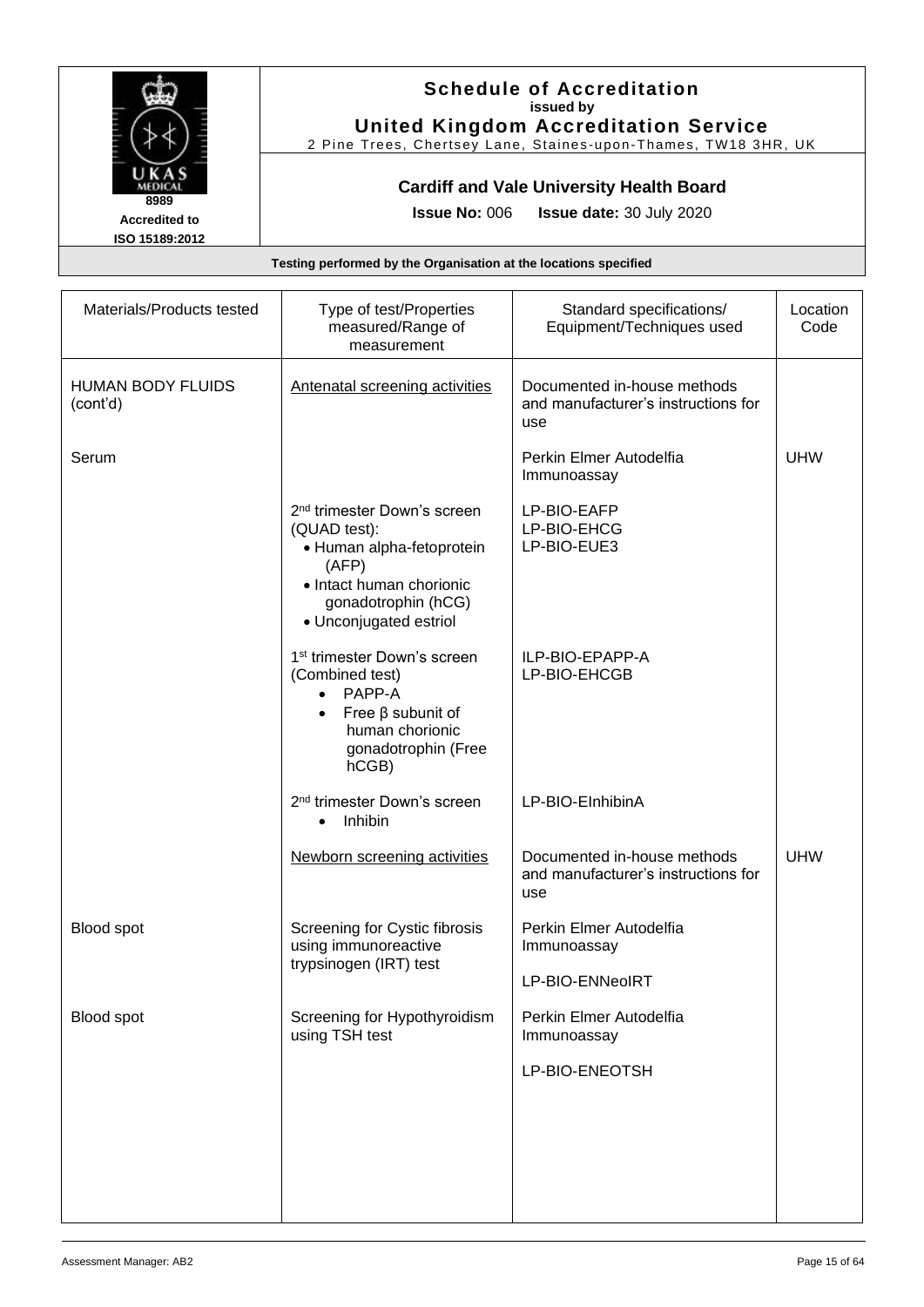# Schedule of Accreditation
issued by
**United Kingdom Accreditation Service**
2 Pine Trees, Chertsey Lane, Staines-upon-Thames, TW18 3HR, UK

8989
Accredited to
ISO 15189:2012

**Cardiff and Vale University Health Board**

**Issue No:** 006 **Issue date:** 30 July 2020

**Testing performed by the Organisation at the locations specified**

| Materials/Products tested | Type of test/Properties measured/Range of measurement | Standard specifications/ Equipment/Techniques used | Location Code |
|---|---|---|---|
| HUMAN BODY FLUIDS (cont'd) | Antenatal screening activities | Documented in-house methods and manufacturer's instructions for use | |
| Serum | | Perkin Elmer Autodelfia Immunoassay | UHW |
| | 2[nd] trimester Down's screen (QUAD test): • Human alpha-fetoprotein (AFP) • Intact human chorionic gonadotrophin (hCG) • Unconjugated estriol | LP-BIO-EAFP LP-BIO-EHCG LP-BIO-EUE3 | |
| | 1[st] trimester Down's screen (Combined test) • PAPP-A • Free β subunit of human chorionic gonadotrophin (Free hCGB) | ILP-BIO-EPAPP-A LP-BIO-EHCGB | |
| | 2[nd] trimester Down's screen • Inhibin | LP-BIO-EInhibinA | |
| | Newborn screening activities | Documented in-house methods and manufacturer's instructions for use | UHW |
| Blood spot | Screening for Cystic fibrosis using immunoreactive trypsinogen (IRT) test | Perkin Elmer Autodelfia Immunoassay<br><br>LP-BIO-ENNeoIRT | |
| Blood spot | Screening for Hypothyroidism using TSH test | Perkin Elmer Autodelfia Immunoassay<br><br>LP-BIO-ENEOTSH | |

Assessment Manager: AB2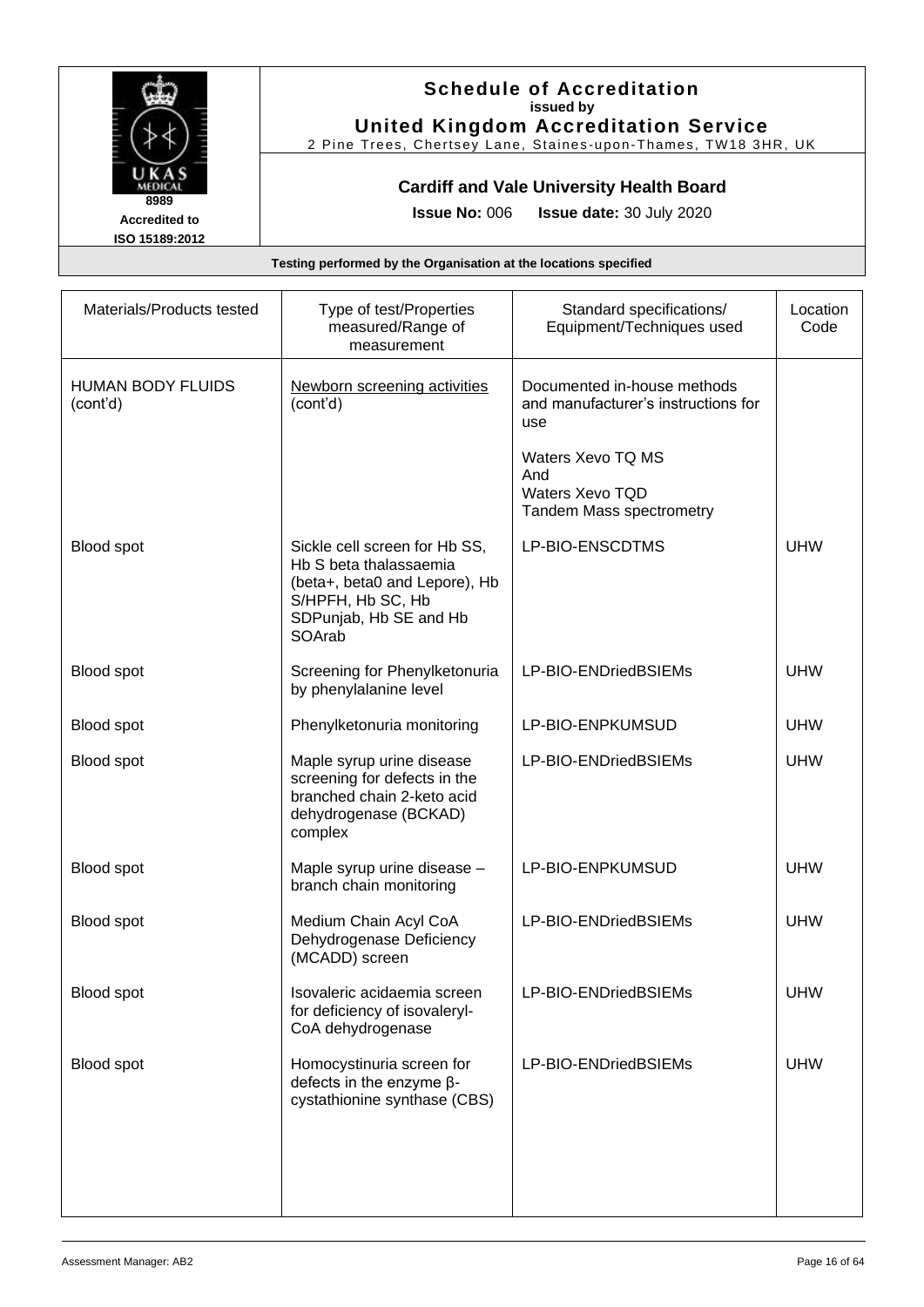**Schedule of Accreditation**
issued by
**United Kingdom Accreditation Service**
2 Pine Trees, Chertsey Lane, Staines-upon-Thames, TW18 3HR, UK

UKAS MEDICAL
8989
**Accredited to ISO 15189:2012**

**Cardiff and Vale University Health Board**

**Issue No:** 006 **Issue date:** 30 July 2020

**Testing performed by the Organisation at the locations specified**

| Materials/Products tested | Type of test/Properties measured/Range of measurement | Standard specifications/ Equipment/Techniques used | Location Code |
|---|---|---|---|
| HUMAN BODY FLUIDS (cont'd) | Newborn screening activities (cont'd) | Documented in-house methods and manufacturer's instructions for use<br><br>Waters Xevo TQ MS And Waters Xevo TQD Tandem Mass spectrometry | |
| Blood spot | Sickle cell screen for Hb SS, Hb S beta thalassaemia (beta+, beta0 and Lepore), Hb S/HPFH, Hb SC, Hb SDPunjab, Hb SE and Hb SOArab | LP-BIO-ENSCDTMS | UHW |
| Blood spot | Screening for Phenylketonuria by phenylalanine level | LP-BIO-ENDriedBSIEMs | UHW |
| Blood spot | Phenylketonuria monitoring | LP-BIO-ENPKUMSUD | UHW |
| Blood spot | Maple syrup urine disease screening for defects in the branched chain 2-keto acid dehydrogenase (BCKAD) complex | LP-BIO-ENDriedBSIEMs | UHW |
| Blood spot | Maple syrup urine disease – branch chain monitoring | LP-BIO-ENPKUMSUD | UHW |
| Blood spot | Medium Chain Acyl CoA Dehydrogenase Deficiency (MCADD) screen | LP-BIO-ENDriedBSIEMs | UHW |
| Blood spot | Isovaleric acidaemia screen for deficiency of isovaleryl-CoA dehydrogenase | LP-BIO-ENDriedBSIEMs | UHW |
| Blood spot | Homocystinuria screen for defects in the enzyme β-cystathionine synthase (CBS) | LP-BIO-ENDriedBSIEMs | UHW |

Assessment Manager: AB2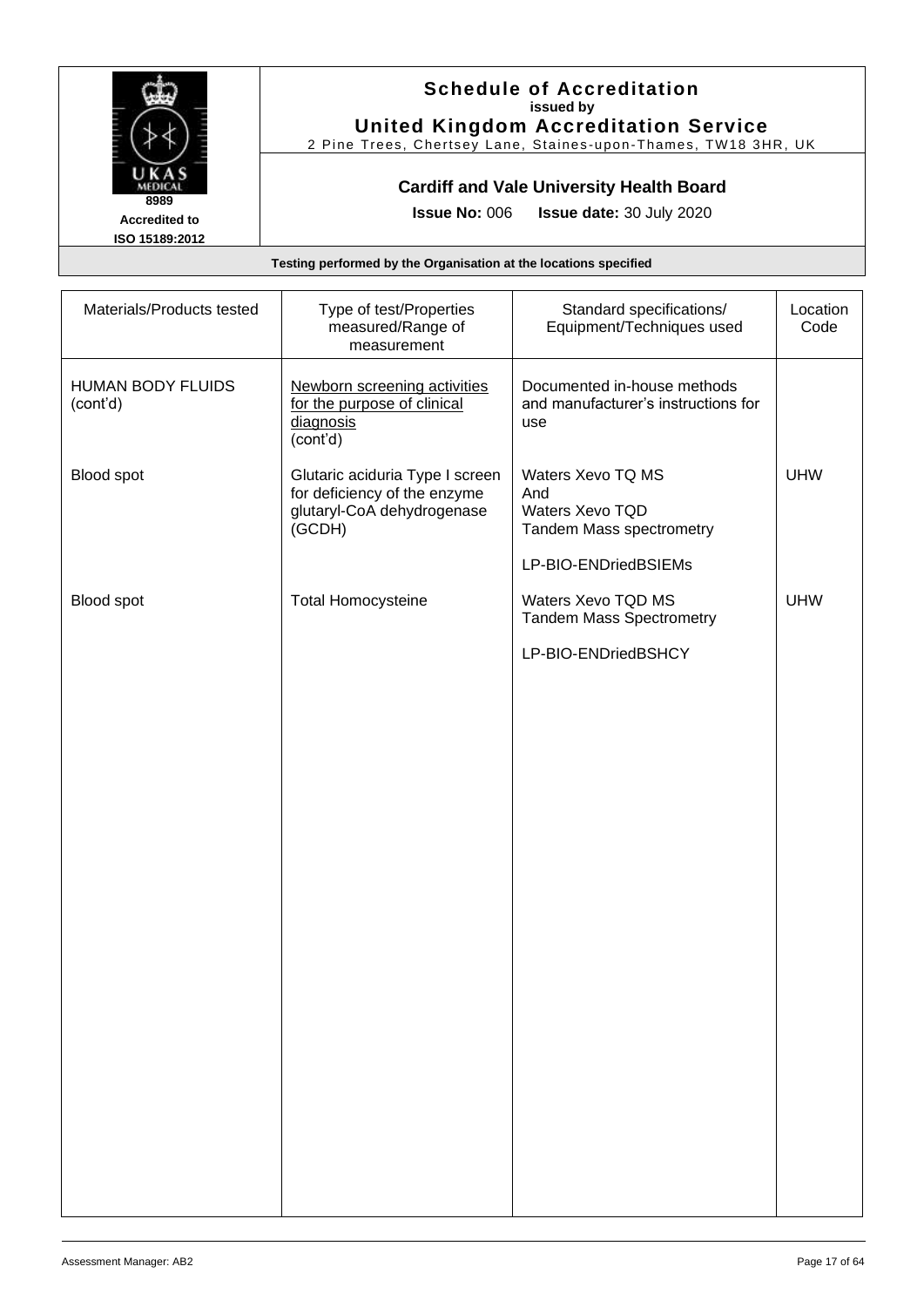# Schedule of Accreditation

**issued by**

**United Kingdom Accreditation Service**

2 Pine Trees, Chertsey Lane, Staines-upon-Thames, TW18 3HR, UK

8989

Accredited to ISO 15189:2012

**Cardiff and Vale University Health Board**

**Issue No:** 006 **Issue date:** 30 July 2020

**Testing performed by the Organisation at the locations specified**

| Materials/Products tested | Type of test/Properties measured/Range of measurement | Standard specifications/ Equipment/Techniques used | Location Code |
|---|---|---|---|
| HUMAN BODY FLUIDS (cont'd) | Newborn screening activities for the purpose of clinical diagnosis (cont'd) | Documented in-house methods and manufacturer's instructions for use | |
| Blood spot | Glutaric aciduria Type I screen for deficiency of the enzyme glutaryl-CoA dehydrogenase (GCDH) | Waters Xevo TQ MS And Waters Xevo TQD Tandem Mass spectrometry<br><br>LP-BIO-ENDriedBSIEMs | UHW |
| Blood spot | Total Homocysteine | Waters Xevo TQD MS Tandem Mass Spectrometry<br><br>LP-BIO-ENDriedBSHCY | UHW |

Assessment Manager: AB2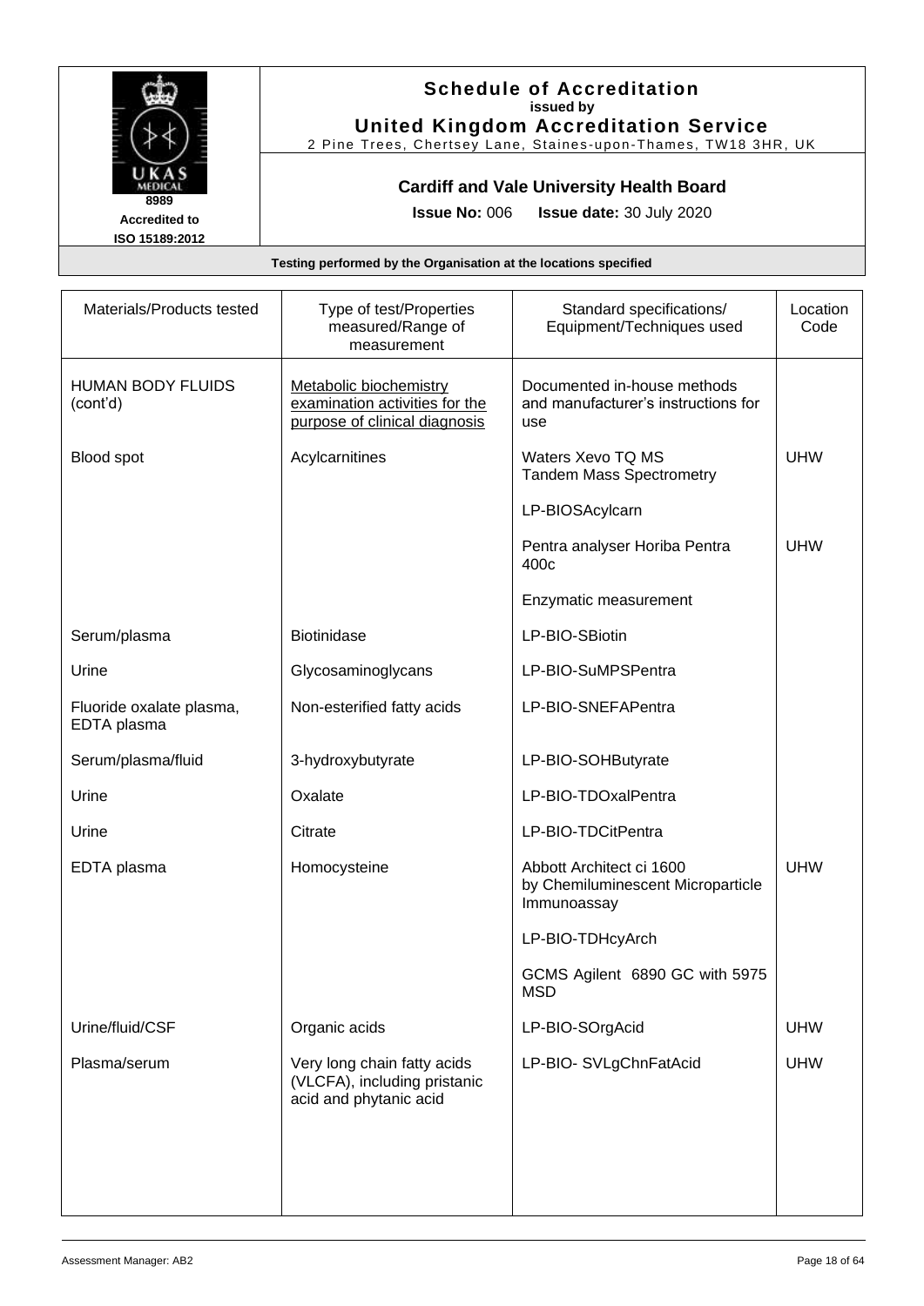# Schedule of Accreditation
**issued by**
**United Kingdom Accreditation Service**
2 Pine Trees, Chertsey Lane, Staines-upon-Thames, TW18 3HR, UK

8989
**Accredited to ISO 15189:2012**

## Cardiff and Vale University Health Board

**Issue No:** 006 **Issue date:** 30 July 2020

**Testing performed by the Organisation at the locations specified**

| Materials/Products tested | Type of test/Properties measured/Range of measurement | Standard specifications/ Equipment/Techniques used | Location Code |
|---|---|---|---|
| HUMAN BODY FLUIDS (cont'd) | Metabolic biochemistry examination activities for the purpose of clinical diagnosis | Documented in-house methods and manufacturer's instructions for use | |
| Blood spot | Acylcarnitines | Waters Xevo TQ MS Tandem Mass Spectrometry | UHW |
| | | LP-BIOSAcylcarn | |
| | | Pentra analyser Horiba Pentra 400c | UHW |
| | | Enzymatic measurement | |
| Serum/plasma | Biotinidase | LP-BIO-SBiotin | |
| Urine | Glycosaminoglycans | LP-BIO-SuMPSPentra | |
| Fluoride oxalate plasma, EDTA plasma | Non-esterified fatty acids | LP-BIO-SNEFAPentra | |
| Serum/plasma/fluid | 3-hydroxybutyrate | LP-BIO-SOHButyrate | |
| Urine | Oxalate | LP-BIO-TDOxalPentra | |
| Urine | Citrate | LP-BIO-TDCitPentra | |
| EDTA plasma | Homocysteine | Abbott Architect ci 1600 by Chemiluminescent Microparticle Immunoassay | UHW |
| | | LP-BIO-TDHcyArch | |
| | | GCMS Agilent 6890 GC with 5975 MSD | |
| Urine/fluid/CSF | Organic acids | LP-BIO-SOrgAcid | UHW |
| Plasma/serum | Very long chain fatty acids (VLCFA), including pristanic acid and phytanic acid | LP-BIO- SVLgChnFatAcid | UHW |

Assessment Manager: AB2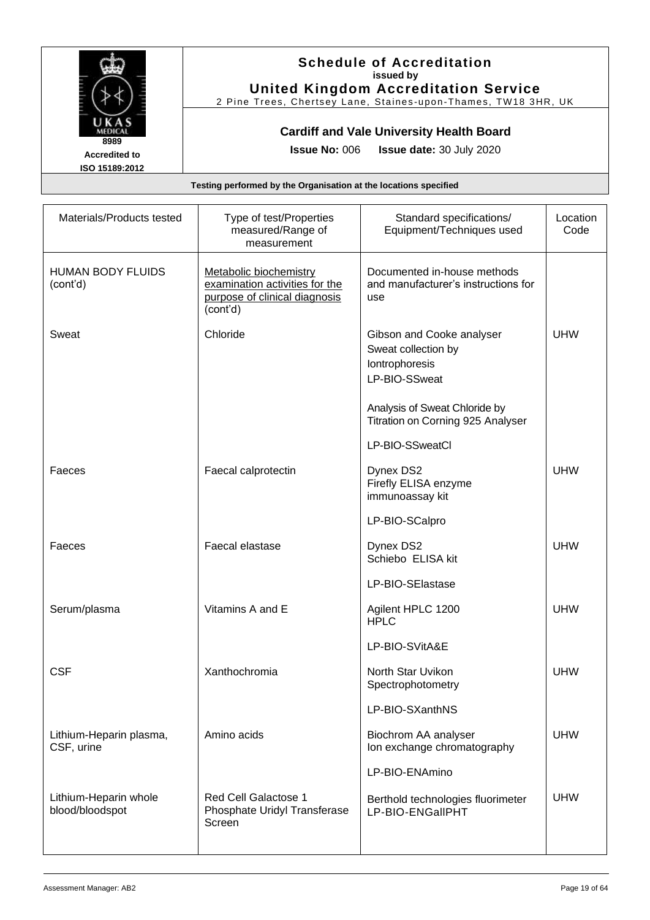# Schedule of Accreditation
**issued by**
**United Kingdom Accreditation Service**

2 Pine Trees, Chertsey Lane, Staines-upon-Thames, TW18 3HR, UK

8989
Accredited to
ISO 15189:2012

## Cardiff and Vale University Health Board

**Issue No:** 006 **Issue date:** 30 July 2020

**Testing performed by the Organisation at the locations specified**

| Materials/Products tested | Type of test/Properties measured/Range of measurement | Standard specifications/ Equipment/Techniques used | Location Code |
|---|---|---|---|
| HUMAN BODY FLUIDS (cont'd) | Metabolic biochemistry examination activities for the purpose of clinical diagnosis (cont'd) | Documented in-house methods and manufacturer's instructions for use | |
| Sweat | Chloride | Gibson and Cooke analyser<br>Sweat collection by Iontrophoresis<br>LP-BIO-SSweat<br><br>Analysis of Sweat Chloride by Titration on Corning 925 Analyser<br><br>LP-BIO-SSweatCl | UHW |
| Faeces | Faecal calprotectin | Dynex DS2<br>Firefly ELISA enzyme immunoassay kit<br><br>LP-BIO-SCalpro | UHW |
| Faeces | Faecal elastase | Dynex DS2<br>Schiebo ELISA kit<br><br>LP-BIO-SElastase | UHW |
| Serum/plasma | Vitamins A and E | Agilent HPLC 1200<br>HPLC<br><br>LP-BIO-SVitA&E | UHW |
| CSF | Xanthochromia | North Star Uvikon<br>Spectrophotometry<br><br>LP-BIO-SXanthNS | UHW |
| Lithium-Heparin plasma, CSF, urine | Amino acids | Biochrom AA analyser<br>Ion exchange chromatography<br><br>LP-BIO-ENAmino | UHW |
| Lithium-Heparin whole blood/bloodspot | Red Cell Galactose 1 Phosphate Uridyl Transferase Screen | Berthold technologies fluorimeter<br>LP-BIO-ENGallPHT | UHW |

Assessment Manager: AB2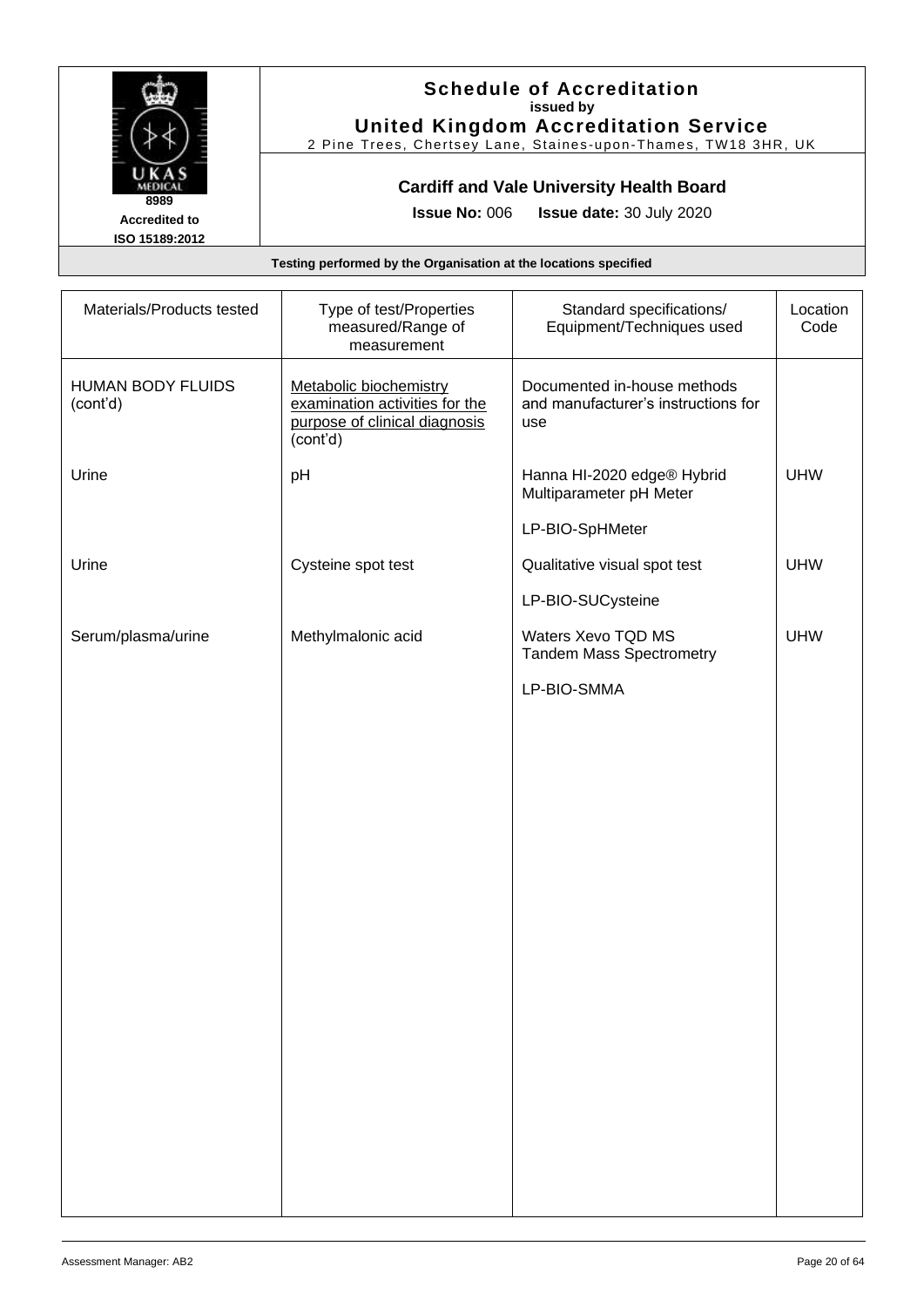# Schedule of Accreditation
**issued by**
**United Kingdom Accreditation Service**
2 Pine Trees, Chertsey Lane, Staines-upon-Thames, TW18 3HR, UK

8989
**Accredited to**
**ISO 15189:2012**

## Cardiff and Vale University Health Board

**Issue No:** 006 **Issue date:** 30 July 2020

**Testing performed by the Organisation at the locations specified**

| Materials/Products tested | Type of test/Properties measured/Range of measurement | Standard specifications/ Equipment/Techniques used | Location Code |
|---|---|---|---|
| HUMAN BODY FLUIDS (cont'd) | Metabolic biochemistry examination activities for the purpose of clinical diagnosis (cont'd) | Documented in-house methods and manufacturer's instructions for use | |
| Urine | pH | Hanna HI-2020 edge® Hybrid Multiparameter pH Meter<br><br>LP-BIO-SpHMeter | UHW |
| Urine | Cysteine spot test | Qualitative visual spot test<br><br>LP-BIO-SUCysteine | UHW |
| Serum/plasma/urine | Methylmalonic acid | Waters Xevo TQD MS Tandem Mass Spectrometry<br><br>LP-BIO-SMMA | UHW |

Assessment Manager: AB2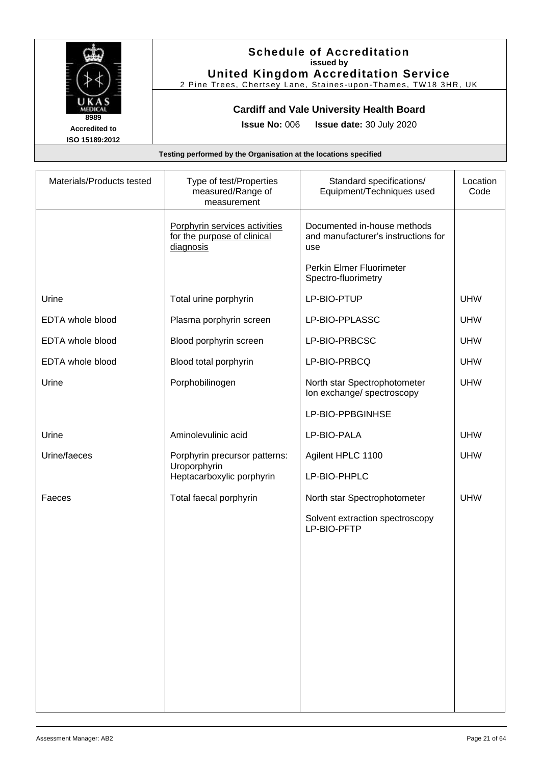| Materials/Products tested | Type of test/Properties measured/Range of measurement | Standard specifications/ Equipment/Techniques used | Location Code |
|---|---|---|---|
| | Porphyrin services activities for the purpose of clinical diagnosis | Documented in-house methods and manufacturer's instructions for use<br><br>Perkin Elmer Fluorimeter Spectro-fluorimetry | |
| Urine | Total urine porphyrin | LP-BIO-PTUP | UHW |
| EDTA whole blood | Plasma porphyrin screen | LP-BIO-PPLASSC | UHW |
| EDTA whole blood | Blood porphyrin screen | LP-BIO-PRBCSC | UHW |
| EDTA whole blood | Blood total porphyrin | LP-BIO-PRBCQ | UHW |
| Urine | Porphobilinogen | North star Spectrophotometer Ion exchange/ spectroscopy<br><br>LP-BIO-PPBGINHSE | UHW |
| Urine | Aminolevulinic acid | LP-BIO-PALA | UHW |
| Urine/faeces | Porphyrin precursor patterns: Uroporphyrin Heptacarboxylic porphyrin | Agilent HPLC 1100<br><br>LP-BIO-PHPLC | UHW |
| Faeces | Total faecal porphyrin | North star Spectrophotometer<br><br>Solvent extraction spectroscopy LP-BIO-PFTP | UHW |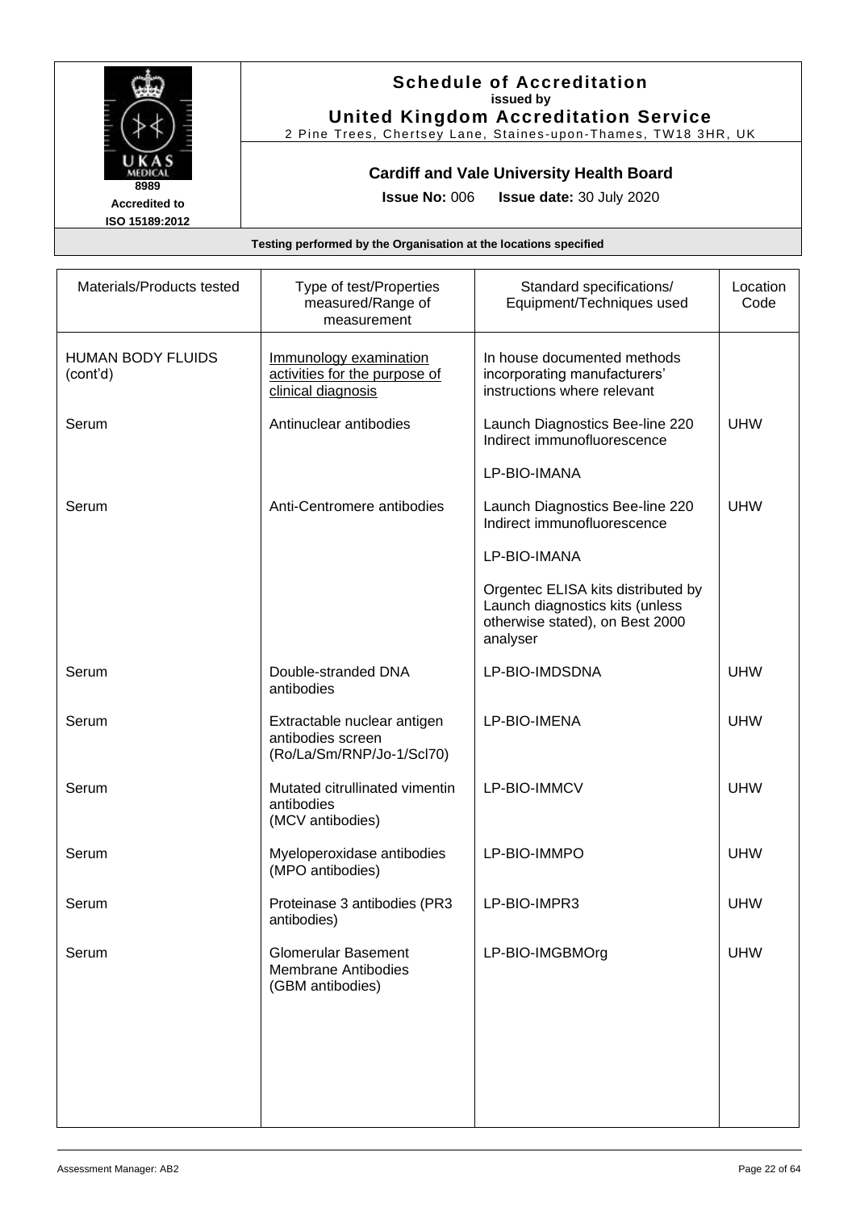# Schedule of Accreditation

**issued by**

**United Kingdom Accreditation Service**

2 Pine Trees, Chertsey Lane, Staines-upon-Thames, TW18 3HR, UK

8989

Accredited to ISO 15189:2012

**Cardiff and Vale University Health Board**

**Issue No:** 006 **Issue date:** 30 July 2020

**Testing performed by the Organisation at the locations specified**

| Materials/Products tested | Type of test/Properties measured/Range of measurement | Standard specifications/ Equipment/Techniques used | Location Code |
|---|---|---|---|
| HUMAN BODY FLUIDS (cont'd) | Immunology examination activities for the purpose of clinical diagnosis | In house documented methods incorporating manufacturers' instructions where relevant | |
| Serum | Antinuclear antibodies | Launch Diagnostics Bee-line 220 Indirect immunofluorescence<br><br>LP-BIO-IMANA | UHW |
| Serum | Anti-Centromere antibodies | Launch Diagnostics Bee-line 220 Indirect immunofluorescence<br><br>LP-BIO-IMANA<br><br>Orgentec ELISA kits distributed by Launch diagnostics kits (unless otherwise stated), on Best 2000 analyser | UHW |
| Serum | Double-stranded DNA antibodies | LP-BIO-IMDSDNA | UHW |
| Serum | Extractable nuclear antigen antibodies screen (Ro/La/Sm/RNP/Jo-1/Scl70) | LP-BIO-IMENA | UHW |
| Serum | Mutated citrullinated vimentin antibodies (MCV antibodies) | LP-BIO-IMMCV | UHW |
| Serum | Myeloperoxidase antibodies (MPO antibodies) | LP-BIO-IMMPO | UHW |
| Serum | Proteinase 3 antibodies (PR3 antibodies) | LP-BIO-IMPR3 | UHW |
| Serum | Glomerular Basement Membrane Antibodies (GBM antibodies) | LP-BIO-IMGBMOrg | UHW |

Assessment Manager: AB2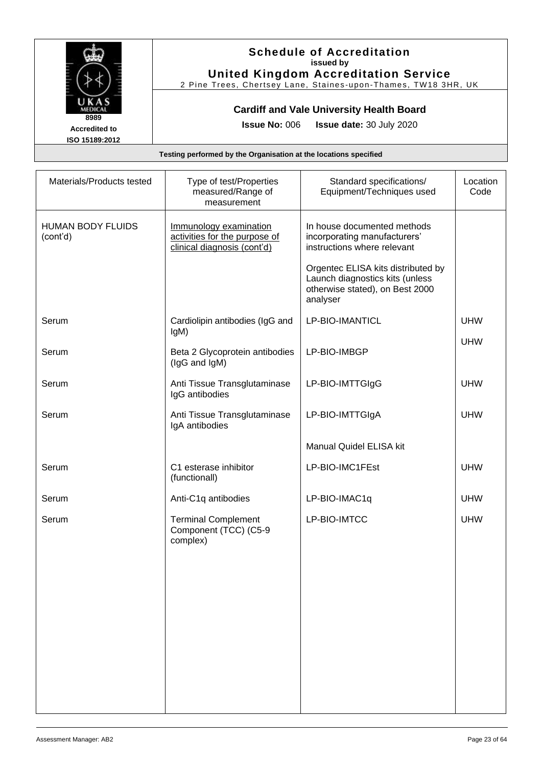# Schedule of Accreditation
issued by
**United Kingdom Accreditation Service**
2 Pine Trees, Chertsey Lane, Staines-upon-Thames, TW18 3HR, UK

8989
Accredited to
ISO 15189:2012

**Cardiff and Vale University Health Board**

**Issue No:** 006 **Issue date:** 30 July 2020

**Testing performed by the Organisation at the locations specified**

| Materials/Products tested | Type of test/Properties measured/Range of measurement | Standard specifications/ Equipment/Techniques used | Location Code |
|---|---|---|---|
| HUMAN BODY FLUIDS (cont'd) | Immunology examination activities for the purpose of clinical diagnosis (cont'd) | In house documented methods incorporating manufacturers' instructions where relevant<br><br>Orgentec ELISA kits distributed by Launch diagnostics kits (unless otherwise stated), on Best 2000 analyser | |
| Serum | Cardiolipin antibodies (IgG and IgM) | LP-BIO-IMANTICL | UHW |
| Serum | Beta 2 Glycoprotein antibodies (IgG and IgM) | LP-BIO-IMBGP | UHW |
| Serum | Anti Tissue Transglutaminase IgG antibodies | LP-BIO-IMTTGIgG | UHW |
| Serum | Anti Tissue Transglutaminase IgA antibodies | LP-BIO-IMTTGIgA | UHW |
| | | Manual Quidel ELISA kit | |
| Serum | C1 esterase inhibitor (functionall) | LP-BIO-IMC1FEst | UHW |
| Serum | Anti-C1q antibodies | LP-BIO-IMAC1q | UHW |
| Serum | Terminal Complement Component (TCC) (C5-9 complex) | LP-BIO-IMTCC | UHW |

Assessment Manager: AB2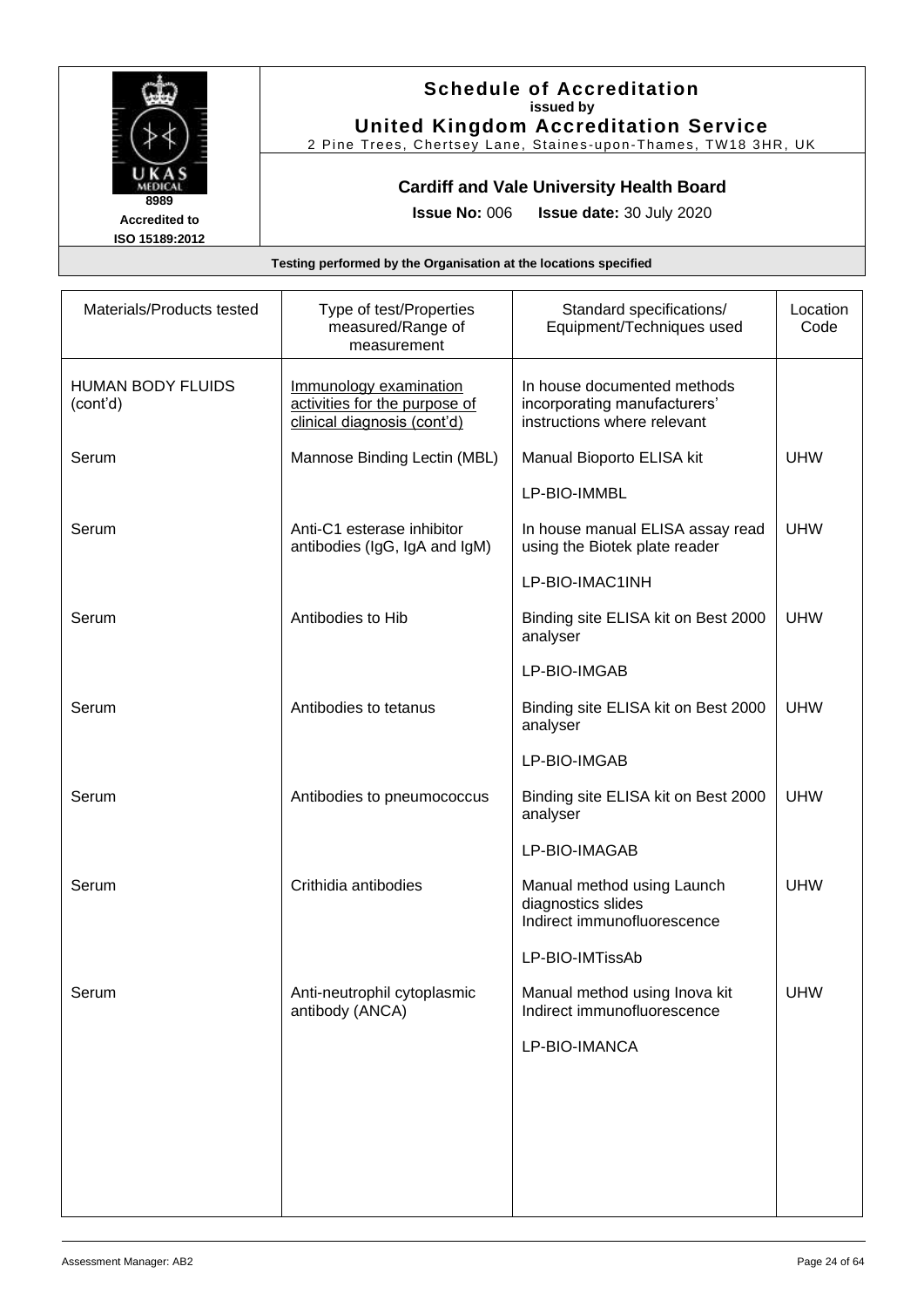# Schedule of Accreditation

**issued by**

**United Kingdom Accreditation Service**

2 Pine Trees, Chertsey Lane, Staines-upon-Thames, TW18 3HR, UK

**8989**
**Accredited to ISO 15189:2012**

## Cardiff and Vale University Health Board

**Issue No:** 006 **Issue date:** 30 July 2020

**Testing performed by the Organisation at the locations specified**

| Materials/Products tested | Type of test/Properties measured/Range of measurement | Standard specifications/ Equipment/Techniques used | Location Code |
|---|---|---|---|
| HUMAN BODY FLUIDS (cont'd) | Immunology examination activities for the purpose of clinical diagnosis (cont'd) | In house documented methods incorporating manufacturers' instructions where relevant | |
| Serum | Mannose Binding Lectin (MBL) | Manual Bioporto ELISA kit<br><br>LP-BIO-IMMBL | UHW |
| Serum | Anti-C1 esterase inhibitor antibodies (IgG, IgA and IgM) | In house manual ELISA assay read using the Biotek plate reader<br><br>LP-BIO-IMAC1INH | UHW |
| Serum | Antibodies to Hib | Binding site ELISA kit on Best 2000 analyser<br><br>LP-BIO-IMGAB | UHW |
| Serum | Antibodies to tetanus | Binding site ELISA kit on Best 2000 analyser<br><br>LP-BIO-IMGAB | UHW |
| Serum | Antibodies to pneumococcus | Binding site ELISA kit on Best 2000 analyser<br><br>LP-BIO-IMAGAB | UHW |
| Serum | Crithidia antibodies | Manual method using Launch diagnostics slides<br>Indirect immunofluorescence<br><br>LP-BIO-IMTissAb | UHW |
| Serum | Anti-neutrophil cytoplasmic antibody (ANCA) | Manual method using Inova kit<br>Indirect immunofluorescence<br><br>LP-BIO-IMANCA | UHW |

Assessment Manager: AB2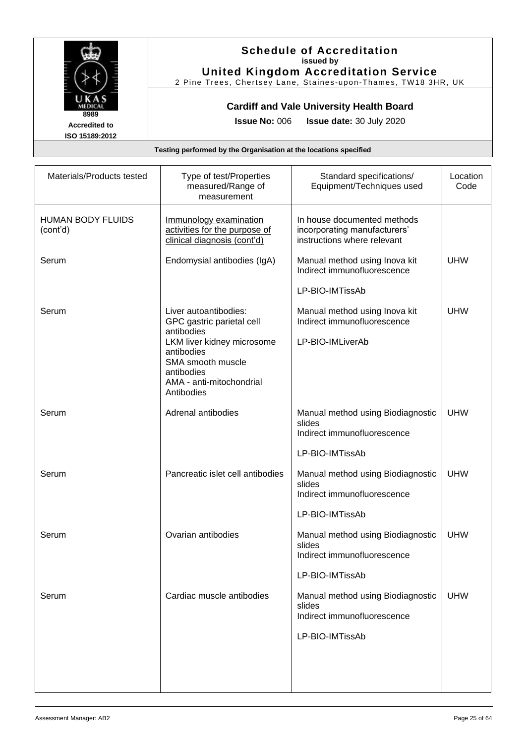# Schedule of Accreditation
**issued by**
**United Kingdom Accreditation Service**
2 Pine Trees, Chertsey Lane, Staines-upon-Thames, TW18 3HR, UK

8989
Accredited to
ISO 15189:2012

## Cardiff and Vale University Health Board

**Issue No:** 006 **Issue date:** 30 July 2020

**Testing performed by the Organisation at the locations specified**

| Materials/Products tested | Type of test/Properties measured/Range of measurement | Standard specifications/ Equipment/Techniques used | Location Code |
|---|---|---|---|
| HUMAN BODY FLUIDS (cont'd) | Immunology examination activities for the purpose of clinical diagnosis (cont'd) | In house documented methods incorporating manufacturers' instructions where relevant | |
| Serum | Endomysial antibodies (IgA) | Manual method using Inova kit<br>Indirect immunofluorescence<br><br>LP-BIO-IMTissAb | UHW |
| Serum | Liver autoantibodies:<br>GPC gastric parietal cell antibodies<br>LKM liver kidney microsome antibodies<br>SMA smooth muscle antibodies<br>AMA - anti-mitochondrial Antibodies | Manual method using Inova kit<br>Indirect immunofluorescence<br><br>LP-BIO-IMLiverAb | UHW |
| Serum | Adrenal antibodies | Manual method using Biodiagnostic slides<br>Indirect immunofluorescence<br><br>LP-BIO-IMTissAb | UHW |
| Serum | Pancreatic islet cell antibodies | Manual method using Biodiagnostic slides<br>Indirect immunofluorescence<br><br>LP-BIO-IMTissAb | UHW |
| Serum | Ovarian antibodies | Manual method using Biodiagnostic slides<br>Indirect immunofluorescence<br><br>LP-BIO-IMTissAb | UHW |
| Serum | Cardiac muscle antibodies | Manual method using Biodiagnostic slides<br>Indirect immunofluorescence<br><br>LP-BIO-IMTissAb | UHW |

Assessment Manager: AB2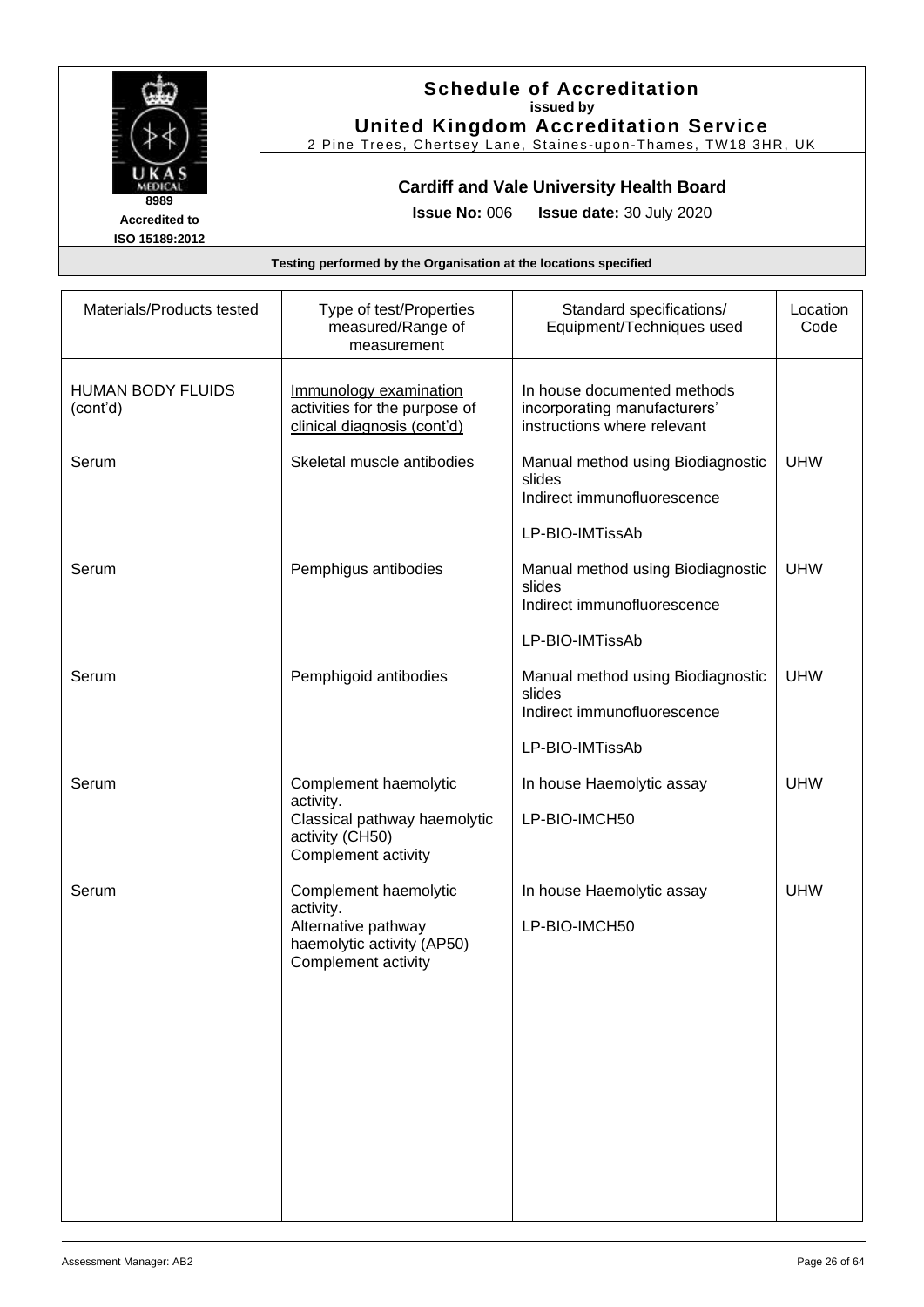# Schedule of Accreditation
**issued by**
**United Kingdom Accreditation Service**
2 Pine Trees, Chertsey Lane, Staines-upon-Thames, TW18 3HR, UK

**Cardiff and Vale University Health Board**

**Issue No:** 006 **Issue date:** 30 July 2020

8989
**Accredited to ISO 15189:2012**

**Testing performed by the Organisation at the locations specified**

| Materials/Products tested | Type of test/Properties measured/Range of measurement | Standard specifications/ Equipment/Techniques used | Location Code |
|---|---|---|---|
| HUMAN BODY FLUIDS (cont'd) | Immunology examination activities for the purpose of clinical diagnosis (cont'd) | In house documented methods incorporating manufacturers' instructions where relevant | |
| Serum | Skeletal muscle antibodies | Manual method using Biodiagnostic slides<br>Indirect immunofluorescence<br><br>LP-BIO-IMTissAb | UHW |
| Serum | Pemphigus antibodies | Manual method using Biodiagnostic slides<br>Indirect immunofluorescence<br><br>LP-BIO-IMTissAb | UHW |
| Serum | Pemphigoid antibodies | Manual method using Biodiagnostic slides<br>Indirect immunofluorescence<br><br>LP-BIO-IMTissAb | UHW |
| Serum | Complement haemolytic activity.<br>Classical pathway haemolytic activity (CH50)<br>Complement activity | In house Haemolytic assay<br><br>LP-BIO-IMCH50 | UHW |
| Serum | Complement haemolytic activity.<br>Alternative pathway haemolytic activity (AP50)<br>Complement activity | In house Haemolytic assay<br><br>LP-BIO-IMCH50 | UHW |

Assessment Manager: AB2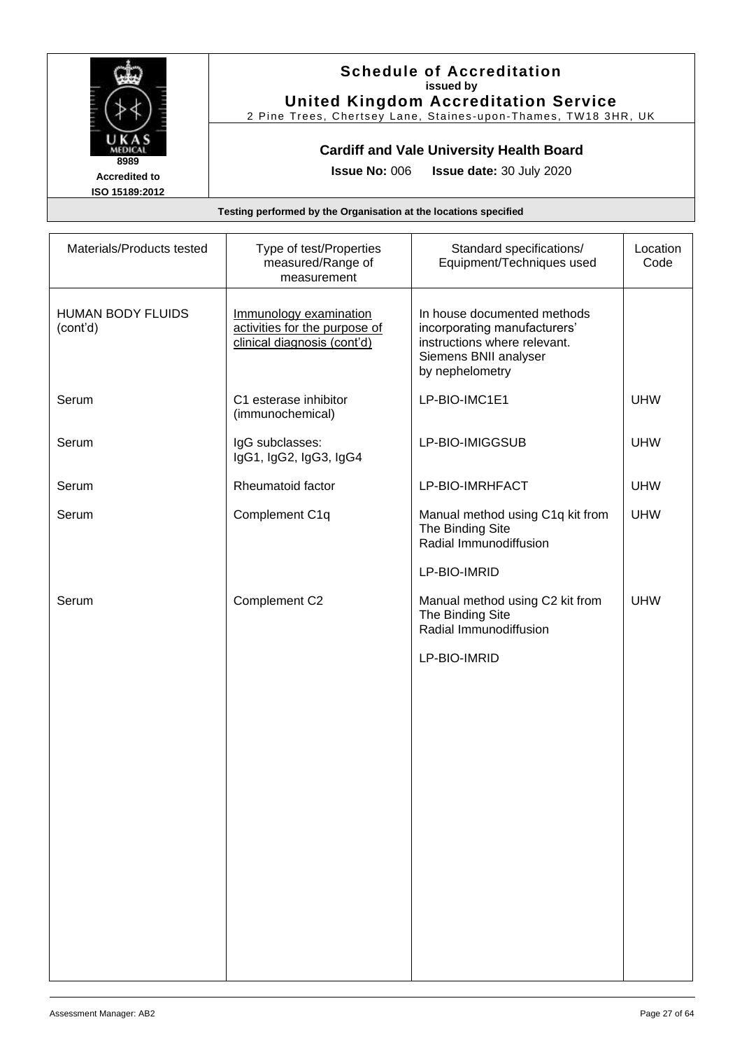# Schedule of Accreditation

**issued by**

**United Kingdom Accreditation Service**

2 Pine Trees, Chertsey Lane, Staines-upon-Thames, TW18 3HR, UK

8989

**Accredited to ISO 15189:2012**

**Cardiff and Vale University Health Board**

**Issue No:** 006 **Issue date:** 30 July 2020

**Testing performed by the Organisation at the locations specified**

| Materials/Products tested | Type of test/Properties measured/Range of measurement | Standard specifications/ Equipment/Techniques used | Location Code |
|---|---|---|---|
| HUMAN BODY FLUIDS (cont'd) | Immunology examination activities for the purpose of clinical diagnosis (cont'd) | In house documented methods incorporating manufacturers' instructions where relevant. Siemens BNII analyser by nephelometry | |
| Serum | C1 esterase inhibitor (immunochemical) | LP-BIO-IMC1E1 | UHW |
| Serum | IgG subclasses: IgG1, IgG2, IgG3, IgG4 | LP-BIO-IMIGGSUB | UHW |
| Serum | Rheumatoid factor | LP-BIO-IMRHFACT | UHW |
| Serum | Complement C1q | Manual method using C1q kit from The Binding Site Radial Immunodiffusion<br><br>LP-BIO-IMRID | UHW |
| Serum | Complement C2 | Manual method using C2 kit from The Binding Site Radial Immunodiffusion<br><br>LP-BIO-IMRID | UHW |

Assessment Manager: AB2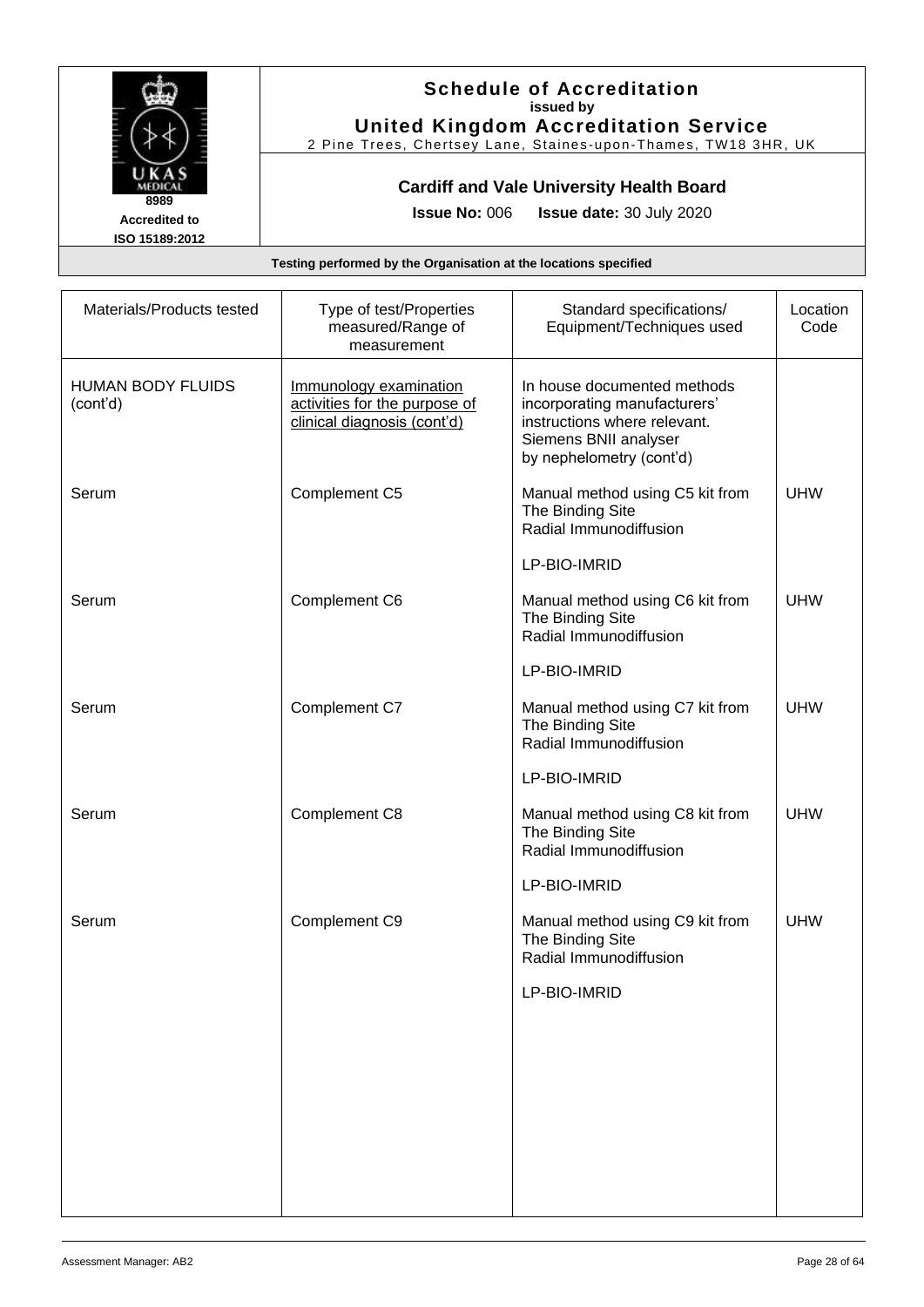**Schedule of Accreditation**
**issued by**
**United Kingdom Accreditation Service**
2 Pine Trees, Chertsey Lane, Staines-upon-Thames, TW18 3HR, UK

8989
**Accredited to ISO 15189:2012**

**Cardiff and Vale University Health Board**

**Issue No:** 006 **Issue date:** 30 July 2020

**Testing performed by the Organisation at the locations specified**

| Materials/Products tested | Type of test/Properties measured/Range of measurement | Standard specifications/ Equipment/Techniques used | Location Code |
|---|---|---|---|
| HUMAN BODY FLUIDS (cont'd) | Immunology examination activities for the purpose of clinical diagnosis (cont'd) | In house documented methods incorporating manufacturers' instructions where relevant. Siemens BNII analyser by nephelometry (cont'd) | |
| Serum | Complement C5 | Manual method using C5 kit from The Binding Site Radial Immunodiffusion<br><br>LP-BIO-IMRID | UHW |
| Serum | Complement C6 | Manual method using C6 kit from The Binding Site Radial Immunodiffusion<br><br>LP-BIO-IMRID | UHW |
| Serum | Complement C7 | Manual method using C7 kit from The Binding Site Radial Immunodiffusion<br><br>LP-BIO-IMRID | UHW |
| Serum | Complement C8 | Manual method using C8 kit from The Binding Site Radial Immunodiffusion<br><br>LP-BIO-IMRID | UHW |
| Serum | Complement C9 | Manual method using C9 kit from The Binding Site Radial Immunodiffusion<br><br>LP-BIO-IMRID | UHW |

Assessment Manager: AB2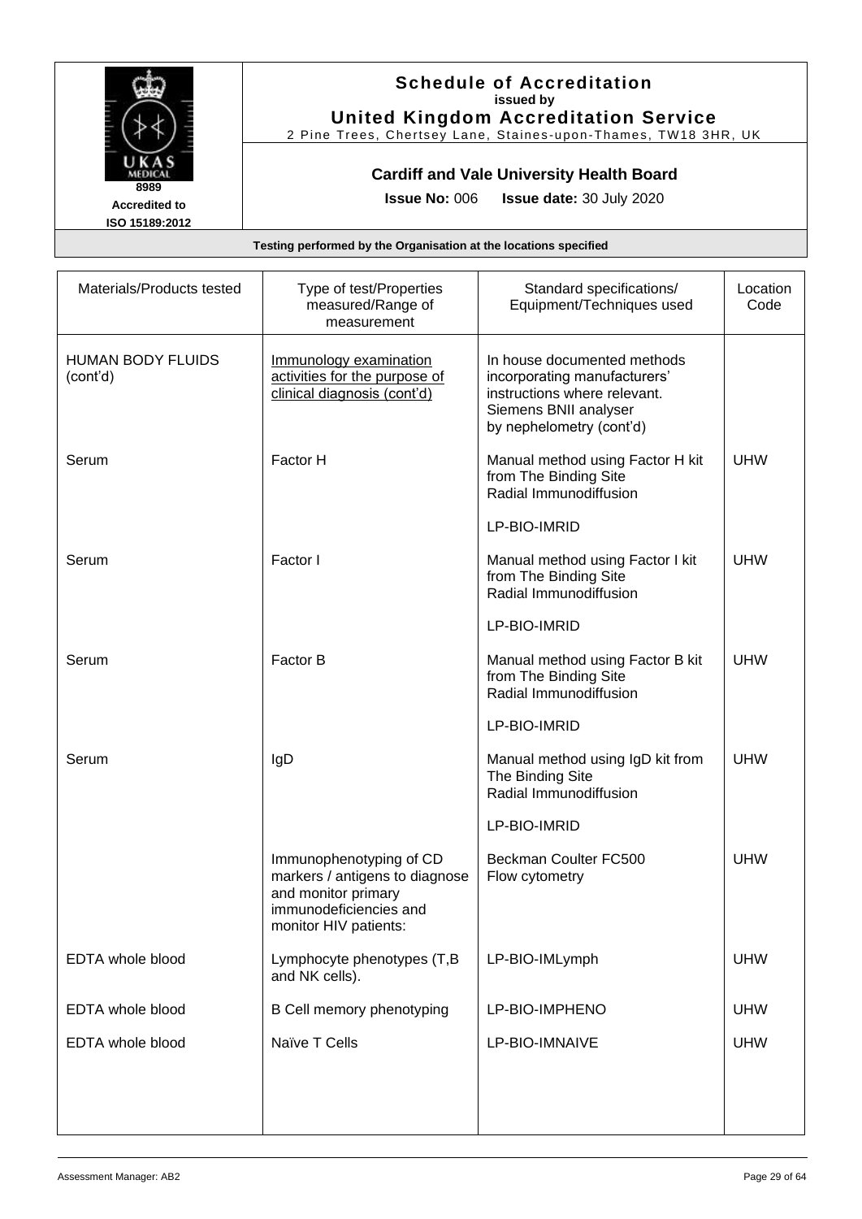# Schedule of Accreditation

**issued by**

**United Kingdom Accreditation Service**

2 Pine Trees, Chertsey Lane, Staines-upon-Thames, TW18 3HR, UK

8989

Accredited to ISO 15189:2012

## Cardiff and Vale University Health Board

**Issue No:** 006 **Issue date:** 30 July 2020

**Testing performed by the Organisation at the locations specified**

| Materials/Products tested | Type of test/Properties measured/Range of measurement | Standard specifications/ Equipment/Techniques used | Location Code |
|---|---|---|---|
| HUMAN BODY FLUIDS (cont'd) | Immunology examination activities for the purpose of clinical diagnosis (cont'd) | In house documented methods incorporating manufacturers' instructions where relevant. Siemens BNII analyser by nephelometry (cont'd) | |
| Serum | Factor H | Manual method using Factor H kit from The Binding Site Radial Immunodiffusion<br><br>LP-BIO-IMRID | UHW |
| Serum | Factor I | Manual method using Factor I kit from The Binding Site Radial Immunodiffusion<br><br>LP-BIO-IMRID | UHW |
| Serum | Factor B | Manual method using Factor B kit from The Binding Site Radial Immunodiffusion<br><br>LP-BIO-IMRID | UHW |
| Serum | IgD | Manual method using IgD kit from The Binding Site Radial Immunodiffusion<br><br>LP-BIO-IMRID | UHW |
| | Immunophenotyping of CD markers / antigens to diagnose and monitor primary immunodeficiencies and monitor HIV patients: | Beckman Coulter FC500 Flow cytometry | UHW |
| EDTA whole blood | Lymphocyte phenotypes (T,B and NK cells). | LP-BIO-IMLymph | UHW |
| EDTA whole blood | B Cell memory phenotyping | LP-BIO-IMPHENO | UHW |
| EDTA whole blood | Naïve T Cells | LP-BIO-IMNAIVE | UHW |

Assessment Manager: AB2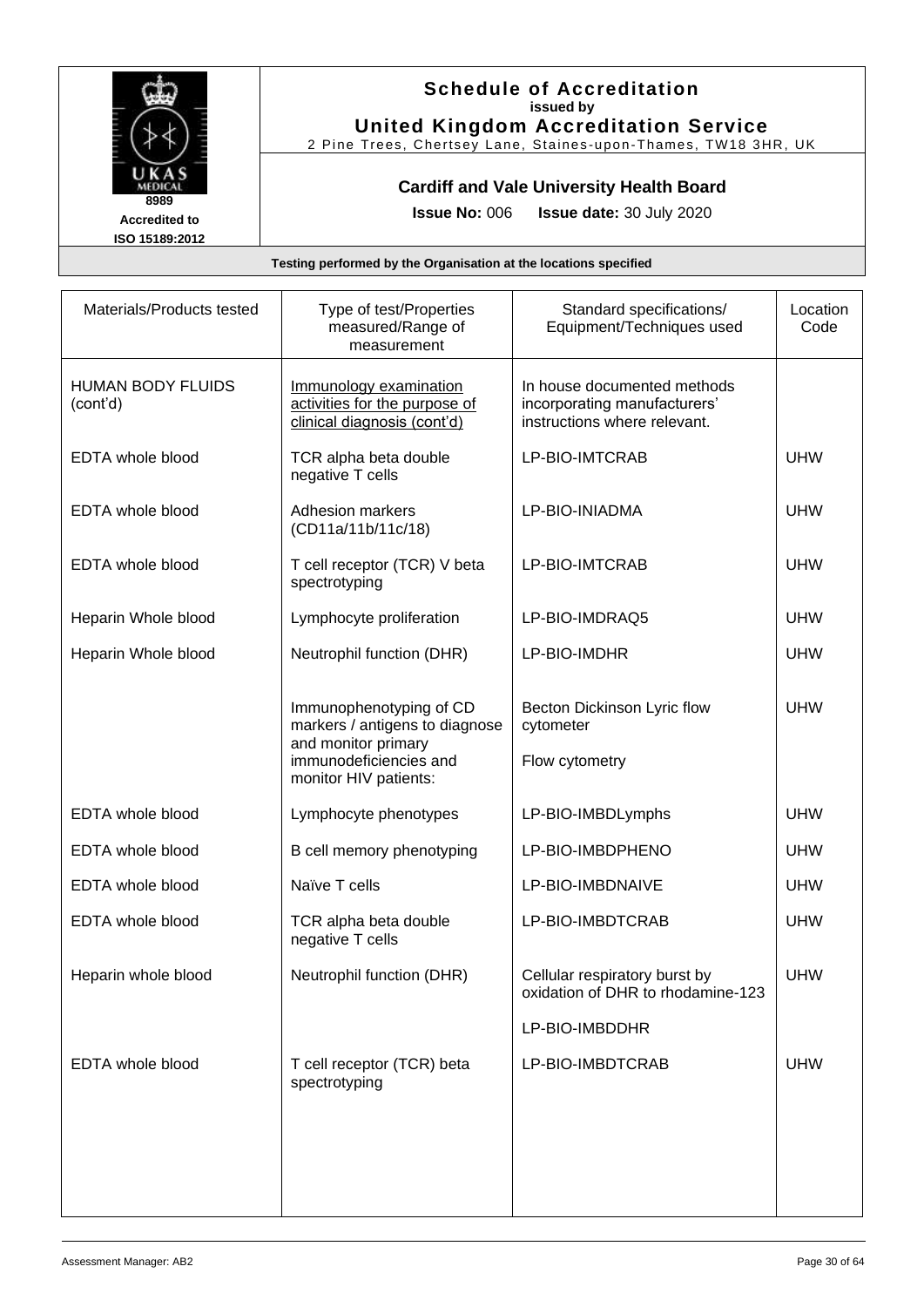# Schedule of Accreditation
**issued by**
**United Kingdom Accreditation Service**
2 Pine Trees, Chertsey Lane, Staines-upon-Thames, TW18 3HR, UK

8989
**Accredited to ISO 15189:2012**

## Cardiff and Vale University Health Board

**Issue No:** 006 **Issue date:** 30 July 2020

**Testing performed by the Organisation at the locations specified**

| Materials/Products tested | Type of test/Properties measured/Range of measurement | Standard specifications/ Equipment/Techniques used | Location Code |
|---|---|---|---|
| HUMAN BODY FLUIDS (cont'd) | Immunology examination activities for the purpose of clinical diagnosis (cont'd) | In house documented methods incorporating manufacturers' instructions where relevant. | |
| EDTA whole blood | TCR alpha beta double negative T cells | LP-BIO-IMTCRAB | UHW |
| EDTA whole blood | Adhesion markers (CD11a/11b/11c/18) | LP-BIO-INIADMA | UHW |
| EDTA whole blood | T cell receptor (TCR) V beta spectrotyping | LP-BIO-IMTCRAB | UHW |
| Heparin Whole blood | Lymphocyte proliferation | LP-BIO-IMDRAQ5 | UHW |
| Heparin Whole blood | Neutrophil function (DHR) | LP-BIO-IMDHR | UHW |
| | Immunophenotyping of CD markers / antigens to diagnose and monitor primary immunodeficiencies and monitor HIV patients: | Becton Dickinson Lyric flow cytometer<br><br>Flow cytometry | UHW |
| EDTA whole blood | Lymphocyte phenotypes | LP-BIO-IMBDLymphs | UHW |
| EDTA whole blood | B cell memory phenotyping | LP-BIO-IMBDPHENO | UHW |
| EDTA whole blood | Naïve T cells | LP-BIO-IMBDNAIVE | UHW |
| EDTA whole blood | TCR alpha beta double negative T cells | LP-BIO-IMBDTCRAB | UHW |
| Heparin whole blood | Neutrophil function (DHR) | Cellular respiratory burst by oxidation of DHR to rhodamine-123<br><br>LP-BIO-IMBDDHR | UHW |
| EDTA whole blood | T cell receptor (TCR) beta spectrotyping | LP-BIO-IMBDTCRAB | UHW |

Assessment Manager: AB2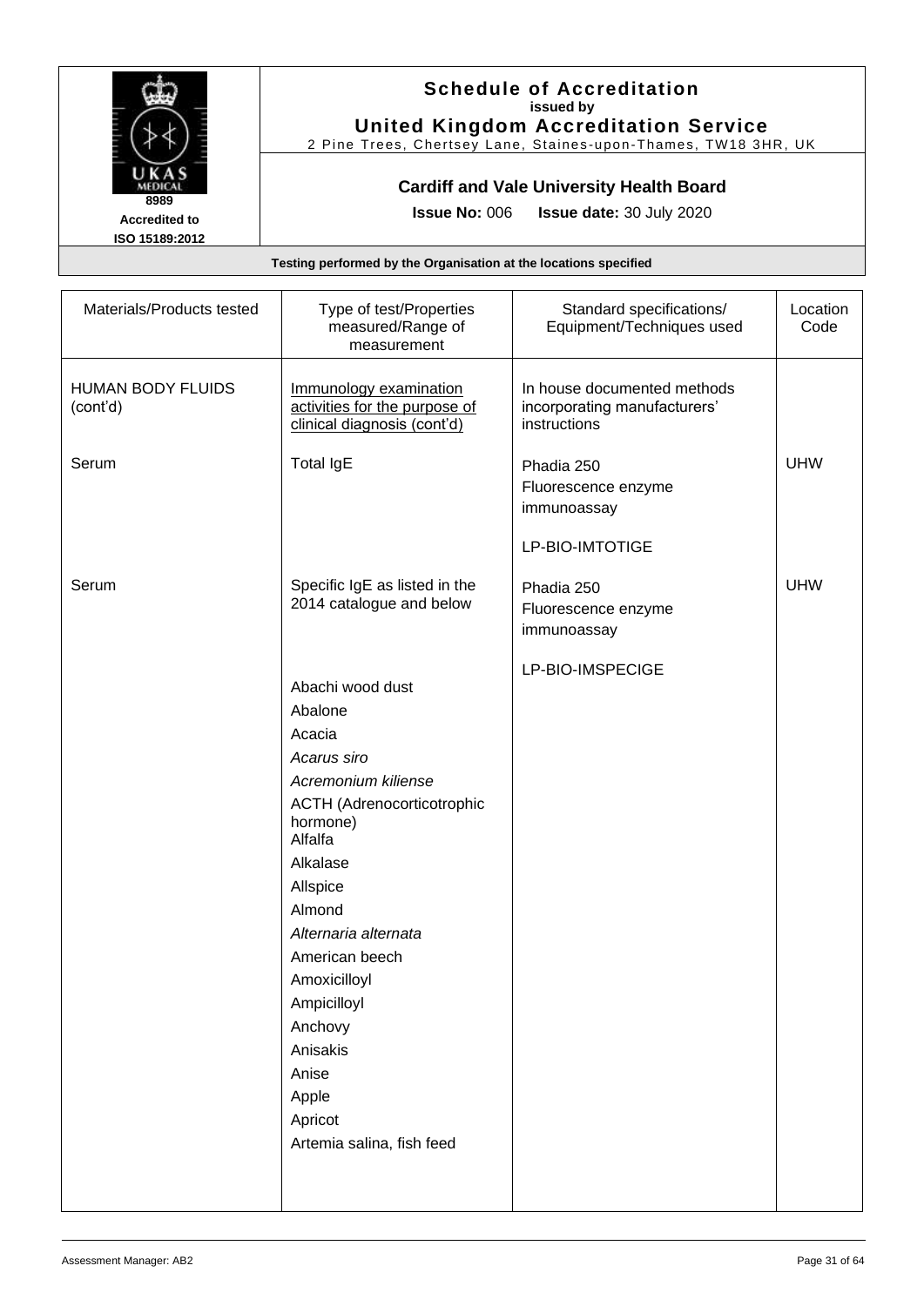**Schedule of Accreditation**
**issued by**
**United Kingdom Accreditation Service**
2 Pine Trees, Chertsey Lane, Staines-upon-Thames, TW18 3HR, UK

8989
**Accredited to ISO 15189:2012**

**Cardiff and Vale University Health Board**

**Issue No:** 006 **Issue date:** 30 July 2020

**Testing performed by the Organisation at the locations specified**

| Materials/Products tested | Type of test/Properties measured/Range of measurement | Standard specifications/ Equipment/Techniques used | Location Code |
|---|---|---|---|
| HUMAN BODY FLUIDS (cont'd) | Immunology examination activities for the purpose of clinical diagnosis (cont'd) | In house documented methods incorporating manufacturers' instructions | |
| Serum | Total IgE | Phadia 250<br>Fluorescence enzyme immunoassay<br><br>LP-BIO-IMTOTIGE | UHW |
| Serum | Specific IgE as listed in the 2014 catalogue and below<br><br>Abachi wood dust<br>Abalone<br>Acacia<br>*Acarus siro*<br>*Acremonium kiliense*<br>ACTH (Adrenocorticotrophic hormone)<br>Alfalfa<br>Alkalase<br>Allspice<br>Almond<br>*Alternaria alternata*<br>American beech<br>Amoxicilloyl<br>Ampicilloyl<br>Anchovy<br>Anisakis<br>Anise<br>Apple<br>Apricot<br>Artemia salina, fish feed | Phadia 250<br>Fluorescence enzyme immunoassay<br><br>LP-BIO-IMSPECIGE | UHW |

Assessment Manager: AB2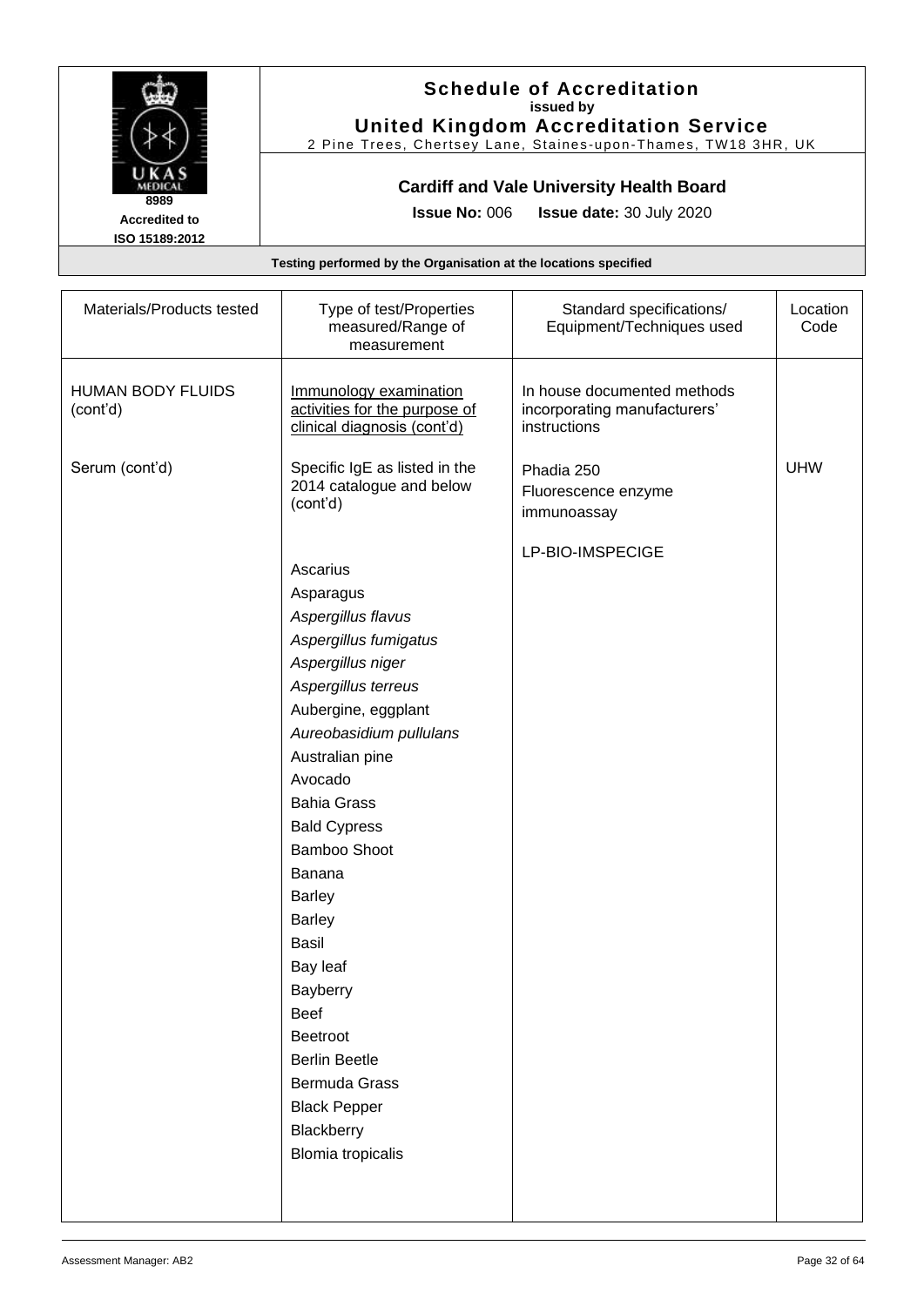**Schedule of Accreditation**
**issued by**
**United Kingdom Accreditation Service**
2 Pine Trees, Chertsey Lane, Staines-upon-Thames, TW18 3HR, UK

8989
**Accredited to ISO 15189:2012**

**Cardiff and Vale University Health Board**

**Issue No:** 006 **Issue date:** 30 July 2020

**Testing performed by the Organisation at the locations specified**

| Materials/Products tested | Type of test/Properties measured/Range of measurement | Standard specifications/ Equipment/Techniques used | Location Code |
|---|---|---|---|
| HUMAN BODY FLUIDS (cont'd) | Immunology examination activities for the purpose of clinical diagnosis (cont'd) | In house documented methods incorporating manufacturers' instructions | |
| Serum (cont'd) | Specific IgE as listed in the 2014 catalogue and below (cont'd) | Phadia 250<br>Fluorescence enzyme immunoassay<br><br>LP-BIO-IMSPECIGE | UHW |
| | Ascarius<br>Asparagus<br>*Aspergillus flavus*<br>*Aspergillus fumigatus*<br>*Aspergillus niger*<br>*Aspergillus terreus*<br>Aubergine, eggplant<br>*Aureobasidium pullulans*<br>Australian pine<br>Avocado<br>Bahia Grass<br>Bald Cypress<br>Bamboo Shoot<br>Banana<br>Barley<br>Barley<br>Basil<br>Bay leaf<br>Bayberry<br>Beef<br>Beetroot<br>Berlin Beetle<br>Bermuda Grass<br>Black Pepper<br>Blackberry<br>Blomia tropicalis | | |

Assessment Manager: AB2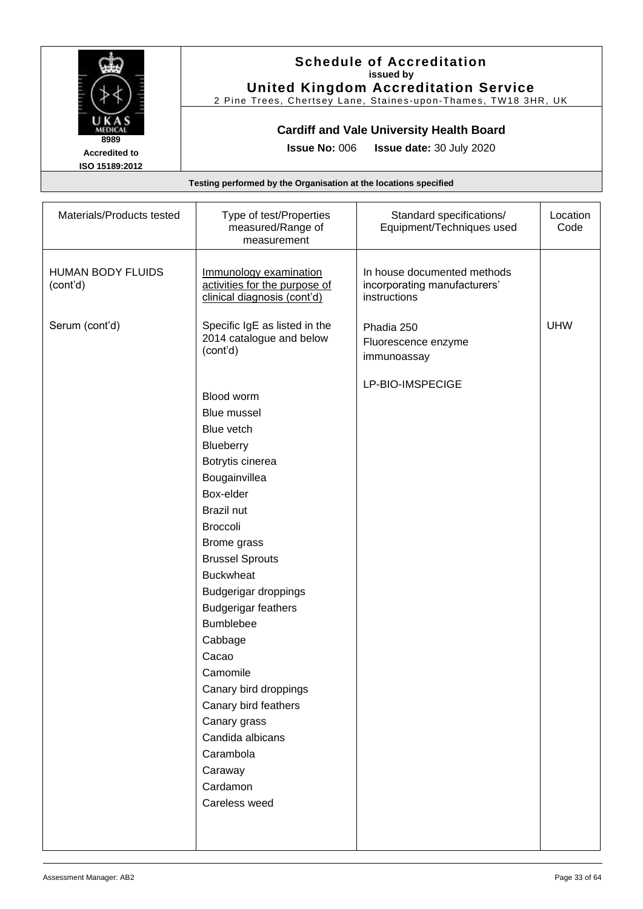**Schedule of Accreditation**
**issued by**
**United Kingdom Accreditation Service**
2 Pine Trees, Chertsey Lane, Staines-upon-Thames, TW18 3HR, UK

8989
**Accredited to ISO 15189:2012**

**Cardiff and Vale University Health Board**

**Issue No:** 006 **Issue date:** 30 July 2020

**Testing performed by the Organisation at the locations specified**

| Materials/Products tested | Type of test/Properties measured/Range of measurement | Standard specifications/ Equipment/Techniques used | Location Code |
|---|---|---|---|
| HUMAN BODY FLUIDS (cont'd) | Immunology examination activities for the purpose of clinical diagnosis (cont'd) | In house documented methods incorporating manufacturers' instructions | |
| Serum (cont'd) | Specific IgE as listed in the 2014 catalogue and below (cont'd)<br><br>Blood worm<br>Blue mussel<br>Blue vetch<br>Blueberry<br>Botrytis cinerea<br>Bougainvillea<br>Box-elder<br>Brazil nut<br>Broccoli<br>Brome grass<br>Brussel Sprouts<br>Buckwheat<br>Budgerigar droppings<br>Budgerigar feathers<br>Bumblebee<br>Cabbage<br>Cacao<br>Camomile<br>Canary bird droppings<br>Canary bird feathers<br>Canary grass<br>Candida albicans<br>Carambola<br>Caraway<br>Cardamon<br>Careless weed | Phadia 250<br>Fluorescence enzyme immunoassay<br><br>LP-BIO-IMSPECIGE | UHW |

Assessment Manager: AB2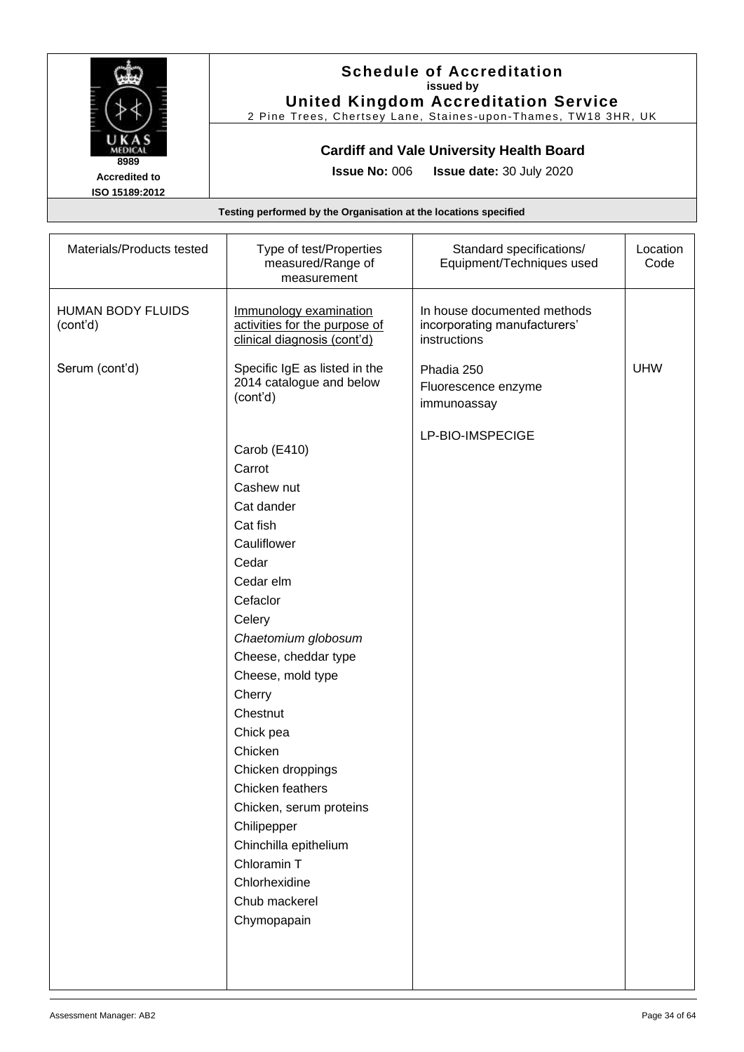# Schedule of Accreditation

issued by

**United Kingdom Accreditation Service**

2 Pine Trees, Chertsey Lane, Staines-upon-Thames, TW18 3HR, UK

8989

Accredited to ISO 15189:2012

**Cardiff and Vale University Health Board**

**Issue No:** 006 **Issue date:** 30 July 2020

**Testing performed by the Organisation at the locations specified**

| Materials/Products tested | Type of test/Properties measured/Range of measurement | Standard specifications/ Equipment/Techniques used | Location Code |
|---|---|---|---|
| HUMAN BODY FLUIDS (cont'd) | Immunology examination activities for the purpose of clinical diagnosis (cont'd) | In house documented methods incorporating manufacturers' instructions | |
| Serum (cont'd) | Specific IgE as listed in the 2014 catalogue and below (cont'd) | Phadia 250<br>Fluorescence enzyme immunoassay<br><br>LP-BIO-IMSPECIGE | UHW |
| | Carob (E410)<br>Carrot<br>Cashew nut<br>Cat dander<br>Cat fish<br>Cauliflower<br>Cedar<br>Cedar elm<br>Cefaclor<br>Celery<br>*Chaetomium globosum*<br>Cheese, cheddar type<br>Cheese, mold type<br>Cherry<br>Chestnut<br>Chick pea<br>Chicken<br>Chicken droppings<br>Chicken feathers<br>Chicken, serum proteins<br>Chilipepper<br>Chinchilla epithelium<br>Chloramin T<br>Chlorhexidine<br>Chub mackerel<br>Chymopapain | | |

Assessment Manager: AB2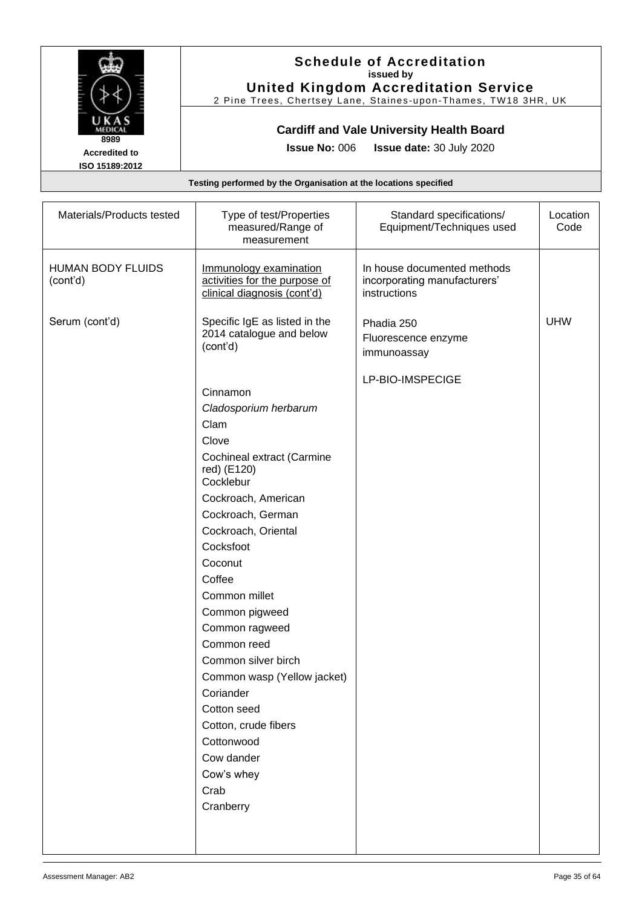**Schedule of Accreditation**
**issued by**
**United Kingdom Accreditation Service**
2 Pine Trees, Chertsey Lane, Staines-upon-Thames, TW18 3HR, UK

8989
**Accredited to ISO 15189:2012**

**Cardiff and Vale University Health Board**

**Issue No:** 006 **Issue date:** 30 July 2020

**Testing performed by the Organisation at the locations specified**

| Materials/Products tested | Type of test/Properties measured/Range of measurement | Standard specifications/ Equipment/Techniques used | Location Code |
|---|---|---|---|
| HUMAN BODY FLUIDS (cont'd) | Immunology examination activities for the purpose of clinical diagnosis (cont'd) | In house documented methods incorporating manufacturers' instructions | |
| Serum (cont'd) | Specific IgE as listed in the 2014 catalogue and below (cont'd) | Phadia 250<br>Fluorescence enzyme immunoassay<br><br>LP-BIO-IMSPECIGE | UHW |
| | Cinnamon<br>*Cladosporium herbarum*<br>Clam<br>Clove<br>Cochineal extract (Carmine red) (E120)<br>Cocklebur<br>Cockroach, American<br>Cockroach, German<br>Cockroach, Oriental<br>Cocksfoot<br>Coconut<br>Coffee<br>Common millet<br>Common pigweed<br>Common ragweed<br>Common reed<br>Common silver birch<br>Common wasp (Yellow jacket)<br>Coriander<br>Cotton seed<br>Cotton, crude fibers<br>Cottonwood<br>Cow dander<br>Cow's whey<br>Crab<br>Cranberry | | |

Assessment Manager: AB2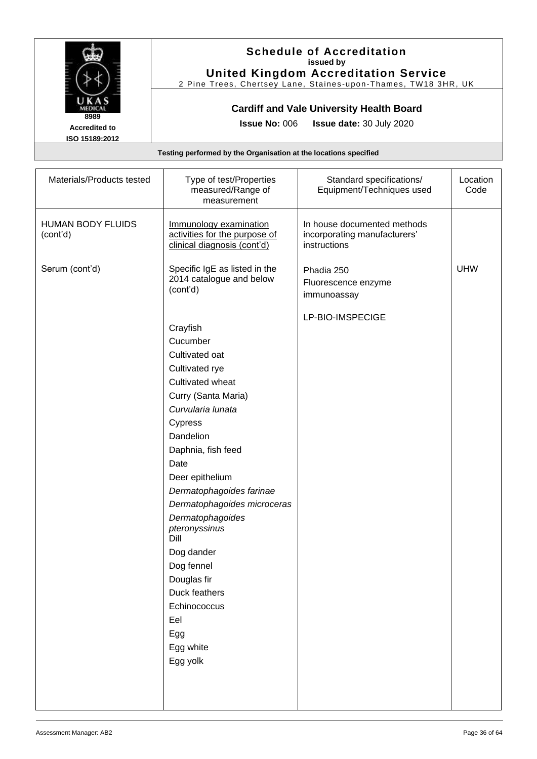**Schedule of Accreditation**
**issued by**
**United Kingdom Accreditation Service**
2 Pine Trees, Chertsey Lane, Staines-upon-Thames, TW18 3HR, UK

8989
**Accredited to ISO 15189:2012**

**Cardiff and Vale University Health Board**

**Issue No:** 006 **Issue date:** 30 July 2020

**Testing performed by the Organisation at the locations specified**

| Materials/Products tested | Type of test/Properties measured/Range of measurement | Standard specifications/ Equipment/Techniques used | Location Code |
|---|---|---|---|
| HUMAN BODY FLUIDS (cont'd) | Immunology examination activities for the purpose of clinical diagnosis (cont'd) | In house documented methods incorporating manufacturers' instructions | |
| Serum (cont'd) | Specific IgE as listed in the 2014 catalogue and below (cont'd) | Phadia 250<br>Fluorescence enzyme immunoassay<br><br>LP-BIO-IMSPECIGE | UHW |
| | Crayfish<br>Cucumber<br>Cultivated oat<br>Cultivated rye<br>Cultivated wheat<br>Curry (Santa Maria)<br>*Curvularia lunata*<br>Cypress<br>Dandelion<br>Daphnia, fish feed<br>Date<br>Deer epithelium<br>*Dermatophagoides farinae*<br>*Dermatophagoides microceras*<br>*Dermatophagoides pteronyssinus*<br>Dill<br>Dog dander<br>Dog fennel<br>Douglas fir<br>Duck feathers<br>Echinococcus<br>Eel<br>Egg<br>Egg white<br>Egg yolk | | |

Assessment Manager: AB2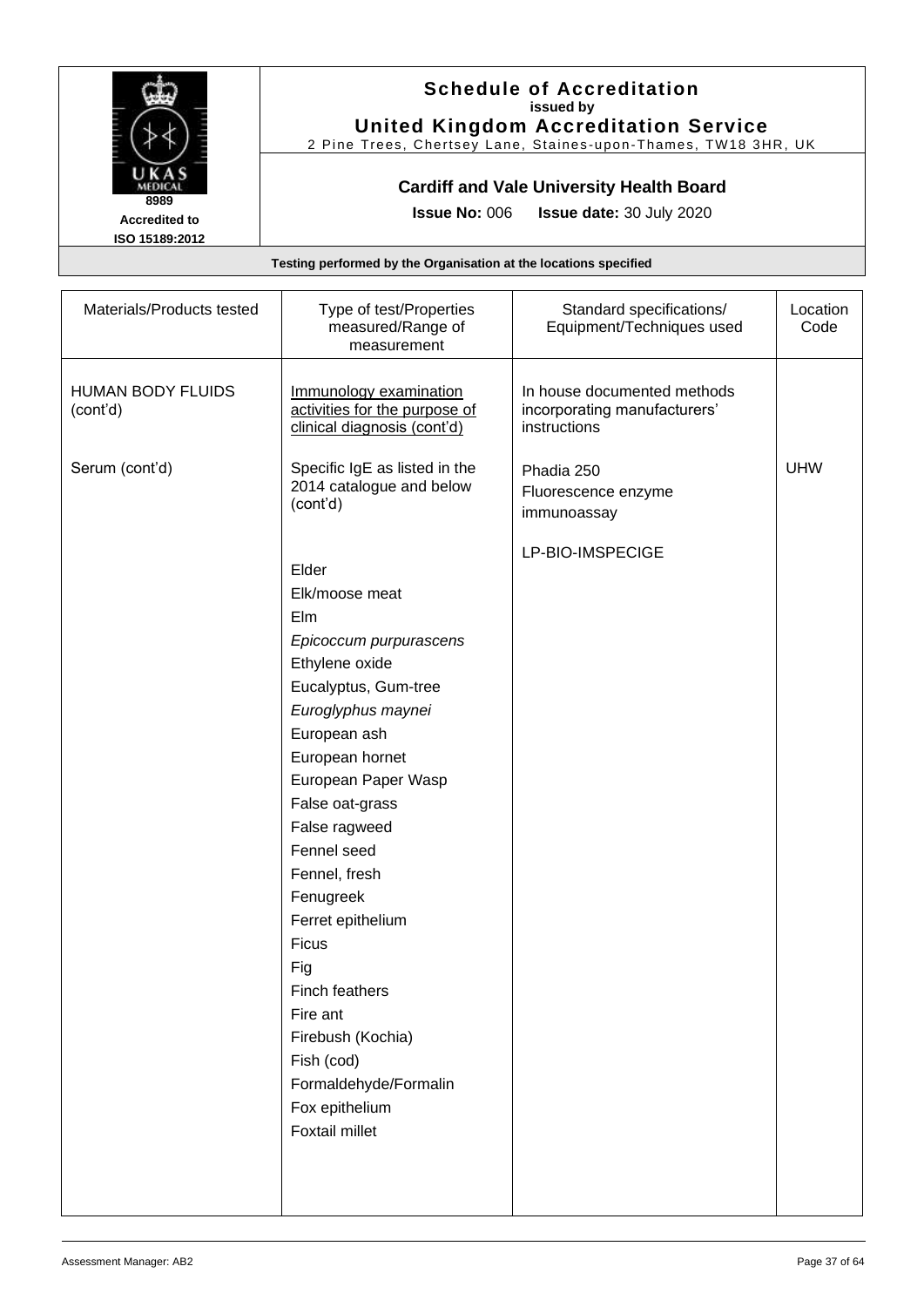**Schedule of Accreditation**
**issued by**
**United Kingdom Accreditation Service**
2 Pine Trees, Chertsey Lane, Staines-upon-Thames, TW18 3HR, UK

8989
**Accredited to ISO 15189:2012**

**Cardiff and Vale University Health Board**

**Issue No:** 006 **Issue date:** 30 July 2020

**Testing performed by the Organisation at the locations specified**

| Materials/Products tested | Type of test/Properties measured/Range of measurement | Standard specifications/ Equipment/Techniques used | Location Code |
|---|---|---|---|
| HUMAN BODY FLUIDS (cont'd) | Immunology examination activities for the purpose of clinical diagnosis (cont'd) | In house documented methods incorporating manufacturers' instructions | |
| Serum (cont'd) | Specific IgE as listed in the 2014 catalogue and below (cont'd) | Phadia 250<br>Fluorescence enzyme immunoassay<br><br>LP-BIO-IMSPECIGE | UHW |
| | Elder<br>Elk/moose meat<br>Elm<br>*Epicoccum purpurascens*<br>Ethylene oxide<br>Eucalyptus, Gum-tree<br>*Euroglyphus maynei*<br>European ash<br>European hornet<br>European Paper Wasp<br>False oat-grass<br>False ragweed<br>Fennel seed<br>Fennel, fresh<br>Fenugreek<br>Ferret epithelium<br>Ficus<br>Fig<br>Finch feathers<br>Fire ant<br>Firebush (Kochia)<br>Fish (cod)<br>Formaldehyde/Formalin<br>Fox epithelium<br>Foxtail millet | | |

Assessment Manager: AB2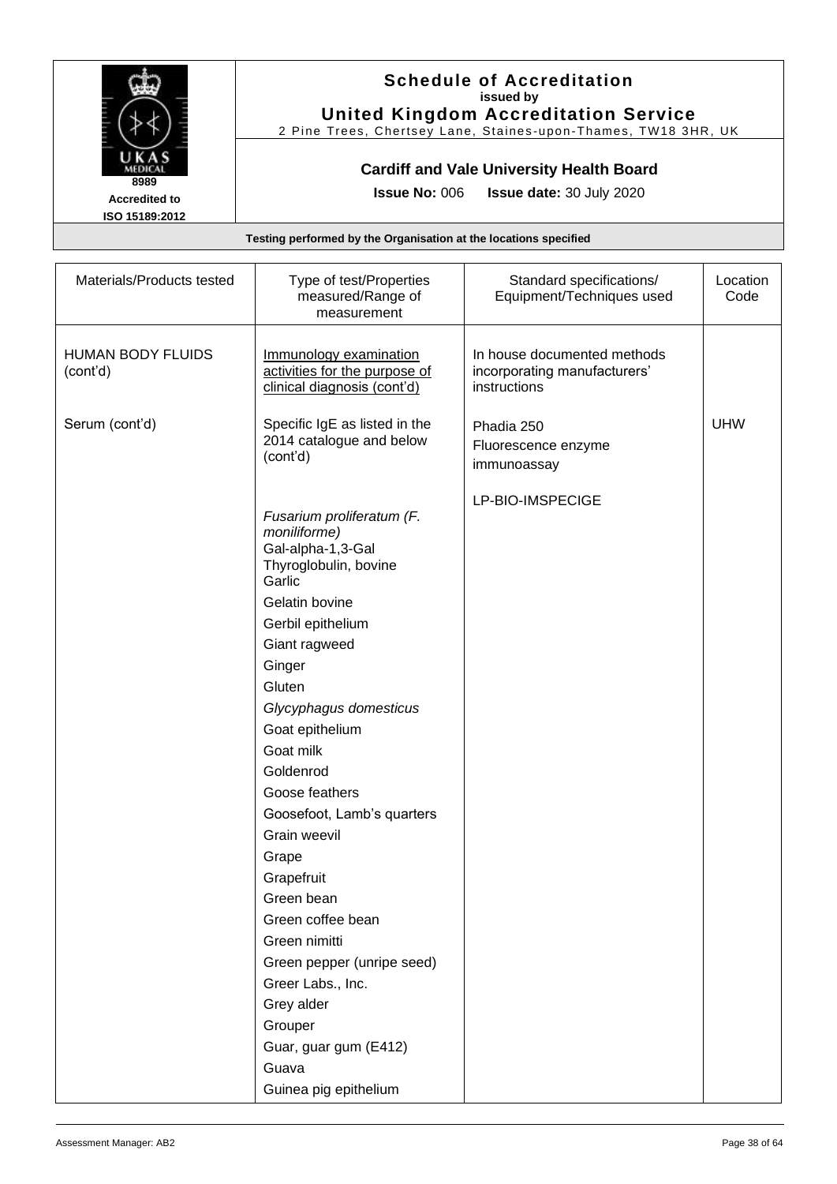# Schedule of Accreditation
**issued by**
**United Kingdom Accreditation Service**
2 Pine Trees, Chertsey Lane, Staines-upon-Thames, TW18 3HR, UK

8989
Accredited to
ISO 15189:2012

**Cardiff and Vale University Health Board**

**Issue No:** 006 **Issue date:** 30 July 2020

**Testing performed by the Organisation at the locations specified**

| Materials/Products tested | Type of test/Properties measured/Range of measurement | Standard specifications/ Equipment/Techniques used | Location Code |
|---|---|---|---|
| HUMAN BODY FLUIDS (cont'd) | Immunology examination activities for the purpose of clinical diagnosis (cont'd) | In house documented methods incorporating manufacturers' instructions | |
| Serum (cont'd) | Specific IgE as listed in the 2014 catalogue and below (cont'd) | Phadia 250<br>Fluorescence enzyme immunoassay | UHW |
| | | LP-BIO-IMSPECIGE | |
| | *Fusarium proliferatum (F. moniliforme)*<br>Gal-alpha-1,3-Gal<br>Thyroglobulin, bovine<br>Garlic<br>Gelatin bovine<br>Gerbil epithelium<br>Giant ragweed<br>Ginger<br>Gluten<br>*Glycyphagus domesticus*<br>Goat epithelium<br>Goat milk<br>Goldenrod<br>Goose feathers<br>Goosefoot, Lamb's quarters<br>Grain weevil<br>Grape<br>Grapefruit<br>Green bean<br>Green coffee bean<br>Green nimitti<br>Green pepper (unripe seed)<br>Greer Labs., Inc.<br>Grey alder<br>Grouper<br>Guar, guar gum (E412)<br>Guava<br>Guinea pig epithelium | | |

Assessment Manager: AB2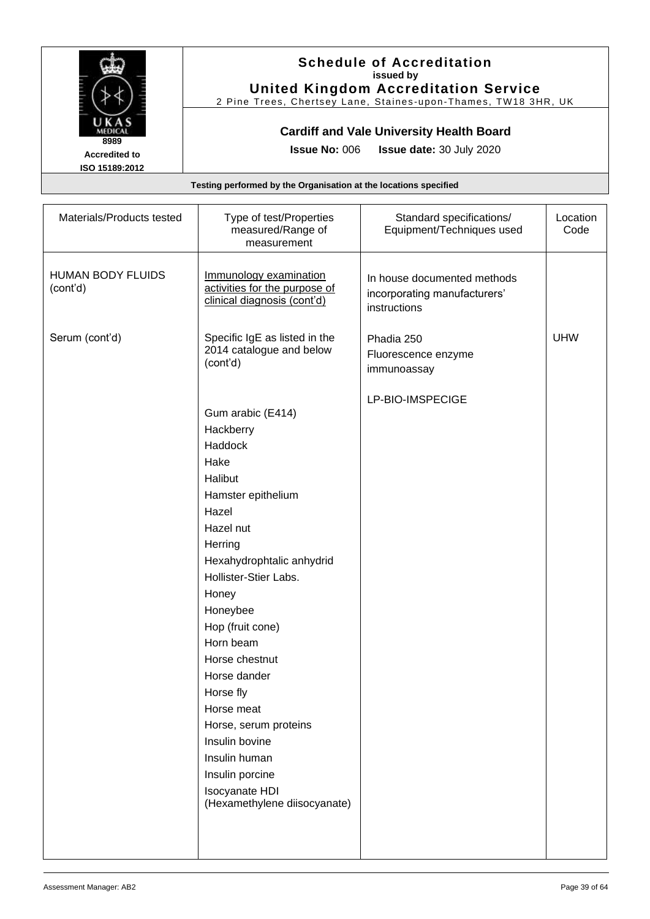**Schedule of Accreditation**
**issued by**
**United Kingdom Accreditation Service**
2 Pine Trees, Chertsey Lane, Staines-upon-Thames, TW18 3HR, UK

8989
**Accredited to**
**ISO 15189:2012**

**Cardiff and Vale University Health Board**

**Issue No:** 006 **Issue date:** 30 July 2020

**Testing performed by the Organisation at the locations specified**

| Materials/Products tested | Type of test/Properties measured/Range of measurement | Standard specifications/ Equipment/Techniques used | Location Code |
|---|---|---|---|
| HUMAN BODY FLUIDS (cont'd) | Immunology examination activities for the purpose of clinical diagnosis (cont'd) | In house documented methods incorporating manufacturers' instructions | |
| Serum (cont'd) | Specific IgE as listed in the 2014 catalogue and below (cont'd) | Phadia 250<br>Fluorescence enzyme immunoassay<br><br>LP-BIO-IMSPECIGE | UHW |
| | Gum arabic (E414)<br>Hackberry<br>Haddock<br>Hake<br>Halibut<br>Hamster epithelium<br>Hazel<br>Hazel nut<br>Herring<br>Hexahydrophtalic anhydrid<br>Hollister-Stier Labs.<br>Honey<br>Honeybee<br>Hop (fruit cone)<br>Horn beam<br>Horse chestnut<br>Horse dander<br>Horse fly<br>Horse meat<br>Horse, serum proteins<br>Insulin bovine<br>Insulin human<br>Insulin porcine<br>Isocyanate HDI (Hexamethylene diisocyanate) | | |

Assessment Manager: AB2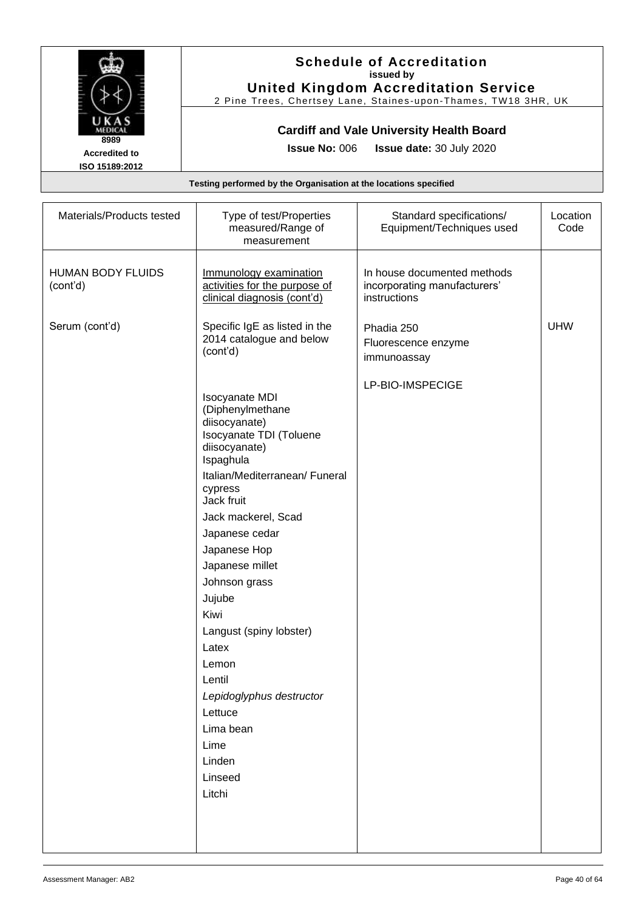# Schedule of Accreditation

**issued by**

**United Kingdom Accreditation Service**

2 Pine Trees, Chertsey Lane, Staines-upon-Thames, TW18 3HR, UK

8989

Accredited to ISO 15189:2012

## Cardiff and Vale University Health Board

**Issue No:** 006 **Issue date:** 30 July 2020

**Testing performed by the Organisation at the locations specified**

| Materials/Products tested | Type of test/Properties measured/Range of measurement | Standard specifications/ Equipment/Techniques used | Location Code |
|---|---|---|---|
| HUMAN BODY FLUIDS (cont'd) | Immunology examination activities for the purpose of clinical diagnosis (cont'd) | In house documented methods incorporating manufacturers' instructions | |
| Serum (cont'd) | Specific IgE as listed in the 2014 catalogue and below (cont'd) | Phadia 250<br>Fluorescence enzyme immunoassay | UHW |
| | | LP-BIO-IMSPECIGE | |
| | Isocyanate MDI (Diphenylmethane diisocyanate)<br>Isocyanate TDI (Toluene diisocyanate)<br>Ispaghula<br>Italian/Mediterranean/ Funeral cypress<br>Jack fruit<br>Jack mackerel, Scad<br>Japanese cedar<br>Japanese Hop<br>Japanese millet<br>Johnson grass<br>Jujube<br>Kiwi<br>Langust (spiny lobster)<br>Latex<br>Lemon<br>Lentil<br>*Lepidoglyphus destructor*<br>Lettuce<br>Lima bean<br>Lime<br>Linden<br>Linseed<br>Litchi | | |

Assessment Manager: AB2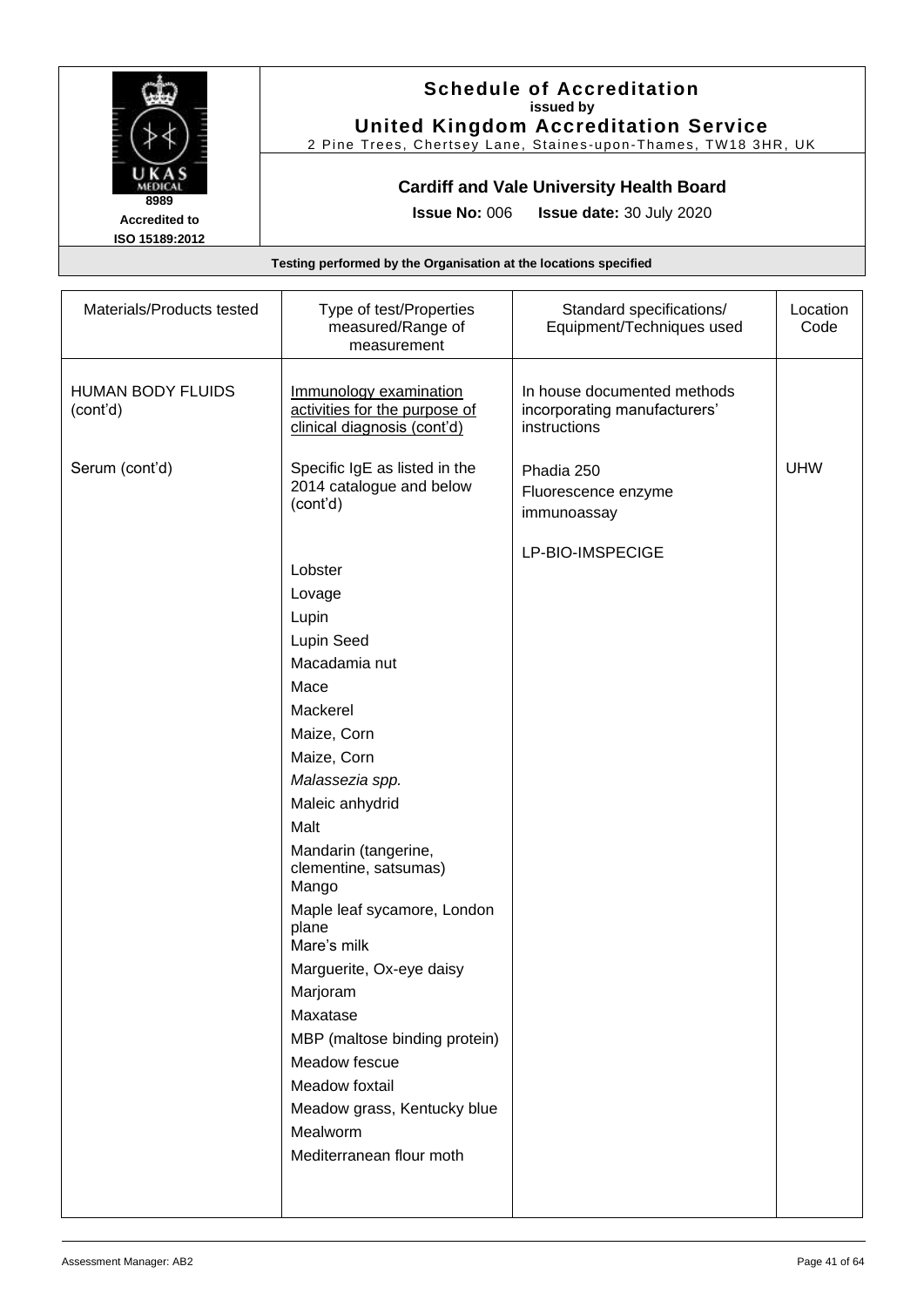**Schedule of Accreditation**
**issued by**
**United Kingdom Accreditation Service**
2 Pine Trees, Chertsey Lane, Staines-upon-Thames, TW18 3HR, UK

8989
**Accredited to ISO 15189:2012**

**Cardiff and Vale University Health Board**

**Issue No:** 006 **Issue date:** 30 July 2020

**Testing performed by the Organisation at the locations specified**

| Materials/Products tested | Type of test/Properties measured/Range of measurement | Standard specifications/ Equipment/Techniques used | Location Code |
|---|---|---|---|
| HUMAN BODY FLUIDS (cont'd) | Immunology examination activities for the purpose of clinical diagnosis (cont'd) | In house documented methods incorporating manufacturers' instructions | |
| Serum (cont'd) | Specific IgE as listed in the 2014 catalogue and below (cont'd) | Phadia 250<br>Fluorescence enzyme immunoassay<br><br>LP-BIO-IMSPECIGE | UHW |
| | Lobster<br>Lovage<br>Lupin<br>Lupin Seed<br>Macadamia nut<br>Mace<br>Mackerel<br>Maize, Corn<br>Maize, Corn<br>*Malassezia spp.*<br>Maleic anhydrid<br>Malt<br>Mandarin (tangerine, clementine, satsumas)<br>Mango<br>Maple leaf sycamore, London plane<br>Mare's milk<br>Marguerite, Ox-eye daisy<br>Marjoram<br>Maxatase<br>MBP (maltose binding protein)<br>Meadow fescue<br>Meadow foxtail<br>Meadow grass, Kentucky blue<br>Mealworm<br>Mediterranean flour moth | | |

Assessment Manager: AB2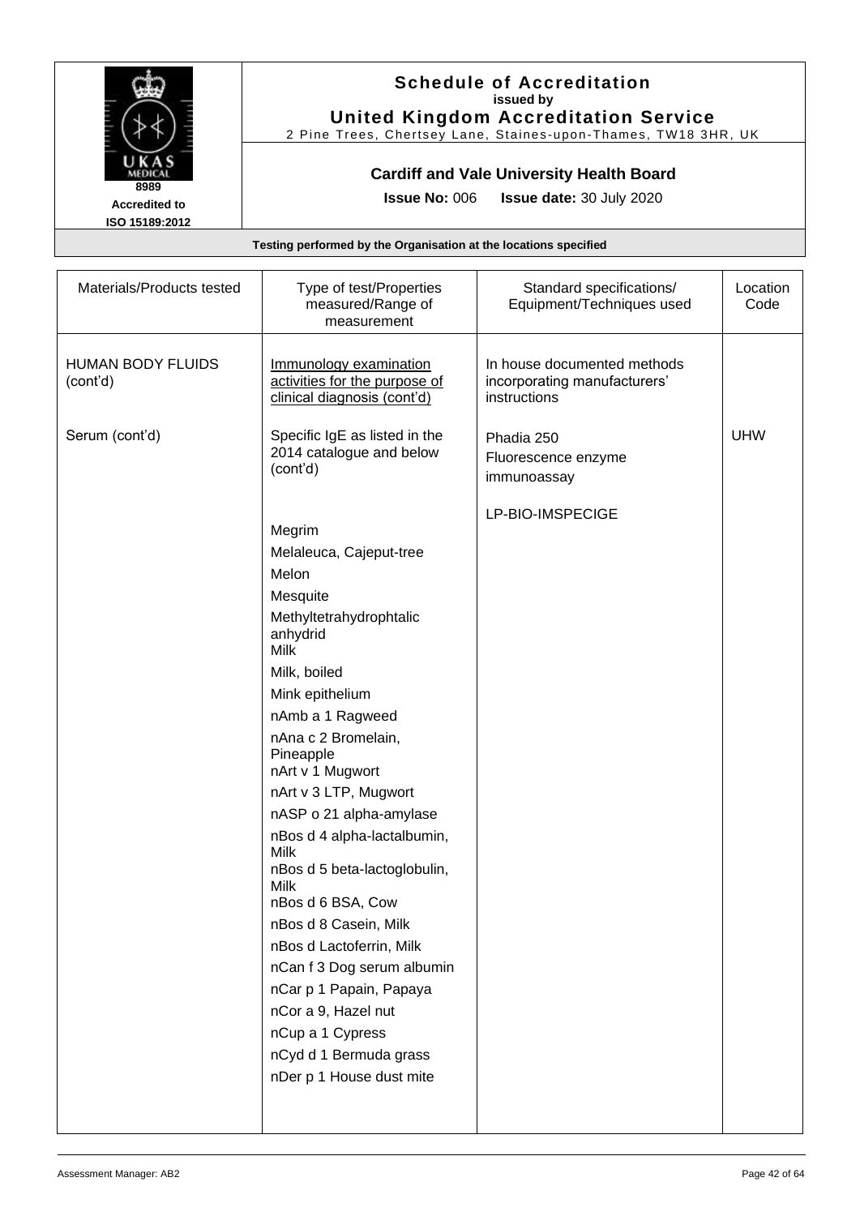# Schedule of Accreditation

**issued by**

**United Kingdom Accreditation Service**

2 Pine Trees, Chertsey Lane, Staines-upon-Thames, TW18 3HR, UK

8989

Accredited to ISO 15189:2012

**Cardiff and Vale University Health Board**

**Issue No:** 006 **Issue date:** 30 July 2020

**Testing performed by the Organisation at the locations specified**

| Materials/Products tested | Type of test/Properties measured/Range of measurement | Standard specifications/ Equipment/Techniques used | Location Code |
|---|---|---|---|
| HUMAN BODY FLUIDS (cont'd) | Immunology examination activities for the purpose of clinical diagnosis (cont'd) | In house documented methods incorporating manufacturers' instructions | |
| Serum (cont'd) | Specific IgE as listed in the 2014 catalogue and below (cont'd) | Phadia 250<br>Fluorescence enzyme immunoassay<br><br>LP-BIO-IMSPECIGE | UHW |
| | Megrim<br>Melaleuca, Cajeput-tree<br>Melon<br>Mesquite<br>Methyltetrahydrophtalic anhydrid<br>Milk<br>Milk, boiled<br>Mink epithelium<br>nAmb a 1 Ragweed<br>nAna c 2 Bromelain, Pineapple<br>nArt v 1 Mugwort<br>nArt v 3 LTP, Mugwort<br>nASP o 21 alpha-amylase<br>nBos d 4 alpha-lactalbumin, Milk<br>nBos d 5 beta-lactoglobulin, Milk<br>nBos d 6 BSA, Cow<br>nBos d 8 Casein, Milk<br>nBos d Lactoferrin, Milk<br>nCan f 3 Dog serum albumin<br>nCar p 1 Papain, Papaya<br>nCor a 9, Hazel nut<br>nCup a 1 Cypress<br>nCyd d 1 Bermuda grass<br>nDer p 1 House dust mite | | |

Assessment Manager: AB2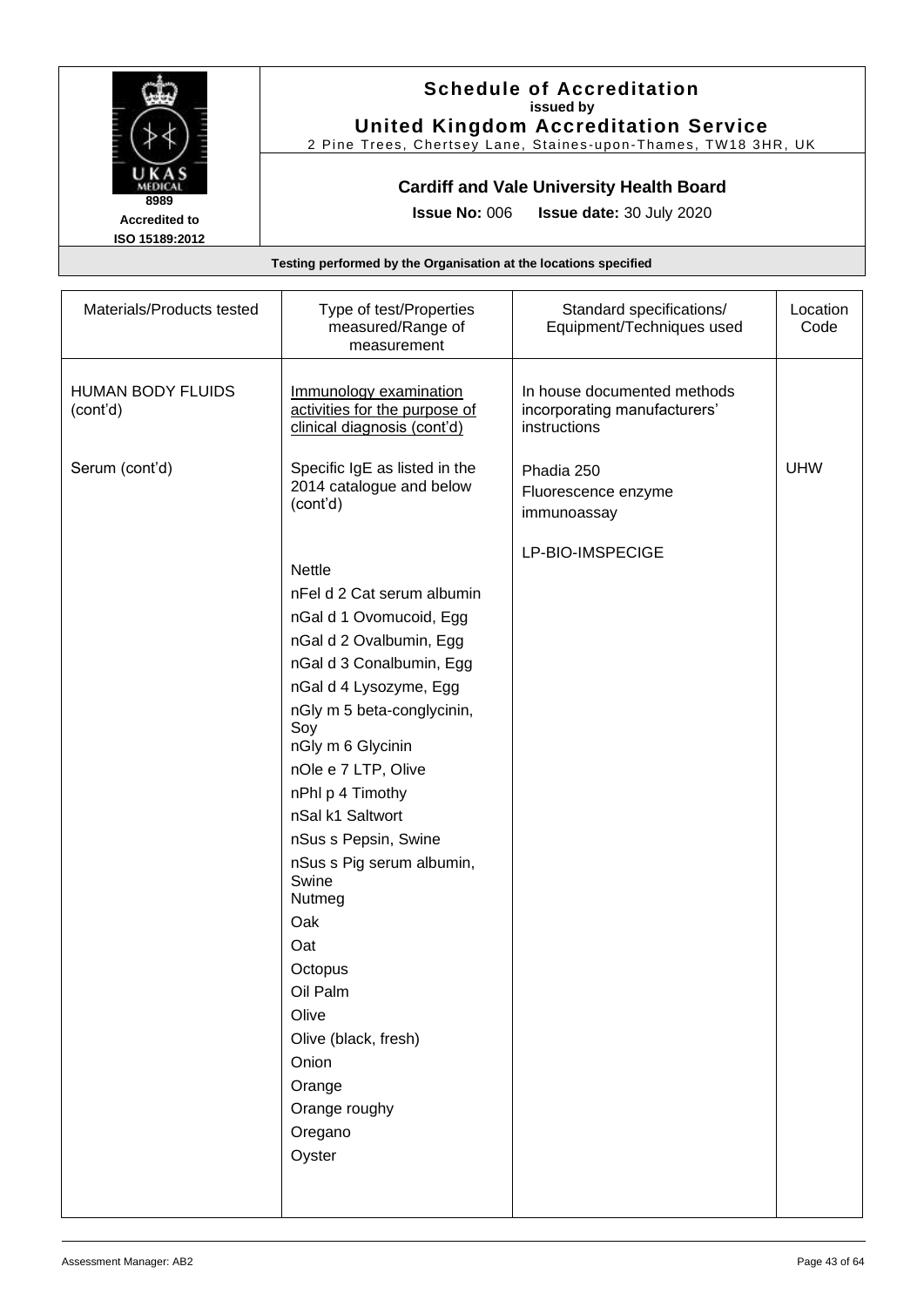**Schedule of Accreditation**
**issued by**
**United Kingdom Accreditation Service**
2 Pine Trees, Chertsey Lane, Staines-upon-Thames, TW18 3HR, UK

8989
**Accredited to ISO 15189:2012**

**Cardiff and Vale University Health Board**

**Issue No:** 006 **Issue date:** 30 July 2020

**Testing performed by the Organisation at the locations specified**

| Materials/Products tested | Type of test/Properties measured/Range of measurement | Standard specifications/ Equipment/Techniques used | Location Code |
|---|---|---|---|
| HUMAN BODY FLUIDS (cont'd) | Immunology examination activities for the purpose of clinical diagnosis (cont'd) | In house documented methods incorporating manufacturers' instructions | |
| Serum (cont'd) | Specific IgE as listed in the 2014 catalogue and below (cont'd) | Phadia 250<br>Fluorescence enzyme immunoassay | UHW |
| | | LP-BIO-IMSPECIGE | |
| | Nettle<br>nFel d 2 Cat serum albumin<br>nGal d 1 Ovomucoid, Egg<br>nGal d 2 Ovalbumin, Egg<br>nGal d 3 Conalbumin, Egg<br>nGal d 4 Lysozyme, Egg<br>nGly m 5 beta-conglycinin, Soy<br>nGly m 6 Glycinin<br>nOle e 7 LTP, Olive<br>nPhl p 4 Timothy<br>nSal k1 Saltwort<br>nSus s Pepsin, Swine<br>nSus s Pig serum albumin, Swine<br>Nutmeg<br>Oak<br>Oat<br>Octopus<br>Oil Palm<br>Olive<br>Olive (black, fresh)<br>Onion<br>Orange<br>Orange roughy<br>Oregano<br>Oyster | | |

Assessment Manager: AB2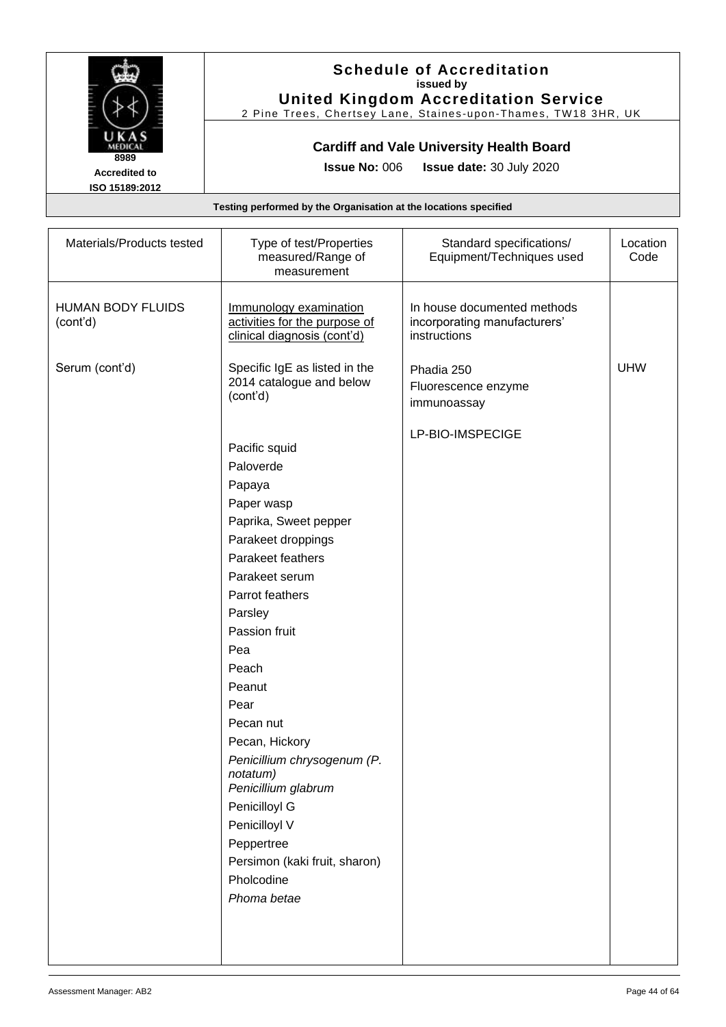**Schedule of Accreditation**
**issued by**
**United Kingdom Accreditation Service**
2 Pine Trees, Chertsey Lane, Staines-upon-Thames, TW18 3HR, UK

8989
**Accredited to ISO 15189:2012**

**Cardiff and Vale University Health Board**

**Issue No:** 006 **Issue date:** 30 July 2020

**Testing performed by the Organisation at the locations specified**

| Materials/Products tested | Type of test/Properties measured/Range of measurement | Standard specifications/ Equipment/Techniques used | Location Code |
|---|---|---|---|
| HUMAN BODY FLUIDS (cont'd) | Immunology examination activities for the purpose of clinical diagnosis (cont'd) | In house documented methods incorporating manufacturers' instructions | |
| Serum (cont'd) | Specific IgE as listed in the 2014 catalogue and below (cont'd) | Phadia 250<br>Fluorescence enzyme immunoassay | UHW |
| | | LP-BIO-IMSPECIGE | |
| | Pacific squid<br>Paloverde<br>Papaya<br>Paper wasp<br>Paprika, Sweet pepper<br>Parakeet droppings<br>Parakeet feathers<br>Parakeet serum<br>Parrot feathers<br>Parsley<br>Passion fruit<br>Pea<br>Peach<br>Peanut<br>Pear<br>Pecan nut<br>Pecan, Hickory<br>*Penicillium chrysogenum (P. notatum)*<br>*Penicillium glabrum*<br>Penicilloyl G<br>Penicilloyl V<br>Peppertree<br>Persimon (kaki fruit, sharon)<br>Pholcodine<br>*Phoma betae* | | |

Assessment Manager: AB2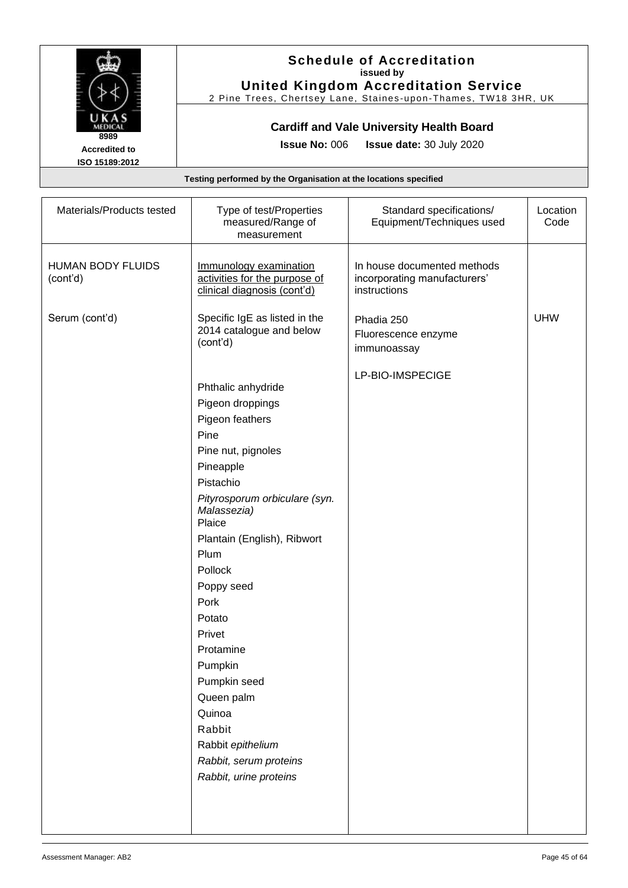**Schedule of Accreditation**
**issued by**
**United Kingdom Accreditation Service**
2 Pine Trees, Chertsey Lane, Staines-upon-Thames, TW18 3HR, UK

UKAS MEDICAL
8989
**Accredited to ISO 15189:2012**

**Cardiff and Vale University Health Board**

**Issue No:** 006 **Issue date:** 30 July 2020

**Testing performed by the Organisation at the locations specified**

| Materials/Products tested | Type of test/Properties measured/Range of measurement | Standard specifications/ Equipment/Techniques used | Location Code |
|---|---|---|---|
| HUMAN BODY FLUIDS (cont'd) | Immunology examination activities for the purpose of clinical diagnosis (cont'd) | In house documented methods incorporating manufacturers' instructions | |
| Serum (cont'd) | Specific IgE as listed in the 2014 catalogue and below (cont'd) | Phadia 250<br>Fluorescence enzyme immunoassay | UHW |
| | | LP-BIO-IMSPECIGE | |
| | Phthalic anhydride<br>Pigeon droppings<br>Pigeon feathers<br>Pine<br>Pine nut, pignoles<br>Pineapple<br>Pistachio<br>*Pityrosporum orbiculare (syn. Malassezia)*<br>Plaice<br>Plantain (English), Ribwort<br>Plum<br>Pollock<br>Poppy seed<br>Pork<br>Potato<br>Privet<br>Protamine<br>Pumpkin<br>Pumpkin seed<br>Queen palm<br>Quinoa<br>Rabbit<br>Rabbit *epithelium*<br>*Rabbit, serum proteins*<br>*Rabbit, urine proteins* | | |

Assessment Manager: AB2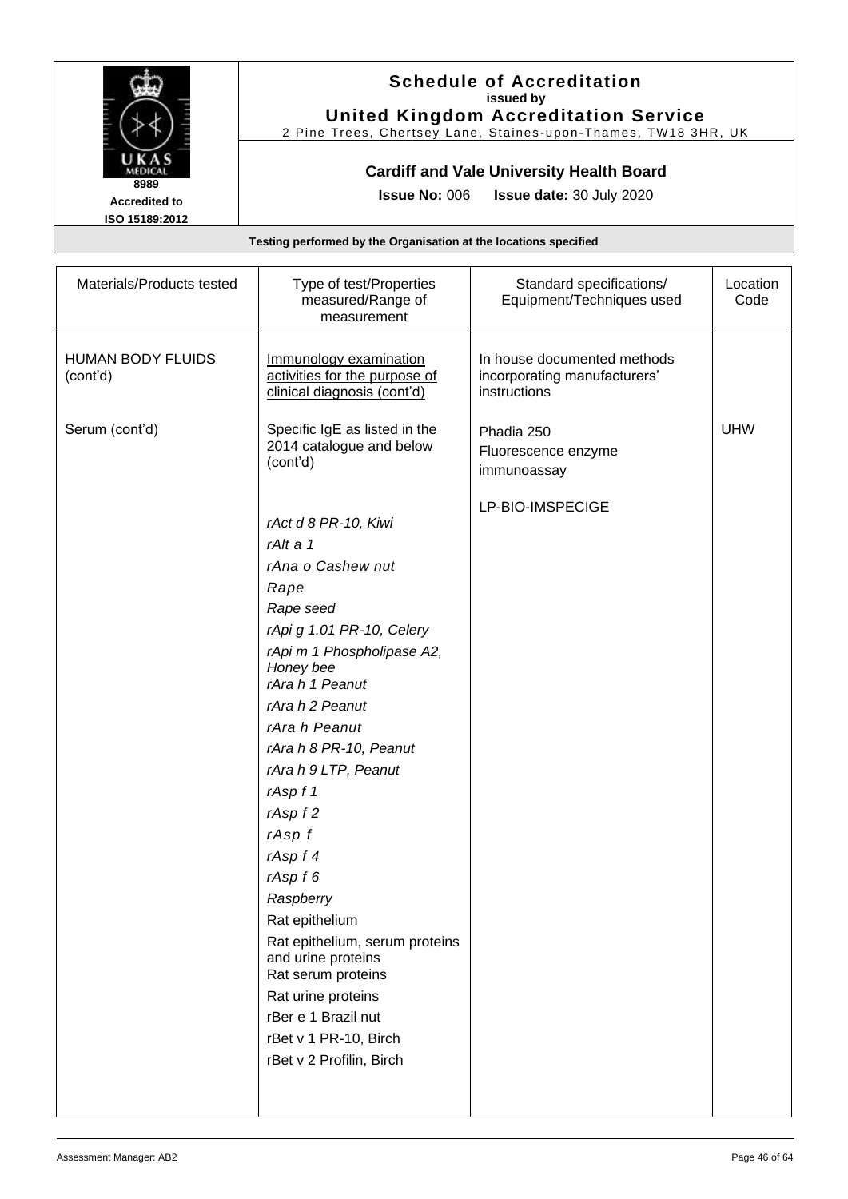# Schedule of Accreditation

**issued by**

**United Kingdom Accreditation Service**

2 Pine Trees, Chertsey Lane, Staines-upon-Thames, TW18 3HR, UK

8989
Accredited to
ISO 15189:2012

**Cardiff and Vale University Health Board**

**Issue No:** 006 **Issue date:** 30 July 2020

**Testing performed by the Organisation at the locations specified**

| Materials/Products tested | Type of test/Properties measured/Range of measurement | Standard specifications/ Equipment/Techniques used | Location Code |
|---|---|---|---|
| HUMAN BODY FLUIDS (cont'd) | Immunology examination activities for the purpose of clinical diagnosis (cont'd) | In house documented methods incorporating manufacturers' instructions | |
| Serum (cont'd) | Specific IgE as listed in the 2014 catalogue and below (cont'd) | Phadia 250<br>Fluorescence enzyme immunoassay | UHW |
| | | LP-BIO-IMSPECIGE | |
| | *rAct d 8 PR-10, Kiwi*<br>*rAlt a 1*<br>*rAna o Cashew nut*<br>*Rape*<br>*Rape seed*<br>*rApi g 1.01 PR-10, Celery*<br>*rApi m 1 Phospholipase A2, Honey bee*<br>*rAra h 1 Peanut*<br>*rAra h 2 Peanut*<br>*rAra h Peanut*<br>*rAra h 8 PR-10, Peanut*<br>*rAra h 9 LTP, Peanut*<br>*rAsp f 1*<br>*rAsp f 2*<br>*rAsp f*<br>*rAsp f 4*<br>*rAsp f 6*<br>*Raspberry*<br>Rat epithelium<br>Rat epithelium, serum proteins and urine proteins<br>Rat serum proteins<br>Rat urine proteins<br>rBer e 1 Brazil nut<br>rBet v 1 PR-10, Birch<br>rBet v 2 Profilin, Birch | | |

Assessment Manager: AB2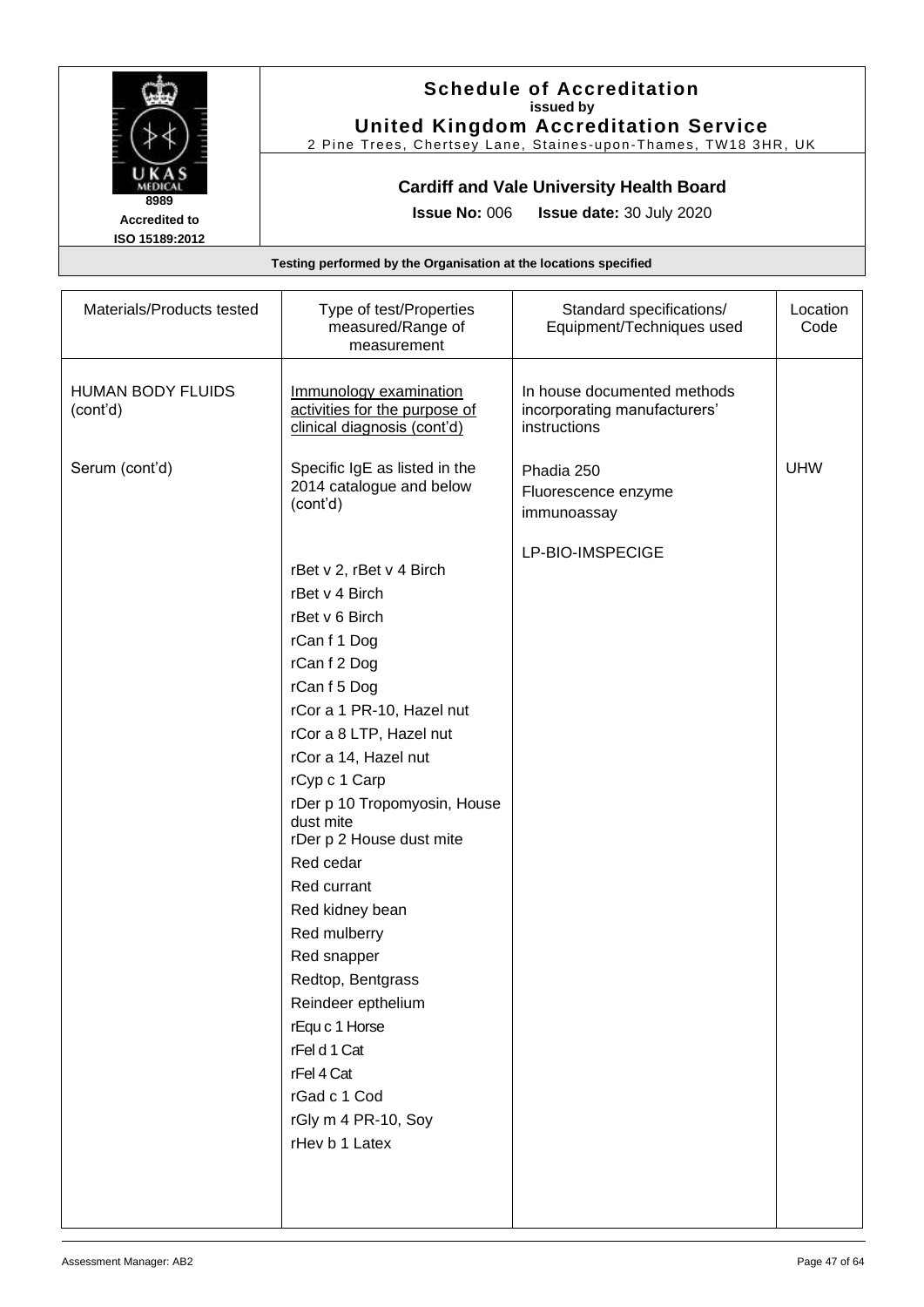**Schedule of Accreditation**
**issued by**
**United Kingdom Accreditation Service**
2 Pine Trees, Chertsey Lane, Staines-upon-Thames, TW18 3HR, UK

UKAS MEDICAL
8989
**Accredited to ISO 15189:2012**

**Cardiff and Vale University Health Board**

**Issue No:** 006 **Issue date:** 30 July 2020

**Testing performed by the Organisation at the locations specified**

| Materials/Products tested | Type of test/Properties measured/Range of measurement | Standard specifications/ Equipment/Techniques used | Location Code |
|---|---|---|---|
| HUMAN BODY FLUIDS (cont'd) | Immunology examination activities for the purpose of clinical diagnosis (cont'd) | In house documented methods incorporating manufacturers' instructions | |
| Serum (cont'd) | Specific IgE as listed in the 2014 catalogue and below (cont'd) | Phadia 250<br>Fluorescence enzyme immunoassay | UHW |
| | | LP-BIO-IMSPECIGE | |
| | rBet v 2, rBet v 4 Birch<br>rBet v 4 Birch<br>rBet v 6 Birch<br>rCan f 1 Dog<br>rCan f 2 Dog<br>rCan f 5 Dog<br>rCor a 1 PR-10, Hazel nut<br>rCor a 8 LTP, Hazel nut<br>rCor a 14, Hazel nut<br>rCyp c 1 Carp<br>rDer p 10 Tropomyosin, House dust mite<br>rDer p 2 House dust mite<br>Red cedar<br>Red currant<br>Red kidney bean<br>Red mulberry<br>Red snapper<br>Redtop, Bentgrass<br>Reindeer epthelium<br>rEqu c 1 Horse<br>rFel d 1 Cat<br>rFel 4 Cat<br>rGad c 1 Cod<br>rGly m 4 PR-10, Soy<br>rHev b 1 Latex | | |

Assessment Manager: AB2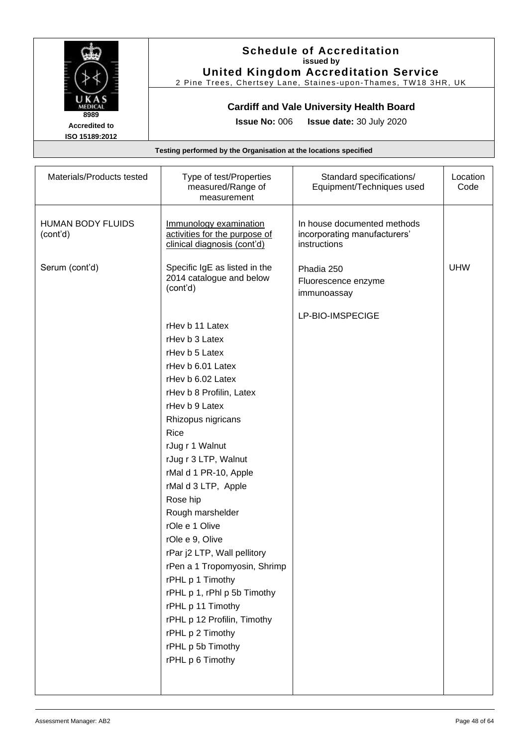# Schedule of Accreditation
**issued by**
**United Kingdom Accreditation Service**
2 Pine Trees, Chertsey Lane, Staines-upon-Thames, TW18 3HR, UK

8989
**Accredited to ISO 15189:2012**

**Cardiff and Vale University Health Board**

**Issue No:** 006 **Issue date:** 30 July 2020

**Testing performed by the Organisation at the locations specified**

| Materials/Products tested | Type of test/Properties measured/Range of measurement | Standard specifications/ Equipment/Techniques used | Location Code |
|---|---|---|---|
| HUMAN BODY FLUIDS (cont'd) | Immunology examination activities for the purpose of clinical diagnosis (cont'd) | In house documented methods incorporating manufacturers' instructions | |
| Serum (cont'd) | Specific IgE as listed in the 2014 catalogue and below (cont'd) | Phadia 250<br>Fluorescence enzyme immunoassay | UHW |
| | | LP-BIO-IMSPECIGE | |
| | rHev b 11 Latex<br>rHev b 3 Latex<br>rHev b 5 Latex<br>rHev b 6.01 Latex<br>rHev b 6.02 Latex<br>rHev b 8 Profilin, Latex<br>rHev b 9 Latex<br>Rhizopus nigricans<br>Rice<br>rJug r 1 Walnut<br>rJug r 3 LTP, Walnut<br>rMal d 1 PR-10, Apple<br>rMal d 3 LTP, Apple<br>Rose hip<br>Rough marshelder<br>rOle e 1 Olive<br>rOle e 9, Olive<br>rPar j2 LTP, Wall pellitory<br>rPen a 1 Tropomyosin, Shrimp<br>rPHL p 1 Timothy<br>rPHL p 1, rPhl p 5b Timothy<br>rPHL p 11 Timothy<br>rPHL p 12 Profilin, Timothy<br>rPHL p 2 Timothy<br>rPHL p 5b Timothy<br>rPHL p 6 Timothy | | |

Assessment Manager: AB2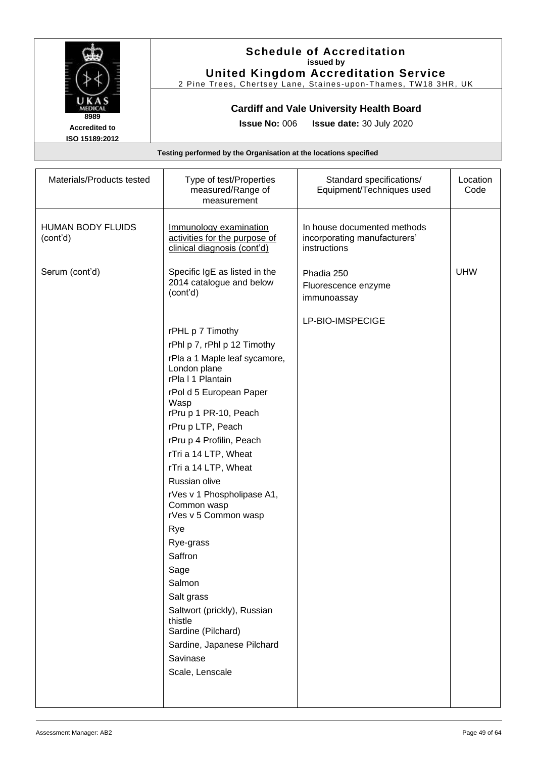**Schedule of Accreditation**
**issued by**
**United Kingdom Accreditation Service**
2 Pine Trees, Chertsey Lane, Staines-upon-Thames, TW18 3HR, UK

8989
**Accredited to**
**ISO 15189:2012**

**Cardiff and Vale University Health Board**

**Issue No:** 006 **Issue date:** 30 July 2020

**Testing performed by the Organisation at the locations specified**

| Materials/Products tested | Type of test/Properties measured/Range of measurement | Standard specifications/ Equipment/Techniques used | Location Code |
|---|---|---|---|
| HUMAN BODY FLUIDS (cont'd) | Immunology examination activities for the purpose of clinical diagnosis (cont'd) | In house documented methods incorporating manufacturers' instructions | |
| Serum (cont'd) | Specific IgE as listed in the 2014 catalogue and below (cont'd) | Phadia 250<br>Fluorescence enzyme immunoassay | UHW |
| | | LP-BIO-IMSPECIGE | |
| | rPHL p 7 Timothy<br>rPhl p 7, rPhl p 12 Timothy<br>rPla a 1 Maple leaf sycamore, London plane<br>rPla l 1 Plantain<br>rPol d 5 European Paper Wasp<br>rPru p 1 PR-10, Peach<br>rPru p LTP, Peach<br>rPru p 4 Profilin, Peach<br>rTri a 14 LTP, Wheat<br>rTri a 14 LTP, Wheat<br>Russian olive<br>rVes v 1 Phospholipase A1, Common wasp<br>rVes v 5 Common wasp<br>Rye<br>Rye-grass<br>Saffron<br>Sage<br>Salmon<br>Salt grass<br>Saltwort (prickly), Russian thistle<br>Sardine (Pilchard)<br>Sardine, Japanese Pilchard<br>Savinase<br>Scale, Lenscale | | |

Assessment Manager: AB2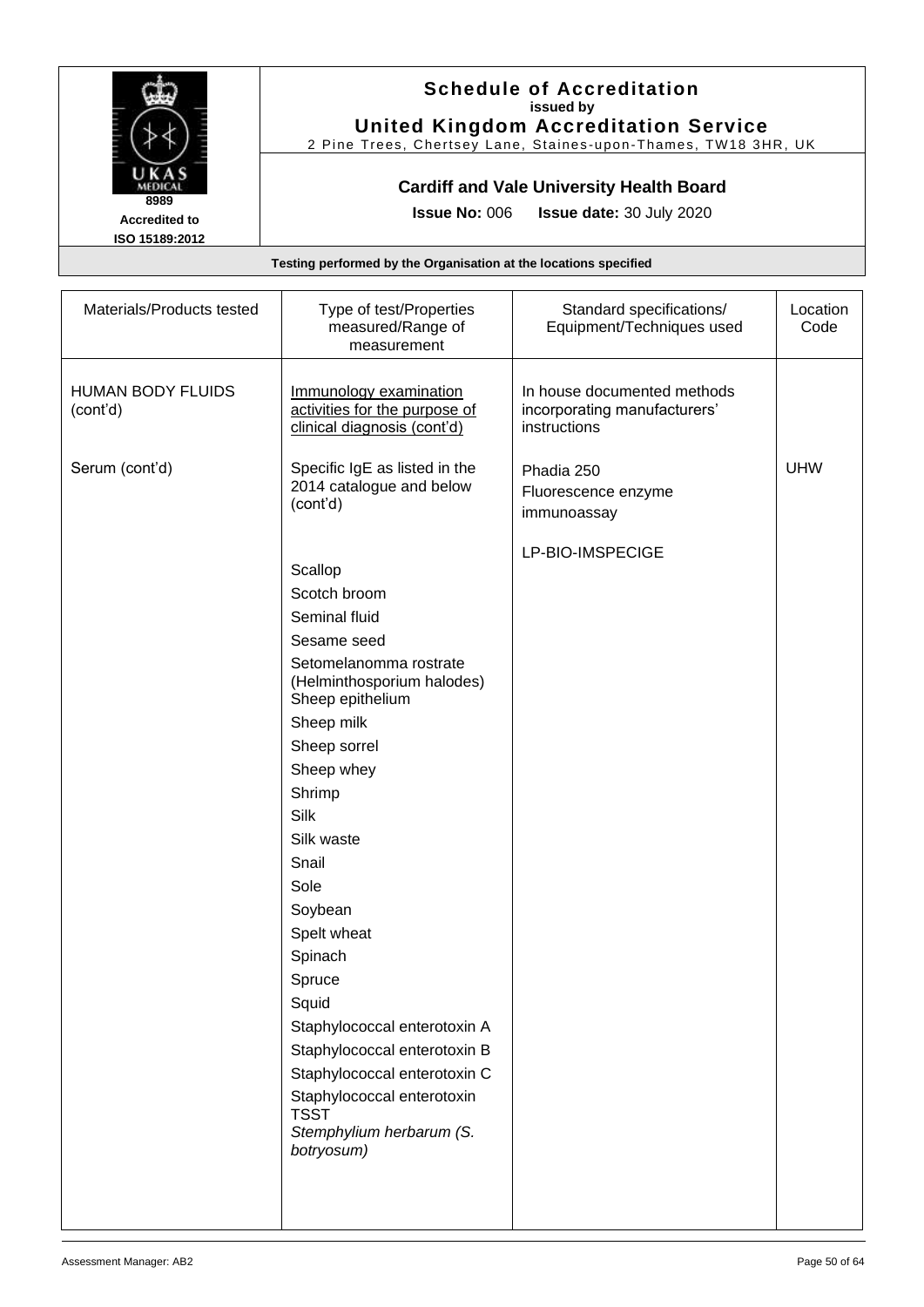# Schedule of Accreditation
issued by
**United Kingdom Accreditation Service**
2 Pine Trees, Chertsey Lane, Staines-upon-Thames, TW18 3HR, UK

8989
Accredited to
ISO 15189:2012

**Cardiff and Vale University Health Board**

**Issue No:** 006 **Issue date:** 30 July 2020

**Testing performed by the Organisation at the locations specified**

| Materials/Products tested | Type of test/Properties measured/Range of measurement | Standard specifications/ Equipment/Techniques used | Location Code |
|---|---|---|---|
| HUMAN BODY FLUIDS (cont'd) | Immunology examination activities for the purpose of clinical diagnosis (cont'd) | In house documented methods incorporating manufacturers' instructions | |
| Serum (cont'd) | Specific IgE as listed in the 2014 catalogue and below (cont'd) | Phadia 250<br>Fluorescence enzyme immunoassay | UHW |
| | | LP-BIO-IMSPECIGE | |
| | Scallop<br>Scotch broom<br>Seminal fluid<br>Sesame seed<br>Setomelanomma rostrate (Helminthosporium halodes)<br>Sheep epithelium<br>Sheep milk<br>Sheep sorrel<br>Sheep whey<br>Shrimp<br>Silk<br>Silk waste<br>Snail<br>Sole<br>Soybean<br>Spelt wheat<br>Spinach<br>Spruce<br>Squid<br>Staphylococcal enterotoxin A<br>Staphylococcal enterotoxin B<br>Staphylococcal enterotoxin C<br>Staphylococcal enterotoxin TSST<br>*Stemphylium herbarum (S. botryosum)* | | |

Assessment Manager: AB2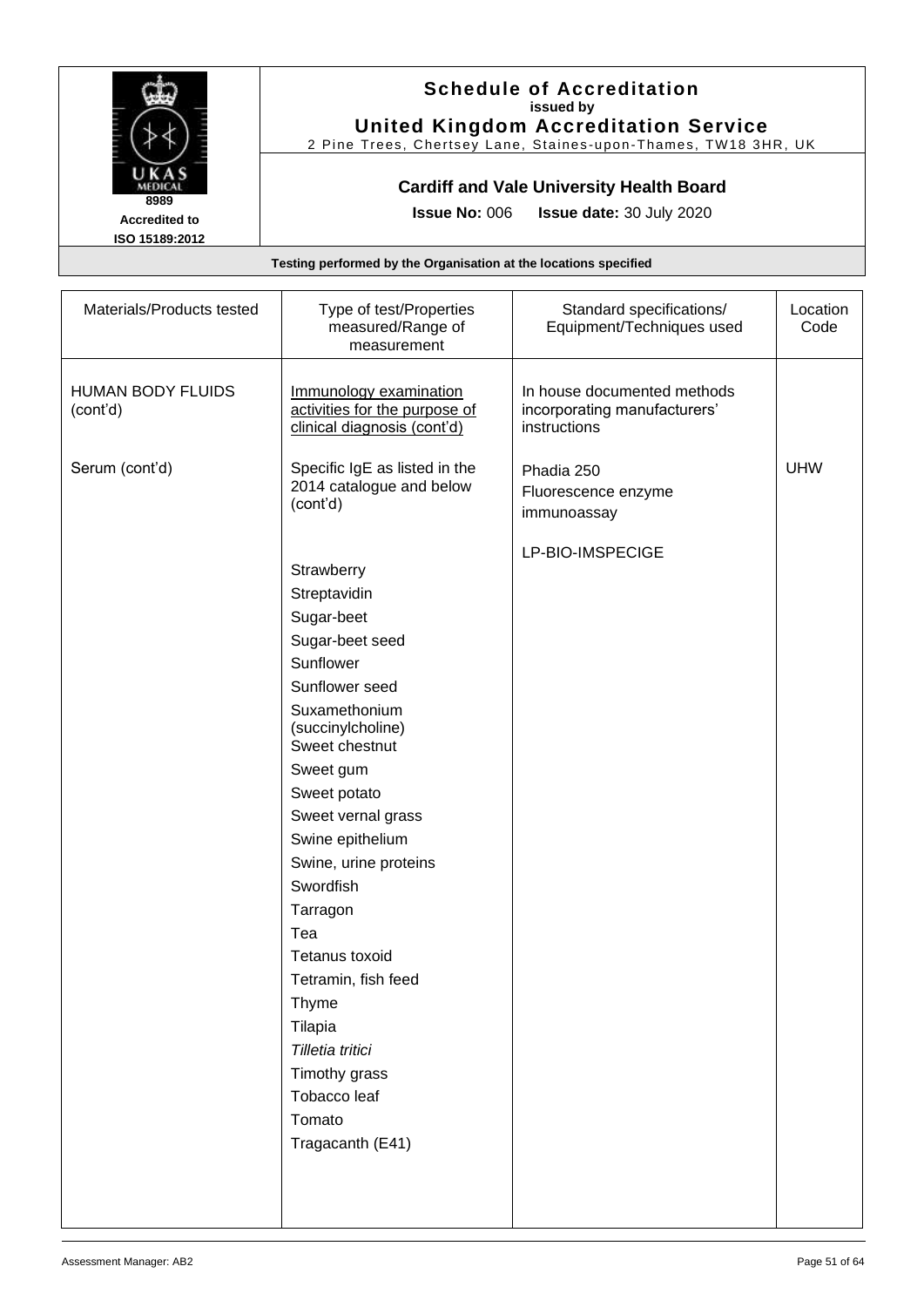**Schedule of Accreditation**
**issued by**
**United Kingdom Accreditation Service**
2 Pine Trees, Chertsey Lane, Staines-upon-Thames, TW18 3HR, UK

UKAS MEDICAL
8989
**Accredited to**
**ISO 15189:2012**

**Cardiff and Vale University Health Board**

**Issue No:** 006 **Issue date:** 30 July 2020

**Testing performed by the Organisation at the locations specified**

| Materials/Products tested | Type of test/Properties measured/Range of measurement | Standard specifications/ Equipment/Techniques used | Location Code |
|---|---|---|---|
| HUMAN BODY FLUIDS (cont'd) | Immunology examination activities for the purpose of clinical diagnosis (cont'd) | In house documented methods incorporating manufacturers' instructions | |
| Serum (cont'd) | Specific IgE as listed in the 2014 catalogue and below (cont'd) | Phadia 250<br>Fluorescence enzyme immunoassay<br><br>LP-BIO-IMSPECIGE | UHW |
| | Strawberry<br>Streptavidin<br>Sugar-beet<br>Sugar-beet seed<br>Sunflower<br>Sunflower seed<br>Suxamethonium (succinylcholine)<br>Sweet chestnut<br>Sweet gum<br>Sweet potato<br>Sweet vernal grass<br>Swine epithelium<br>Swine, urine proteins<br>Swordfish<br>Tarragon<br>Tea<br>Tetanus toxoid<br>Tetramin, fish feed<br>Thyme<br>Tilapia<br>*Tilletia tritici*<br>Timothy grass<br>Tobacco leaf<br>Tomato<br>Tragacanth (E41) | | |

Assessment Manager: AB2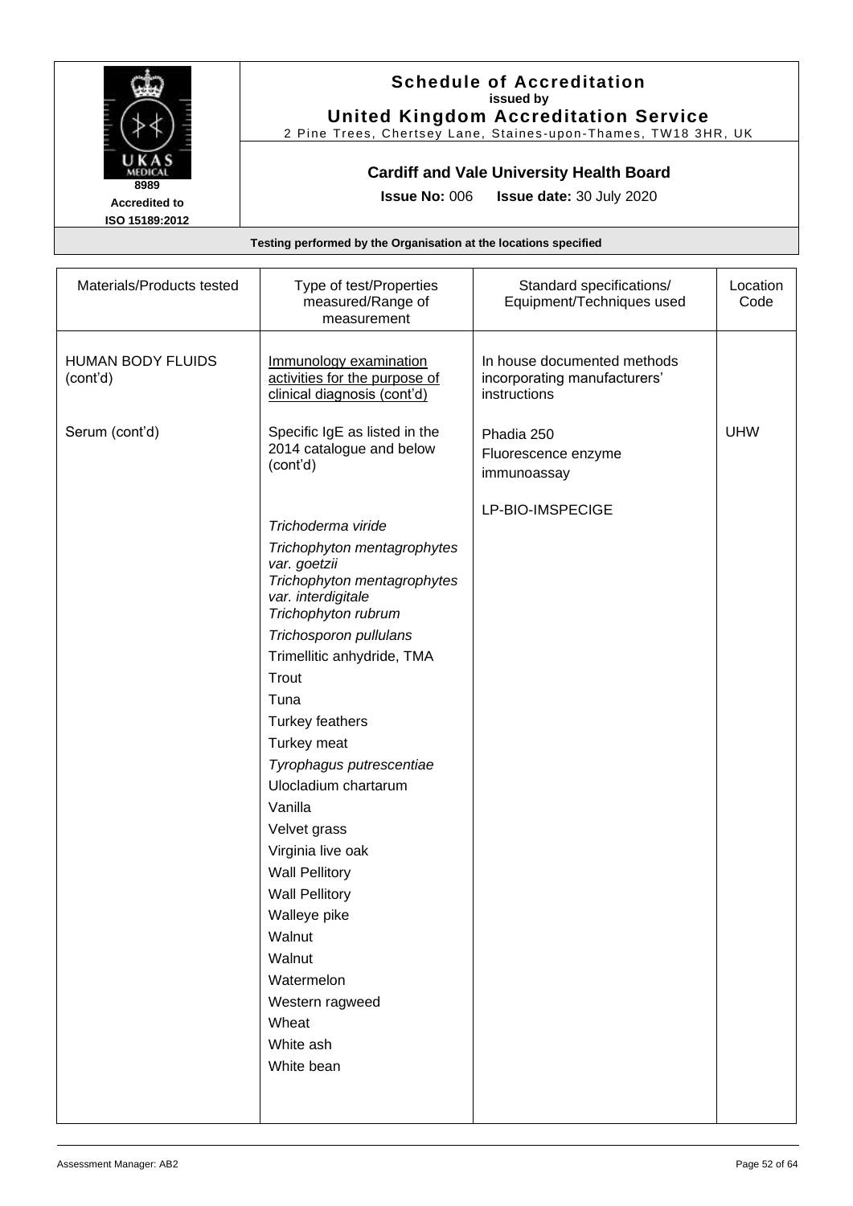# Schedule of Accreditation

**issued by**

**United Kingdom Accreditation Service**

2 Pine Trees, Chertsey Lane, Staines-upon-Thames, TW18 3HR, UK

UKAS MEDICAL 8989 Accredited to ISO 15189:2012

**Cardiff and Vale University Health Board**

**Issue No:** 006 **Issue date:** 30 July 2020

**Testing performed by the Organisation at the locations specified**

| Materials/Products tested | Type of test/Properties measured/Range of measurement | Standard specifications/ Equipment/Techniques used | Location Code |
|---|---|---|---|
| HUMAN BODY FLUIDS (cont'd) | Immunology examination activities for the purpose of clinical diagnosis (cont'd) | In house documented methods incorporating manufacturers' instructions | |
| Serum (cont'd) | Specific IgE as listed in the 2014 catalogue and below (cont'd) | Phadia 250<br>Fluorescence enzyme immunoassay | UHW |
| | | LP-BIO-IMSPECIGE | |
| | *Trichoderma viride*<br>*Trichophyton mentagrophytes var. goetzii*<br>*Trichophyton mentagrophytes var. interdigitale*<br>*Trichophyton rubrum*<br>*Trichosporon pullulans*<br>Trimellitic anhydride, TMA<br>Trout<br>Tuna<br>Turkey feathers<br>Turkey meat<br>*Tyrophagus putrescentiae*<br>Ulocladium chartarum<br>Vanilla<br>Velvet grass<br>Virginia live oak<br>Wall Pellitory<br>Wall Pellitory<br>Walleye pike<br>Walnut<br>Walnut<br>Watermelon<br>Western ragweed<br>Wheat<br>White ash<br>White bean | | |

Assessment Manager: AB2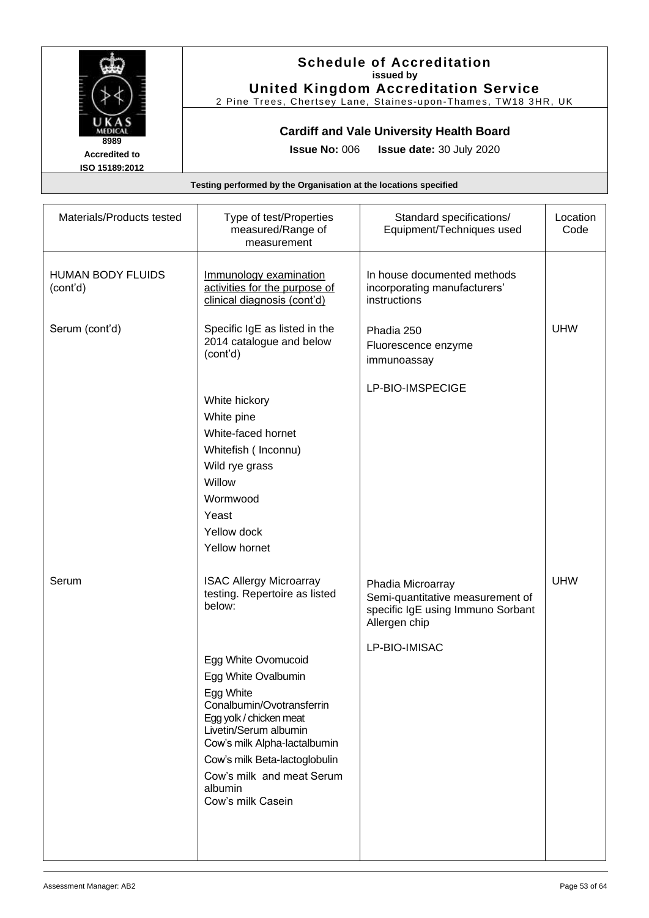**Schedule of Accreditation**
issued by
**United Kingdom Accreditation Service**
2 Pine Trees, Chertsey Lane, Staines-upon-Thames, TW18 3HR, UK

UKAS MEDICAL 8989
Accredited to ISO 15189:2012

**Cardiff and Vale University Health Board**

**Issue No:** 006 **Issue date:** 30 July 2020

**Testing performed by the Organisation at the locations specified**

| Materials/Products tested | Type of test/Properties measured/Range of measurement | Standard specifications/ Equipment/Techniques used | Location Code |
|---|---|---|---|
| HUMAN BODY FLUIDS (cont'd) | Immunology examination activities for the purpose of clinical diagnosis (cont'd) | In house documented methods incorporating manufacturers' instructions | |
| Serum (cont'd) | Specific IgE as listed in the 2014 catalogue and below (cont'd)<br><br>White hickory<br>White pine<br>White-faced hornet<br>Whitefish ( Inconnu)<br>Wild rye grass<br>Willow<br>Wormwood<br>Yeast<br>Yellow dock<br>Yellow hornet | Phadia 250<br>Fluorescence enzyme immunoassay<br><br>LP-BIO-IMSPECIGE | UHW |
| Serum | ISAC Allergy Microarray testing. Repertoire as listed below:<br><br>Egg White Ovomucoid<br>Egg White Ovalbumin<br>Egg White Conalbumin/Ovotransferrin<br>Egg yolk / chicken meat Livetin/Serum albumin<br>Cow's milk Alpha-lactalbumin<br>Cow's milk Beta-lactoglobulin<br>Cow's milk and meat Serum albumin<br>Cow's milk Casein | Phadia Microarray<br>Semi-quantitative measurement of specific IgE using Immuno Sorbant Allergen chip<br><br>LP-BIO-IMISAC | UHW |

Assessment Manager: AB2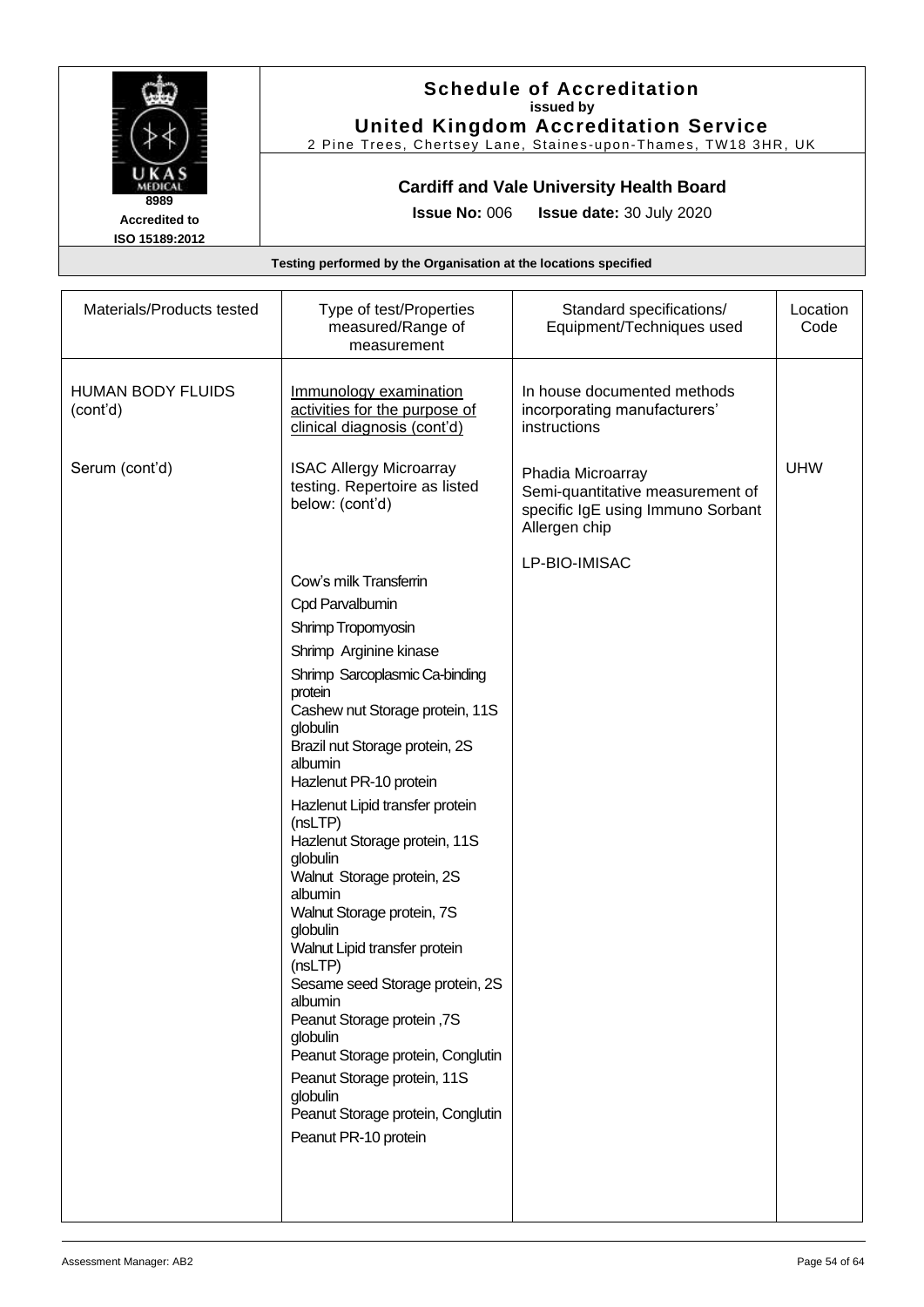# Schedule of Accreditation

**issued by**

**United Kingdom Accreditation Service**

2 Pine Trees, Chertsey Lane, Staines-upon-Thames, TW18 3HR, UK

8989

Accredited to ISO 15189:2012

**Cardiff and Vale University Health Board**

**Issue No:** 006 **Issue date:** 30 July 2020

**Testing performed by the Organisation at the locations specified**

| Materials/Products tested | Type of test/Properties measured/Range of measurement | Standard specifications/ Equipment/Techniques used | Location Code |
|---|---|---|---|
| HUMAN BODY FLUIDS (cont'd) | Immunology examination activities for the purpose of clinical diagnosis (cont'd) | In house documented methods incorporating manufacturers' instructions | |
| Serum (cont'd) | ISAC Allergy Microarray testing. Repertoire as listed below: (cont'd) | Phadia Microarray Semi-quantitative measurement of specific IgE using Immuno Sorbant Allergen chip<br><br>LP-BIO-IMISAC | UHW |
| | Cow's milk Transferrin<br>Cpd Parvalbumin<br>Shrimp Tropomyosin<br>Shrimp Arginine kinase<br>Shrimp Sarcoplasmic Ca-binding protein<br>Cashew nut Storage protein, 11S globulin<br>Brazil nut Storage protein, 2S albumin<br>Hazlenut PR-10 protein<br>Hazlenut Lipid transfer protein (nsLTP)<br>Hazlenut Storage protein, 11S globulin<br>Walnut Storage protein, 2S albumin<br>Walnut Storage protein, 7S globulin<br>Walnut Lipid transfer protein (nsLTP)<br>Sesame seed Storage protein, 2S albumin<br>Peanut Storage protein ,7S globulin<br>Peanut Storage protein, Conglutin<br>Peanut Storage protein, 11S globulin<br>Peanut Storage protein, Conglutin<br>Peanut PR-10 protein | | |

Assessment Manager: AB2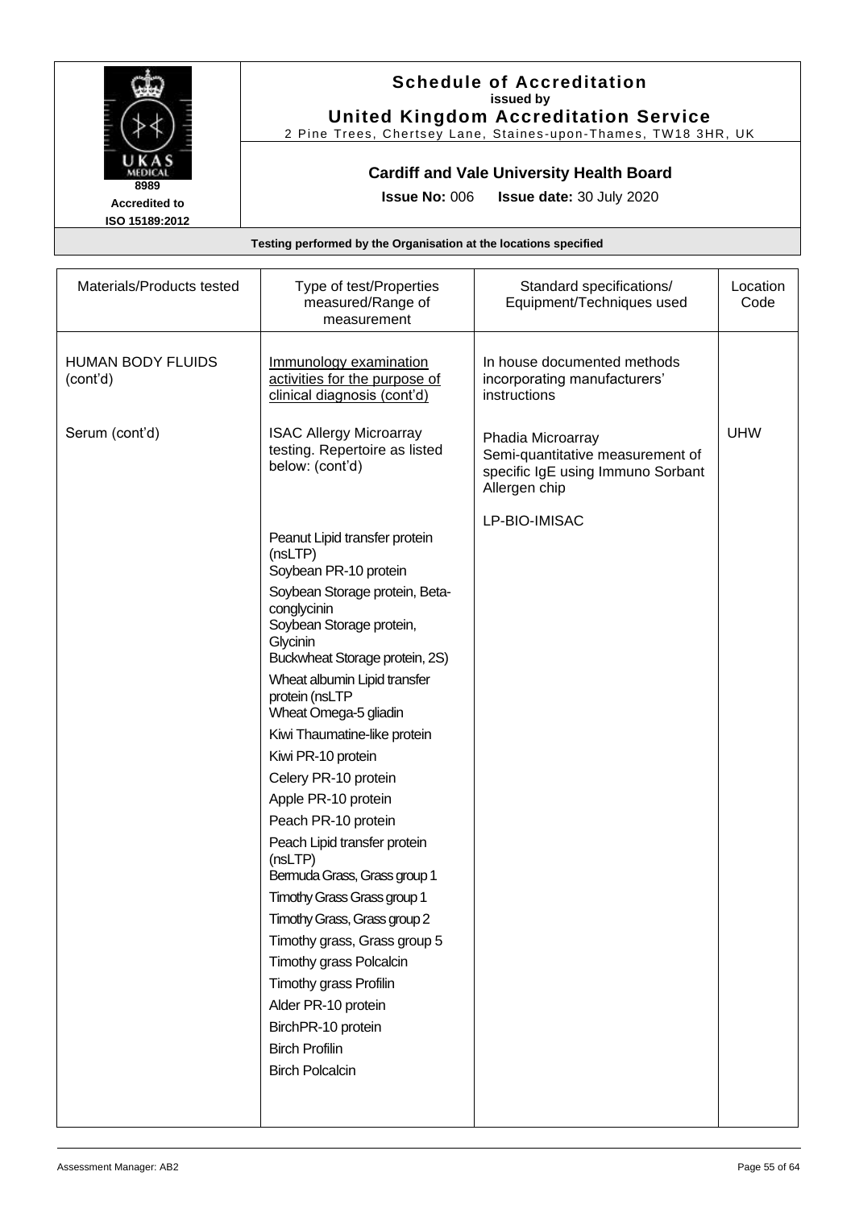**Schedule of Accreditation**
**issued by**
**United Kingdom Accreditation Service**
2 Pine Trees, Chertsey Lane, Staines-upon-Thames, TW18 3HR, UK

8989
**Accredited to**
**ISO 15189:2012**

**Cardiff and Vale University Health Board**

**Issue No:** 006 **Issue date:** 30 July 2020

**Testing performed by the Organisation at the locations specified**

| Materials/Products tested | Type of test/Properties measured/Range of measurement | Standard specifications/ Equipment/Techniques used | Location Code |
|---|---|---|---|
| HUMAN BODY FLUIDS (cont'd) | Immunology examination activities for the purpose of clinical diagnosis (cont'd) | In house documented methods incorporating manufacturers' instructions | |
| Serum (cont'd) | ISAC Allergy Microarray testing. Repertoire as listed below: (cont'd) | Phadia Microarray Semi-quantitative measurement of specific IgE using Immuno Sorbant Allergen chip | UHW |
| | | LP-BIO-IMISAC | |
| | Peanut Lipid transfer protein (nsLTP)<br>Soybean PR-10 protein<br>Soybean Storage protein, Beta-conglycinin<br>Soybean Storage protein, Glycinin<br>Buckwheat Storage protein, 2S)<br>Wheat albumin Lipid transfer protein (nsLTP<br>Wheat Omega-5 gliadin<br>Kiwi Thaumatine-like protein<br>Kiwi PR-10 protein<br>Celery PR-10 protein<br>Apple PR-10 protein<br>Peach PR-10 protein<br>Peach Lipid transfer protein (nsLTP)<br>Bermuda Grass, Grass group 1<br>Timothy Grass Grass group 1<br>Timothy Grass, Grass group 2<br>Timothy grass, Grass group 5<br>Timothy grass Polcalcin<br>Timothy grass Profilin<br>Alder PR-10 protein<br>BirchPR-10 protein<br>Birch Profilin<br>Birch Polcalcin | | |

Assessment Manager: AB2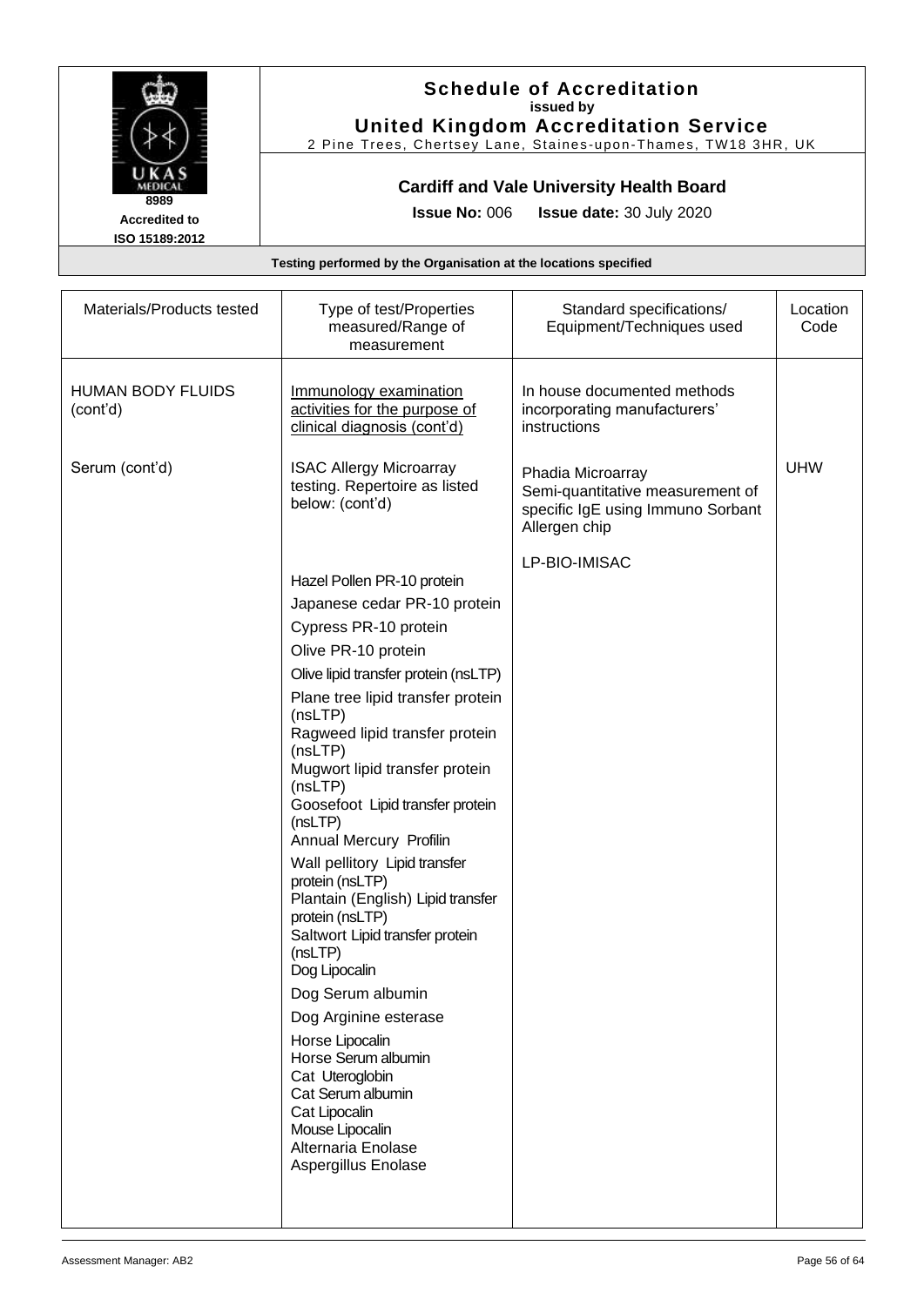# Schedule of Accreditation

**issued by**

**United Kingdom Accreditation Service**

2 Pine Trees, Chertsey Lane, Staines-upon-Thames, TW18 3HR, UK

8989
Accredited to
ISO 15189:2012

**Cardiff and Vale University Health Board**

**Issue No:** 006 **Issue date:** 30 July 2020

**Testing performed by the Organisation at the locations specified**

| Materials/Products tested | Type of test/Properties measured/Range of measurement | Standard specifications/ Equipment/Techniques used | Location Code |
|---|---|---|---|
| HUMAN BODY FLUIDS (cont'd) | Immunology examination activities for the purpose of clinical diagnosis (cont'd) | In house documented methods incorporating manufacturers' instructions | |
| Serum (cont'd) | ISAC Allergy Microarray testing. Repertoire as listed below: (cont'd) | Phadia Microarray<br>Semi-quantitative measurement of specific IgE using Immuno Sorbant Allergen chip<br><br>LP-BIO-IMISAC | UHW |
| | Hazel Pollen PR-10 protein<br>Japanese cedar PR-10 protein<br>Cypress PR-10 protein<br>Olive PR-10 protein<br>Olive lipid transfer protein (nsLTP)<br>Plane tree lipid transfer protein (nsLTP)<br>Ragweed lipid transfer protein (nsLTP)<br>Mugwort lipid transfer protein (nsLTP)<br>Goosefoot Lipid transfer protein (nsLTP)<br>Annual Mercury Profilin<br>Wall pellitory Lipid transfer protein (nsLTP)<br>Plantain (English) Lipid transfer protein (nsLTP)<br>Saltwort Lipid transfer protein (nsLTP)<br>Dog Lipocalin<br>Dog Serum albumin<br>Dog Arginine esterase<br>Horse Lipocalin<br>Horse Serum albumin<br>Cat Uteroglobin<br>Cat Serum albumin<br>Cat Lipocalin<br>Mouse Lipocalin<br>Alternaria Enolase<br>Aspergillus Enolase | | |

Assessment Manager: AB2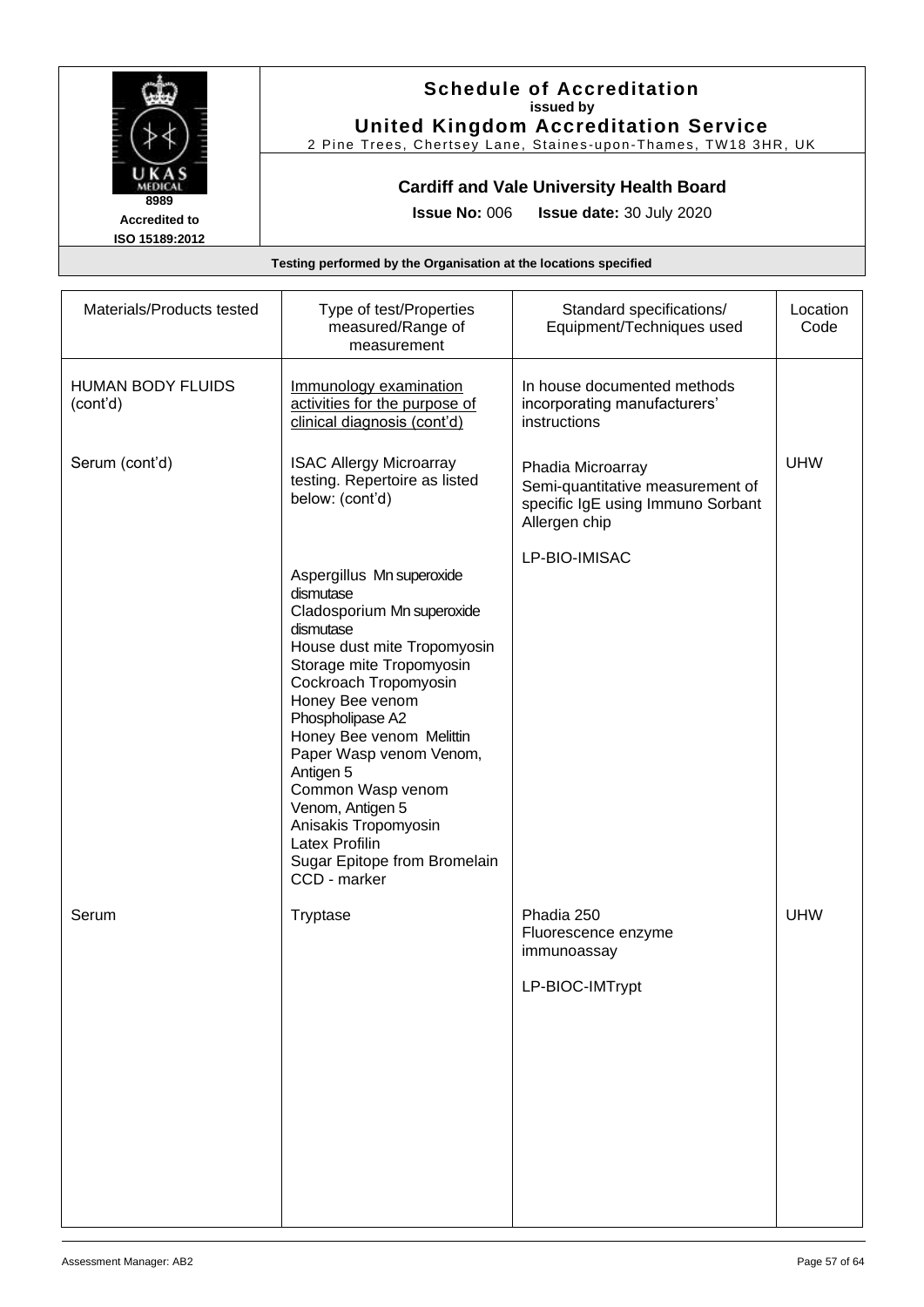# Schedule of Accreditation

**issued by**

**United Kingdom Accreditation Service**

2 Pine Trees, Chertsey Lane, Staines-upon-Thames, TW18 3HR, UK

8989
**Accredited to ISO 15189:2012**

**Cardiff and Vale University Health Board**

**Issue No:** 006 **Issue date:** 30 July 2020

**Testing performed by the Organisation at the locations specified**

| Materials/Products tested | Type of test/Properties measured/Range of measurement | Standard specifications/ Equipment/Techniques used | Location Code |
|---|---|---|---|
| HUMAN BODY FLUIDS (cont'd) | Immunology examination activities for the purpose of clinical diagnosis (cont'd) | In house documented methods incorporating manufacturers' instructions | |
| Serum (cont'd) | ISAC Allergy Microarray testing. Repertoire as listed below: (cont'd)<br><br>Aspergillus Mn superoxide dismutase<br>Cladosporium Mn superoxide dismutase<br>House dust mite Tropomyosin<br>Storage mite Tropomyosin<br>Cockroach Tropomyosin<br>Honey Bee venom Phospholipase A2<br>Honey Bee venom Melittin<br>Paper Wasp venom Venom, Antigen 5<br>Common Wasp venom Venom, Antigen 5<br>Anisakis Tropomyosin<br>Latex Profilin<br>Sugar Epitope from Bromelain CCD - marker | Phadia Microarray<br>Semi-quantitative measurement of specific IgE using Immuno Sorbant Allergen chip<br><br>LP-BIO-IMISAC | UHW |
| Serum | Tryptase | Phadia 250<br>Fluorescence enzyme immunoassay<br><br>LP-BIOC-IMTrypt | UHW |

Assessment Manager: AB2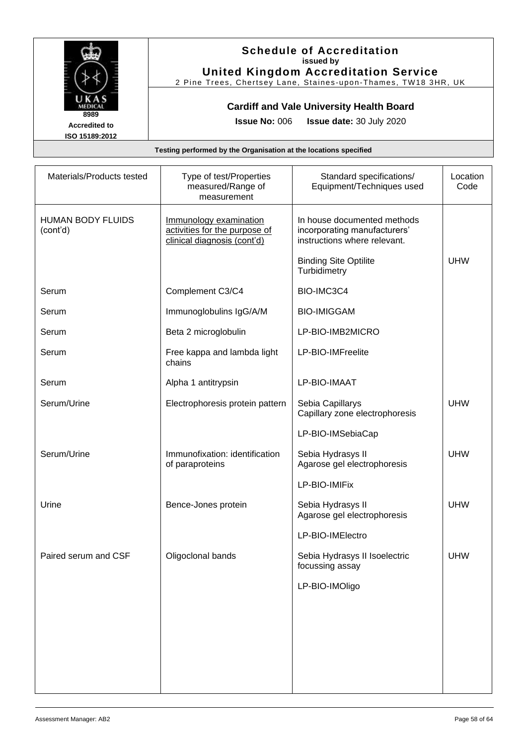# Schedule of Accreditation
**issued by**
**United Kingdom Accreditation Service**
2 Pine Trees, Chertsey Lane, Staines-upon-Thames, TW18 3HR, UK

8989
**Accredited to ISO 15189:2012**

## Cardiff and Vale University Health Board

**Issue No:** 006 **Issue date:** 30 July 2020

**Testing performed by the Organisation at the locations specified**

| Materials/Products tested | Type of test/Properties measured/Range of measurement | Standard specifications/ Equipment/Techniques used | Location Code |
|---|---|---|---|
| HUMAN BODY FLUIDS (cont'd) | Immunology examination activities for the purpose of clinical diagnosis (cont'd) | In house documented methods incorporating manufacturers' instructions where relevant. | |
| | | Binding Site Optilite Turbidimetry | UHW |
| Serum | Complement C3/C4 | BIO-IMC3C4 | |
| Serum | Immunoglobulins IgG/A/M | BIO-IMIGGAM | |
| Serum | Beta 2 microglobulin | LP-BIO-IMB2MICRO | |
| Serum | Free kappa and lambda light chains | LP-BIO-IMFreelite | |
| Serum | Alpha 1 antitrypsin | LP-BIO-IMAAT | |
| Serum/Urine | Electrophoresis protein pattern | Sebia Capillarys Capillary zone electrophoresis<br><br>LP-BIO-IMSebiaCap | UHW |
| Serum/Urine | Immunofixation: identification of paraproteins | Sebia Hydrasys II Agarose gel electrophoresis<br><br>LP-BIO-IMIFix | UHW |
| Urine | Bence-Jones protein | Sebia Hydrasys II Agarose gel electrophoresis<br><br>LP-BIO-IMElectro | UHW |
| Paired serum and CSF | Oligoclonal bands | Sebia Hydrasys II Isoelectric focussing assay<br><br>LP-BIO-IMOligo | UHW |

Assessment Manager: AB2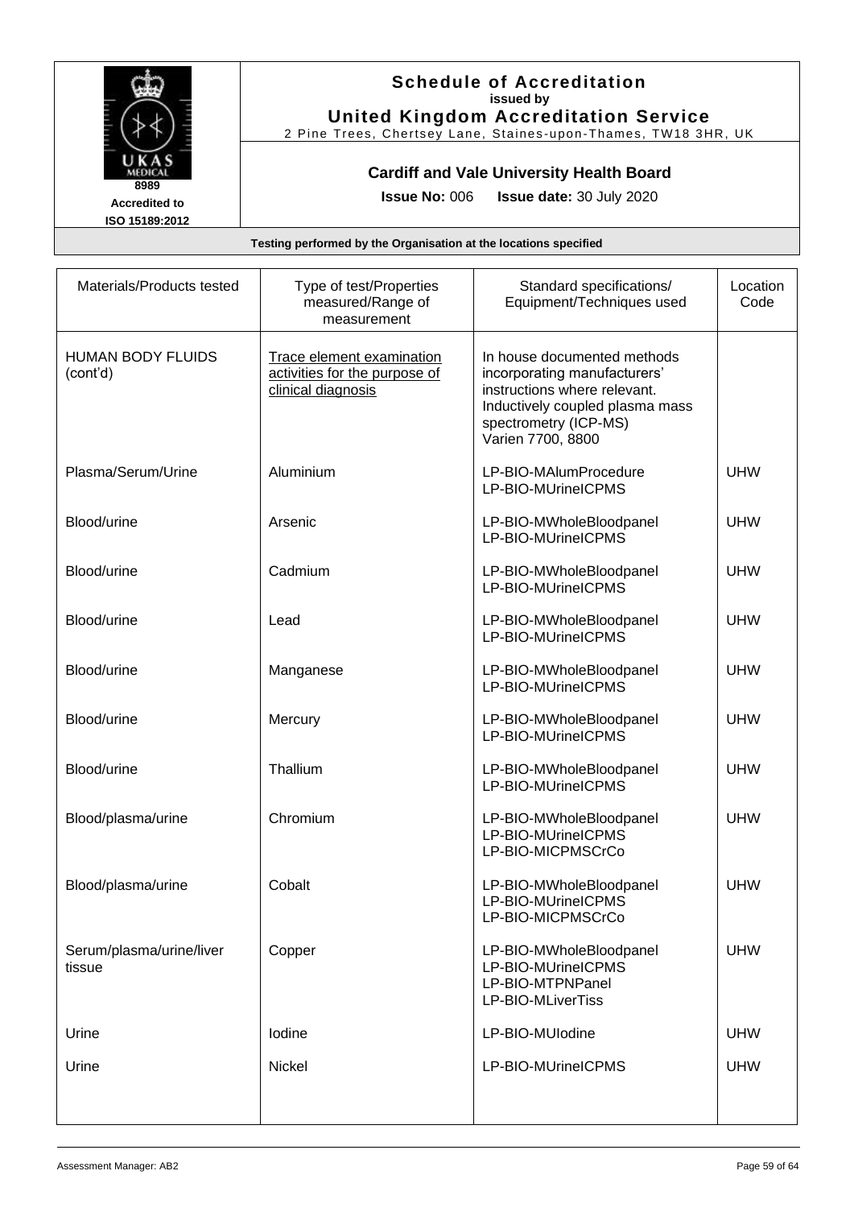# Schedule of Accreditation

**issued by**

**United Kingdom Accreditation Service**

2 Pine Trees, Chertsey Lane, Staines-upon-Thames, TW18 3HR, UK

8989

Accredited to ISO 15189:2012

**Cardiff and Vale University Health Board**

**Issue No:** 006 **Issue date:** 30 July 2020

**Testing performed by the Organisation at the locations specified**

| Materials/Products tested | Type of test/Properties measured/Range of measurement | Standard specifications/ Equipment/Techniques used | Location Code |
|---|---|---|---|
| HUMAN BODY FLUIDS (cont'd) | Trace element examination activities for the purpose of clinical diagnosis | In house documented methods incorporating manufacturers' instructions where relevant. Inductively coupled plasma mass spectrometry (ICP-MS) Varien 7700, 8800 | |
| Plasma/Serum/Urine | Aluminium | LP-BIO-MAlumProcedure<br>LP-BIO-MUrineICPMS | UHW |
| Blood/urine | Arsenic | LP-BIO-MWholeBloodpanel<br>LP-BIO-MUrineICPMS | UHW |
| Blood/urine | Cadmium | LP-BIO-MWholeBloodpanel<br>LP-BIO-MUrineICPMS | UHW |
| Blood/urine | Lead | LP-BIO-MWholeBloodpanel<br>LP-BIO-MUrineICPMS | UHW |
| Blood/urine | Manganese | LP-BIO-MWholeBloodpanel<br>LP-BIO-MUrineICPMS | UHW |
| Blood/urine | Mercury | LP-BIO-MWholeBloodpanel<br>LP-BIO-MUrineICPMS | UHW |
| Blood/urine | Thallium | LP-BIO-MWholeBloodpanel<br>LP-BIO-MUrineICPMS | UHW |
| Blood/plasma/urine | Chromium | LP-BIO-MWholeBloodpanel<br>LP-BIO-MUrineICPMS<br>LP-BIO-MICPMSCrCo | UHW |
| Blood/plasma/urine | Cobalt | LP-BIO-MWholeBloodpanel<br>LP-BIO-MUrineICPMS<br>LP-BIO-MICPMSCrCo | UHW |
| Serum/plasma/urine/liver tissue | Copper | LP-BIO-MWholeBloodpanel<br>LP-BIO-MUrineICPMS<br>LP-BIO-MTPNPanel<br>LP-BIO-MLiverTiss | UHW |
| Urine | Iodine | LP-BIO-MUIodine | UHW |
| Urine | Nickel | LP-BIO-MUrineICPMS | UHW |

Assessment Manager: AB2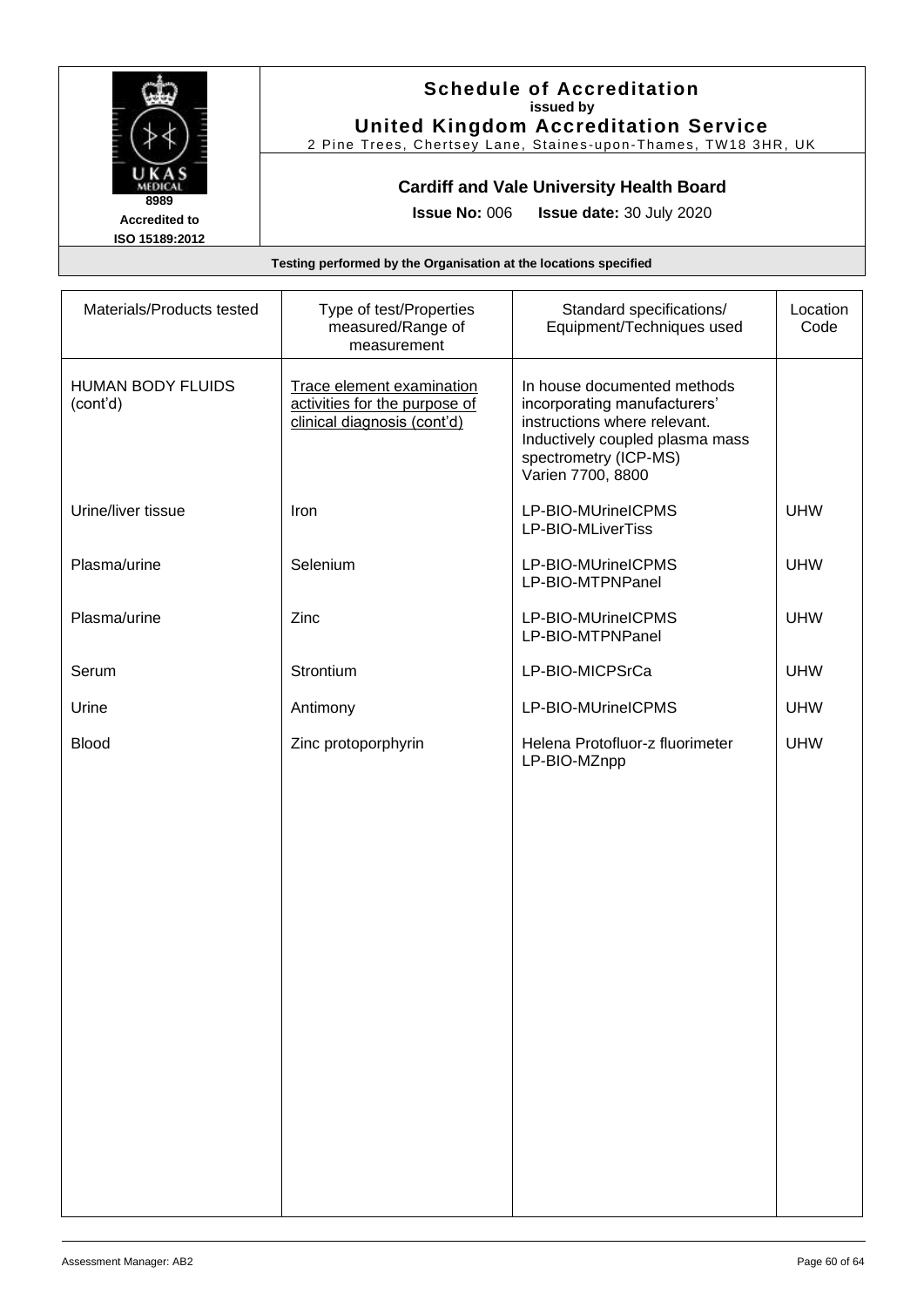**Schedule of Accreditation**
**issued by**
**United Kingdom Accreditation Service**
2 Pine Trees, Chertsey Lane, Staines-upon-Thames, TW18 3HR, UK

UKAS MEDICAL
8989
**Accredited to ISO 15189:2012**

**Cardiff and Vale University Health Board**

**Issue No:** 006 **Issue date:** 30 July 2020

**Testing performed by the Organisation at the locations specified**

| Materials/Products tested | Type of test/Properties measured/Range of measurement | Standard specifications/ Equipment/Techniques used | Location Code |
|---|---|---|---|
| HUMAN BODY FLUIDS (cont'd) | Trace element examination activities for the purpose of clinical diagnosis (cont'd) | In house documented methods incorporating manufacturers' instructions where relevant. Inductively coupled plasma mass spectrometry (ICP-MS) Varien 7700, 8800 | |
| Urine/liver tissue | Iron | LP-BIO-MUrineICPMS LP-BIO-MLiverTiss | UHW |
| Plasma/urine | Selenium | LP-BIO-MUrineICPMS LP-BIO-MTPNPanel | UHW |
| Plasma/urine | Zinc | LP-BIO-MUrineICPMS LP-BIO-MTPNPanel | UHW |
| Serum | Strontium | LP-BIO-MICPSrCa | UHW |
| Urine | Antimony | LP-BIO-MUrineICPMS | UHW |
| Blood | Zinc protoporphyrin | Helena Protofluor-z fluorimeter LP-BIO-MZnpp | UHW |

Assessment Manager: AB2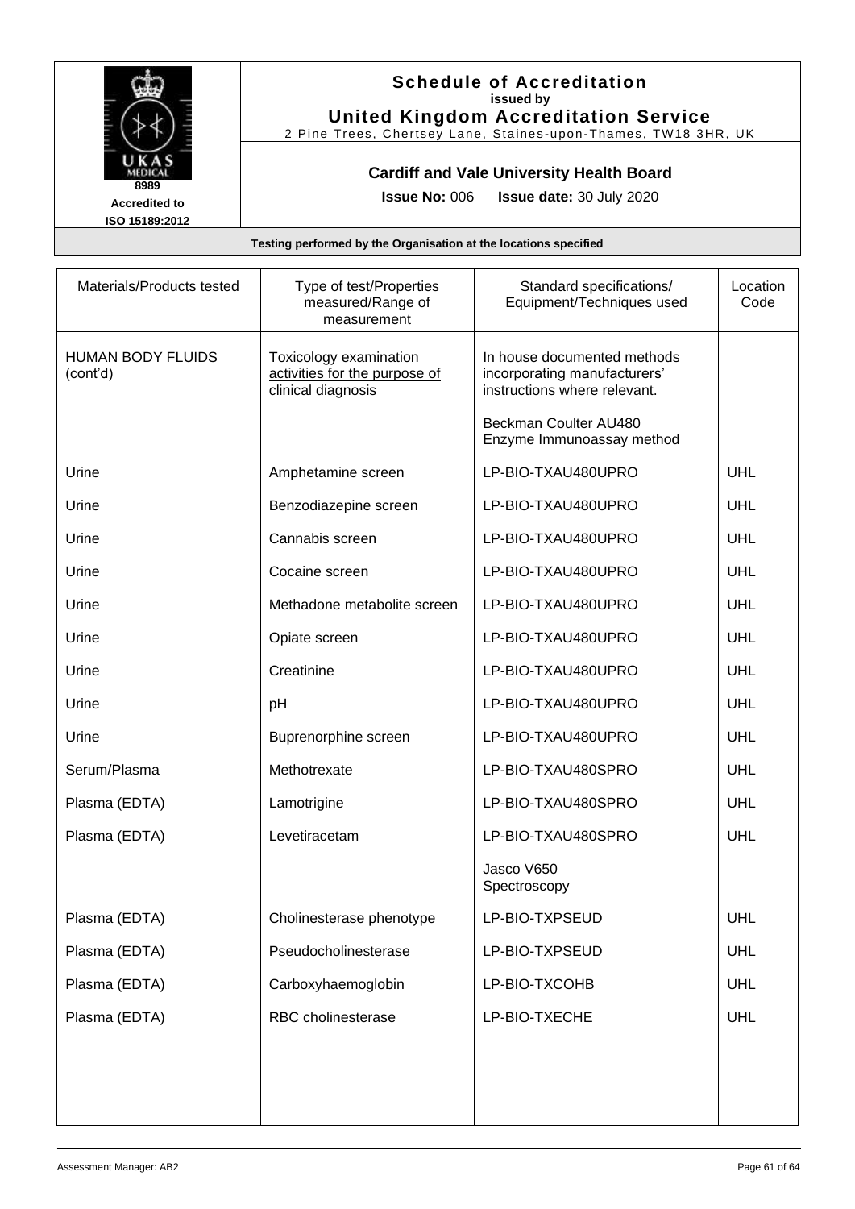# Schedule of Accreditation
**issued by**
**United Kingdom Accreditation Service**
2 Pine Trees, Chertsey Lane, Staines-upon-Thames, TW18 3HR, UK

8989
**Accredited to ISO 15189:2012**

**Cardiff and Vale University Health Board**

**Issue No:** 006 **Issue date:** 30 July 2020

**Testing performed by the Organisation at the locations specified**

| Materials/Products tested | Type of test/Properties measured/Range of measurement | Standard specifications/ Equipment/Techniques used | Location Code |
|---|---|---|---|
| HUMAN BODY FLUIDS (cont'd) | Toxicology examination activities for the purpose of clinical diagnosis | In house documented methods incorporating manufacturers' instructions where relevant.<br><br>Beckman Coulter AU480 Enzyme Immunoassay method | |
| Urine | Amphetamine screen | LP-BIO-TXAU480UPRO | UHL |
| Urine | Benzodiazepine screen | LP-BIO-TXAU480UPRO | UHL |
| Urine | Cannabis screen | LP-BIO-TXAU480UPRO | UHL |
| Urine | Cocaine screen | LP-BIO-TXAU480UPRO | UHL |
| Urine | Methadone metabolite screen | LP-BIO-TXAU480UPRO | UHL |
| Urine | Opiate screen | LP-BIO-TXAU480UPRO | UHL |
| Urine | Creatinine | LP-BIO-TXAU480UPRO | UHL |
| Urine | pH | LP-BIO-TXAU480UPRO | UHL |
| Urine | Buprenorphine screen | LP-BIO-TXAU480UPRO | UHL |
| Serum/Plasma | Methotrexate | LP-BIO-TXAU480SPRO | UHL |
| Plasma (EDTA) | Lamotrigine | LP-BIO-TXAU480SPRO | UHL |
| Plasma (EDTA) | Levetiracetam | LP-BIO-TXAU480SPRO | UHL |
| | | Jasco V650 Spectroscopy | |
| Plasma (EDTA) | Cholinesterase phenotype | LP-BIO-TXPSEUD | UHL |
| Plasma (EDTA) | Pseudocholinesterase | LP-BIO-TXPSEUD | UHL |
| Plasma (EDTA) | Carboxyhaemoglobin | LP-BIO-TXCOHB | UHL |
| Plasma (EDTA) | RBC cholinesterase | LP-BIO-TXECHE | UHL |

Assessment Manager: AB2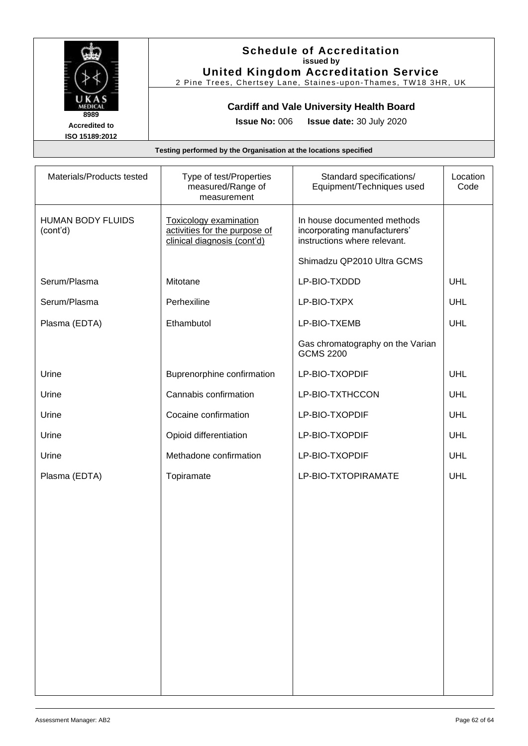**Schedule of Accreditation**
**issued by**
**United Kingdom Accreditation Service**
2 Pine Trees, Chertsey Lane, Staines-upon-Thames, TW18 3HR, UK

UKAS MEDICAL
8989
**Accredited to ISO 15189:2012**

**Cardiff and Vale University Health Board**

**Issue No:** 006 **Issue date:** 30 July 2020

**Testing performed by the Organisation at the locations specified**

| Materials/Products tested | Type of test/Properties measured/Range of measurement | Standard specifications/ Equipment/Techniques used | Location Code |
|---|---|---|---|
| HUMAN BODY FLUIDS (cont'd) | Toxicology examination activities for the purpose of clinical diagnosis (cont'd) | In house documented methods incorporating manufacturers' instructions where relevant. | |
| | | Shimadzu QP2010 Ultra GCMS | |
| Serum/Plasma | Mitotane | LP-BIO-TXDDD | UHL |
| Serum/Plasma | Perhexiline | LP-BIO-TXPX | UHL |
| Plasma (EDTA) | Ethambutol | LP-BIO-TXEMB | UHL |
| | | Gas chromatography on the Varian GCMS 2200 | |
| Urine | Buprenorphine confirmation | LP-BIO-TXOPDIF | UHL |
| Urine | Cannabis confirmation | LP-BIO-TXTHCCON | UHL |
| Urine | Cocaine confirmation | LP-BIO-TXOPDIF | UHL |
| Urine | Opioid differentiation | LP-BIO-TXOPDIF | UHL |
| Urine | Methadone confirmation | LP-BIO-TXOPDIF | UHL |
| Plasma (EDTA) | Topiramate | LP-BIO-TXTOPIRAMATE | UHL |

Assessment Manager: AB2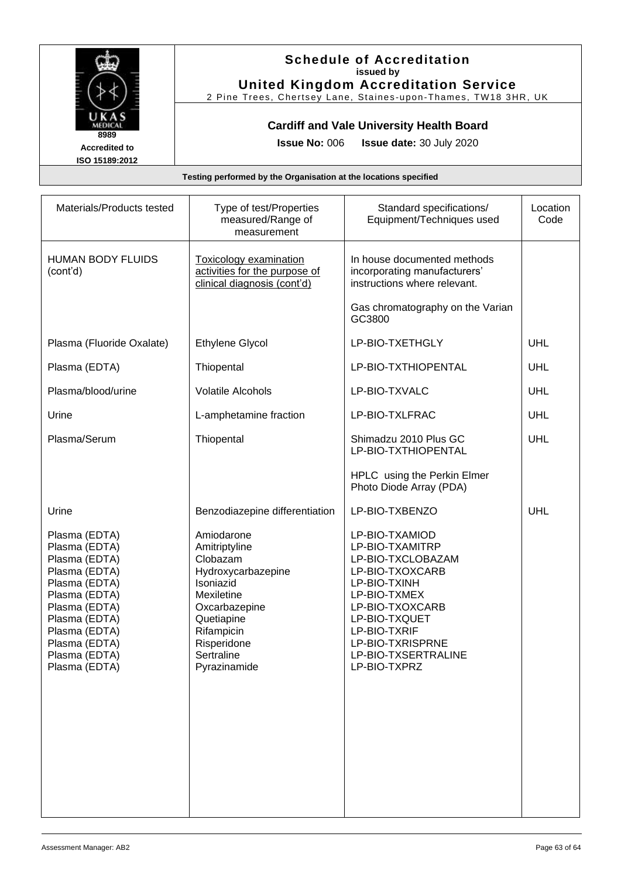# Schedule of Accreditation
**issued by**
**United Kingdom Accreditation Service**
2 Pine Trees, Chertsey Lane, Staines-upon-Thames, TW18 3HR, UK

8989
Accredited to
ISO 15189:2012

**Cardiff and Vale University Health Board**

**Issue No:** 006 **Issue date:** 30 July 2020

**Testing performed by the Organisation at the locations specified**

| Materials/Products tested | Type of test/Properties measured/Range of measurement | Standard specifications/ Equipment/Techniques used | Location Code |
|---|---|---|---|
| HUMAN BODY FLUIDS (cont'd) | Toxicology examination activities for the purpose of clinical diagnosis (cont'd) | In house documented methods incorporating manufacturers' instructions where relevant.<br><br>Gas chromatography on the Varian GC3800 | |
| Plasma (Fluoride Oxalate) | Ethylene Glycol | LP-BIO-TXETHGLY | UHL |
| Plasma (EDTA) | Thiopental | LP-BIO-TXTHIOPENTAL | UHL |
| Plasma/blood/urine | Volatile Alcohols | LP-BIO-TXVALC | UHL |
| Urine | L-amphetamine fraction | LP-BIO-TXLFRAC | UHL |
| Plasma/Serum | Thiopental | Shimadzu 2010 Plus GC LP-BIO-TXTHIOPENTAL<br><br>HPLC using the Perkin Elmer Photo Diode Array (PDA) | UHL |
| Urine | Benzodiazepine differentiation | LP-BIO-TXBENZO | UHL |
| Plasma (EDTA) | Amiodarone | LP-BIO-TXAMIOD | |
| Plasma (EDTA) | Amitriptyline | LP-BIO-TXAMITRP | |
| Plasma (EDTA) | Clobazam | LP-BIO-TXCLOBAZAM | |
| Plasma (EDTA) | Hydroxycarbazepine | LP-BIO-TXOXCARB | |
| Plasma (EDTA) | Isoniazid | LP-BIO-TXINH | |
| Plasma (EDTA) | Mexiletine | LP-BIO-TXMEX | |
| Plasma (EDTA) | Oxcarbazepine | LP-BIO-TXOXCARB | |
| Plasma (EDTA) | Quetiapine | LP-BIO-TXQUET | |
| Plasma (EDTA) | Rifampicin | LP-BIO-TXRIF | |
| Plasma (EDTA) | Risperidone | LP-BIO-TXRISPRNE | |
| Plasma (EDTA) | Sertraline | LP-BIO-TXSERTRALINE | |
| Plasma (EDTA) | Pyrazinamide | LP-BIO-TXPRZ | |

Assessment Manager: AB2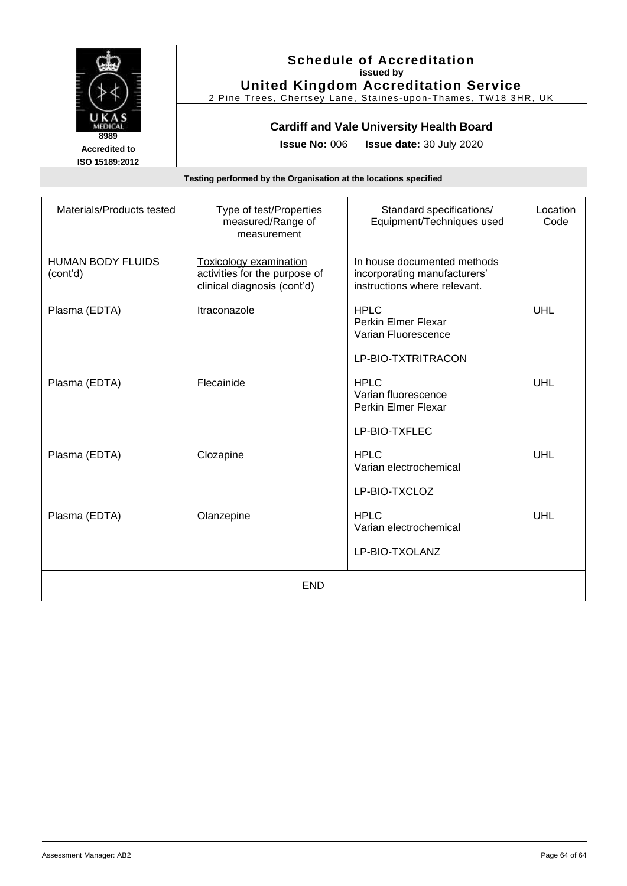# Schedule of Accreditation

**issued by**

**United Kingdom Accreditation Service**

2 Pine Trees, Chertsey Lane, Staines-upon-Thames, TW18 3HR, UK

8989

**Accredited to ISO 15189:2012**

## Cardiff and Vale University Health Board

**Issue No:** 006 **Issue date:** 30 July 2020

**Testing performed by the Organisation at the locations specified**

| Materials/Products tested | Type of test/Properties measured/Range of measurement | Standard specifications/ Equipment/Techniques used | Location Code |
|---|---|---|---|
| HUMAN BODY FLUIDS (cont'd) | Toxicology examination activities for the purpose of clinical diagnosis (cont'd) | In house documented methods incorporating manufacturers' instructions where relevant. | |
| Plasma (EDTA) | Itraconazole | HPLC<br>Perkin Elmer Flexar<br>Varian Fluorescence<br><br>LP-BIO-TXTRITRACON | UHL |
| Plasma (EDTA) | Flecainide | HPLC<br>Varian fluorescence<br>Perkin Elmer Flexar<br><br>LP-BIO-TXFLEC | UHL |
| Plasma (EDTA) | Clozapine | HPLC<br>Varian electrochemical<br><br>LP-BIO-TXCLOZ | UHL |
| Plasma (EDTA) | Olanzepine | HPLC<br>Varian electrochemical<br><br>LP-BIO-TXOLANZ | UHL |

END

Assessment Manager: AB2